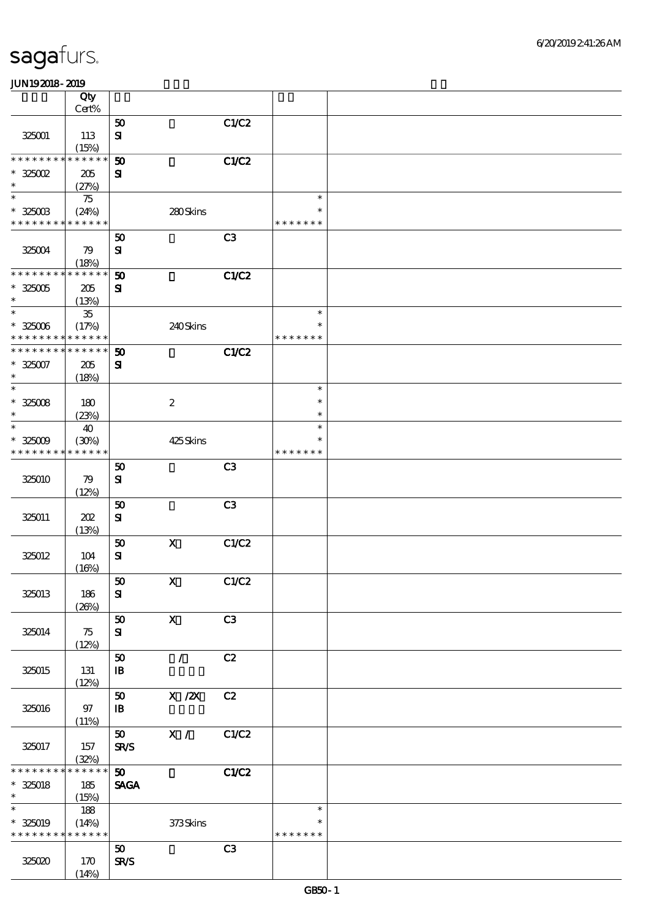sagafurs.

JUN19 2018 - 2019

| | Qty Cert% | | | | | |
|---|---|---|---|---|---|---|
| 325001 | 113 (15%) | 50 SI | | C1/C2 | | |
| * * * * * * * * * * * * * * 325002 * | 205 (27%) | 50 SI | | C1/C2 | | |
| * * 325003 * * * * * * * * * * * * * | 75 (24%) | | 280 Skins | | * * * * * * * * * | |
| 325004 | 79 (18%) | 50 SI | | C3 | | |
| * * * * * * * * * * * * * * 325005 * | 205 (13%) | 50 SI | | C1/C2 | | |
| * * 325006 * * * * * * * * * * * * * | 35 (17%) | | 240 Skins | | * * * * * * * * * | |
| * * * * * * * * * * * * * * 325007 * | 205 (18%) | 50 SI | | C1/C2 | | |
| * * 325008 * | 180 (23%) | | 2 | | * * * | |
| * * 325009 * * * * * * * * * * * * * | 40 (30%) | | 425 Skins | | * * * * * * * * * | |
| 325010 | 79 (12%) | 50 SI | | C3 | | |
| 325011 | 202 (13%) | 50 SI | | C3 | | |
| 325012 | 104 (16%) | 50 SI | X | C1/C2 | | |
| 325013 | 186 (26%) | 50 SI | X | C1/C2 | | |
| 325014 | 75 (12%) | 50 SI | X | C3 | | |
| 325015 | 131 (12%) | 50 IB | / | C2 | | |
| 325016 | 97 (11%) | 50 IB | X /2X | C2 | | |
| 325017 | 157 (32%) | 50 SR/S | X / | C1/C2 | | |
| * * * * * * * * * * * * * * 325018 * | 185 (15%) | 50 SAGA | | C1/C2 | | |
| * * 325019 * * * * * * * * * * * * * | 188 (14%) | | 373 Skins | | * * * * * * * * * | |
| 325020 | 170 (14%) | 50 SR/S | | C3 | | |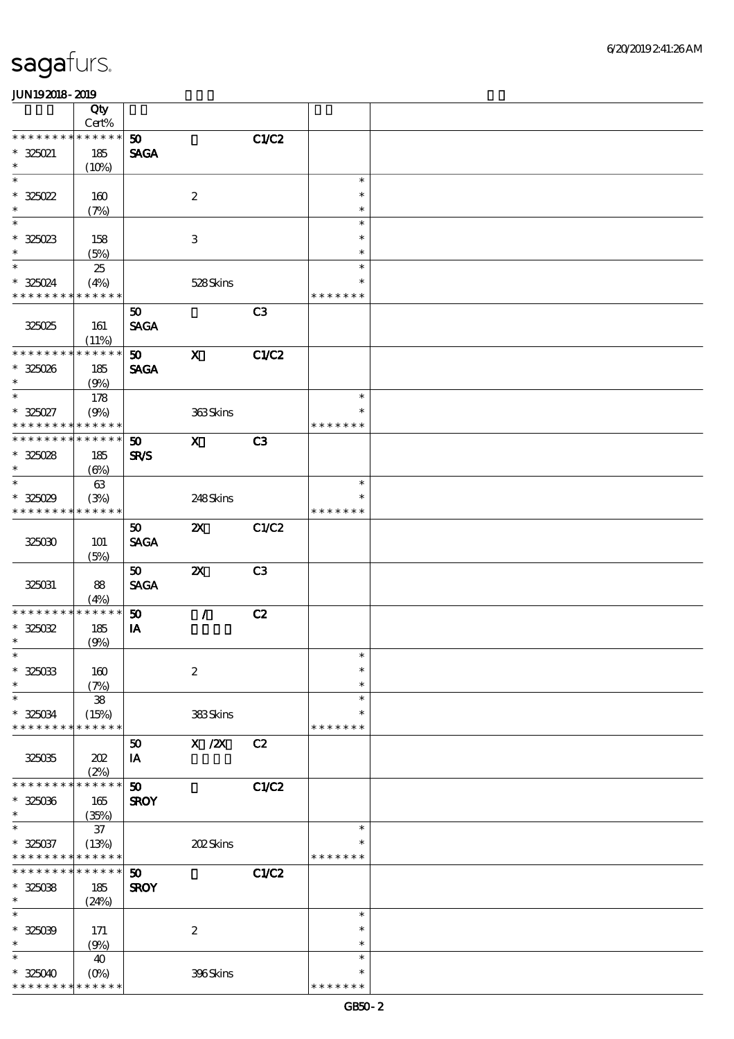| | Qty Cert% | | | | | |
|---|---|---|---|---|---|---|
| * * * * * * * * * * * * * * | | 50 | | C1/C2 | | |
| * 325021 | 185 | SAGA | | | | |
| * | (10%) | | | | | |
| * | | | | | * | |
| * 325022 | 160 | | 2 | | * | |
| * | (7%) | | | | * | |
| * | | | | | * | |
| * 325023 | 158 | | 3 | | * | |
| * | (5%) | | | | * | |
| * | 25 | | | | * | |
| * 325024 | (4%) | | 528 Skins | | * | |
| * * * * * * * * * * * * * * | | | | | * * * * * * * | |
| | | 50 | | C3 | | |
| 325025 | 161 | SAGA | | | | |
| | (11%) | | | | | |
| * * * * * * * * * * * * * * | | 50 | X | C1/C2 | | |
| * 325026 | 185 | SAGA | | | | |
| * | (9%) | | | | | |
| * | 178 | | | | * | |
| * 325027 | (9%) | | 363 Skins | | * | |
| * * * * * * * * * * * * * * | | | | | * * * * * * * | |
| * * * * * * * * * * * * * * | | 50 | X | C3 | | |
| * 325028 | 185 | SR/S | | | | |
| * | (6%) | | | | | |
| * | 63 | | | | * | |
| * 325029 | (3%) | | 248 Skins | | * | |
| * * * * * * * * * * * * * * | | | | | * * * * * * * | |
| | | 50 | 2X | C1/C2 | | |
| 325030 | 101 | SAGA | | | | |
| | (5%) | | | | | |
| | | 50 | 2X | C3 | | |
| 325031 | 88 | SAGA | | | | |
| | (4%) | | | | | |
| * * * * * * * * * * * * * * | | 50 | / | C2 | | |
| * 325032 | 185 | IA | | | | |
| * | (9%) | | | | | |
| * | | | | | * | |
| * 325033 | 160 | | 2 | | * | |
| * | (7%) | | | | * | |
| * | 38 | | | | * | |
| * 325034 | (15%) | | 383 Skins | | * | |
| * * * * * * * * * * * * * * | | | | | * * * * * * * | |
| | | 50 | X /2X | C2 | | |
| 325035 | 202 | IA | | | | |
| | (2%) | | | | | |
| * * * * * * * * * * * * * * | | 50 | | C1/C2 | | |
| * 325036 | 165 | SROY | | | | |
| * | (35%) | | | | | |
| * | 37 | | | | * | |
| * 325037 | (13%) | | 202 Skins | | * | |
| * * * * * * * * * * * * * * | | | | | * * * * * * * | |
| * * * * * * * * * * * * * * | | 50 | | C1/C2 | | |
| * 325038 | 185 | SROY | | | | |
| * | (24%) | | | | | |
| * | | | | | * | |
| * 325039 | 171 | | 2 | | * | |
| * | (9%) | | | | * | |
| * | 40 | | | | * | |
| * 325040 | (0%) | | 396 Skins | | * | |
| * * * * * * * * * * * * * * | | | | | * * * * * * * | |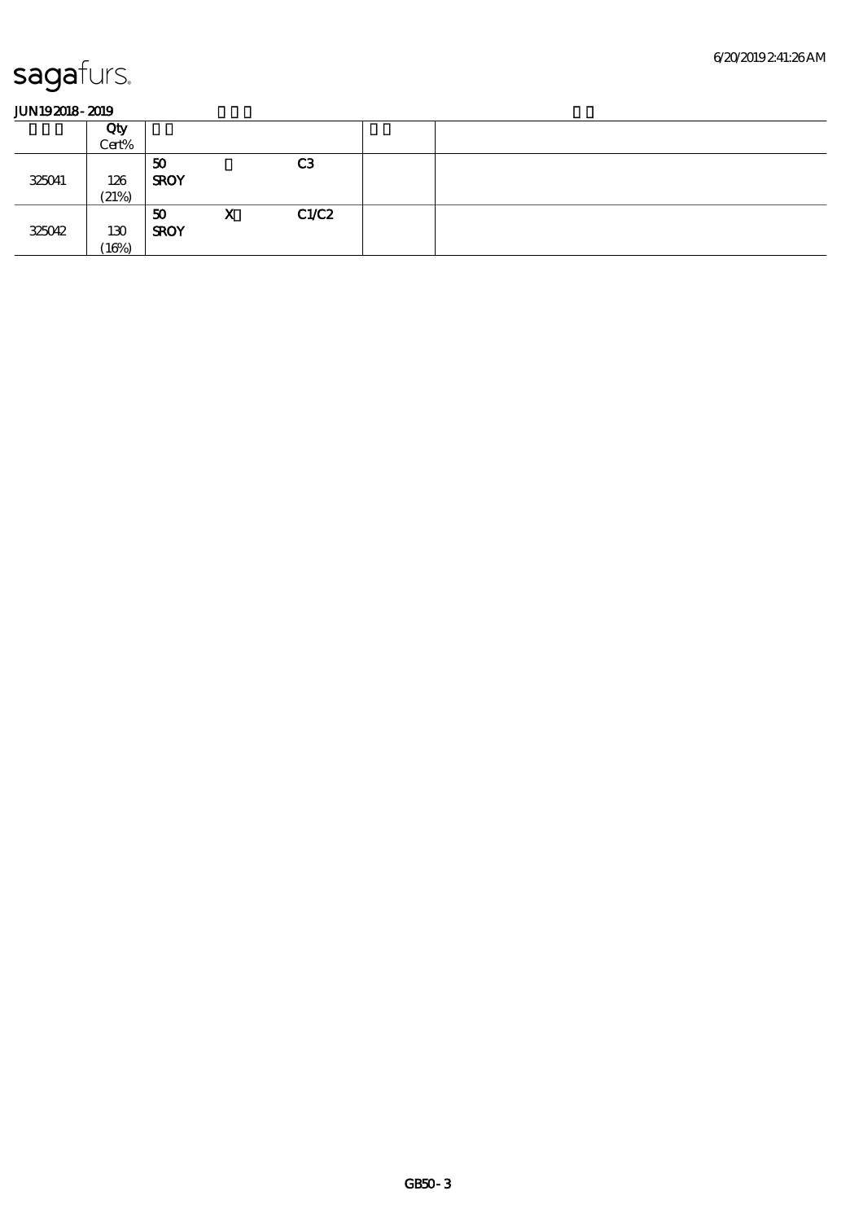sagafurs.

JUN19 2018 - 2019

| | Qty Cert% | | | | | |
|---|---|---|---|---|---|---|
| 325041 | 126 (21%) | 50 SROY | | C3 | | |
| 325042 | 130 (16%) | 50 SROY | X | C1/C2 | | |

GB50 - 3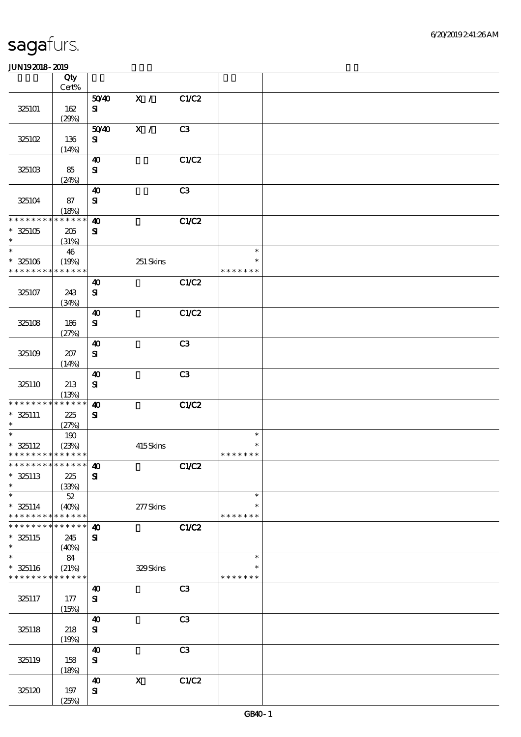| | Qty Cert% | | | | | |
|---|---|---|---|---|---|---|
| 325101 | 162 (29%) | 50/40 SI | X / | C1/C2 | | |
| 325102 | 136 (14%) | 50/40 SI | X / | C3 | | |
| 325103 | 85 (24%) | 40 SI | | C1/C2 | | |
| 325104 | 87 (18%) | 40 SI | | C3 | | |
| * * * * * * * * * * * * * * * 325105 * | 205 (31%) | 40 SI | | C1/C2 | | |
| * * 325106 * * * * * * * * * * * * * * | 46 (19%) | | 251 Skins | | * * * * * * * * * | |
| 325107 | 243 (34%) | 40 SI | | C1/C2 | | |
| 325108 | 186 (27%) | 40 SI | | C1/C2 | | |
| 325109 | 207 (14%) | 40 SI | | C3 | | |
| 325110 | 213 (13%) | 40 SI | | C3 | | |
| * * * * * * * * * * * * * * * 325111 * | 225 (27%) | 40 SI | | C1/C2 | | |
| * * 325112 * * * * * * * * * * * * * * | 190 (23%) | | 415 Skins | | * * * * * * * * * | |
| * * * * * * * * * * * * * * * 325113 * | 225 (33%) | 40 SI | | C1/C2 | | |
| * * 325114 * * * * * * * * * * * * * * | 52 (40%) | | 277 Skins | | * * * * * * * * * | |
| * * * * * * * * * * * * * * * 325115 * | 245 (40%) | 40 SI | | C1/C2 | | |
| * * 325116 * * * * * * * * * * * * * * | 84 (21%) | | 329 Skins | | * * * * * * * * * | |
| 325117 | 177 (15%) | 40 SI | | C3 | | |
| 325118 | 218 (19%) | 40 SI | | C3 | | |
| 325119 | 158 (18%) | 40 SI | | C3 | | |
| 325120 | 197 (25%) | 40 SI | X | C1/C2 | | |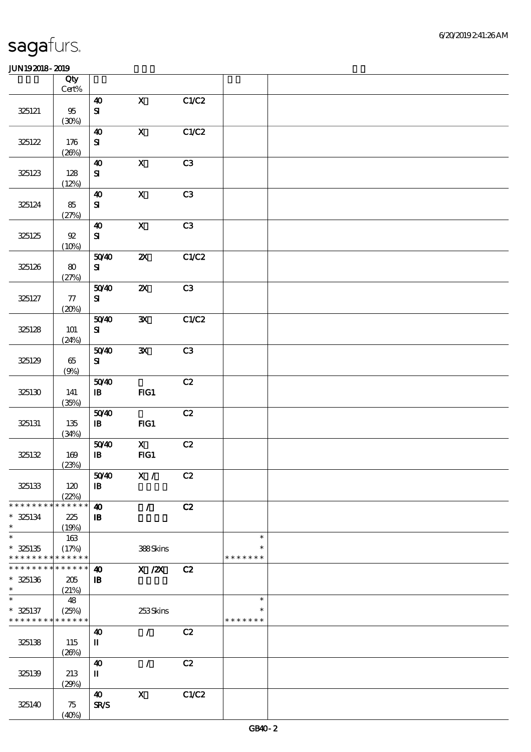# sagafurs.

JUN192018-2019

| | Qty Cert% | | | | | |
|---|---|---|---|---|---|---|
| 325121 | 95 (30%) | 40 SI | X | C1/C2 | | |
| 325122 | 176 (26%) | 40 SI | X | C1/C2 | | |
| 325123 | 128 (12%) | 40 SI | X | C3 | | |
| 325124 | 85 (27%) | 40 SI | X | C3 | | |
| 325125 | 92 (10%) | 40 SI | X | C3 | | |
| 325126 | 80 (27%) | 50/40 SI | 2X | C1/C2 | | |
| 325127 | 77 (20%) | 50/40 SI | 2X | C3 | | |
| 325128 | 101 (24%) | 50/40 SI | 3X | C1/C2 | | |
| 325129 | 65 (9%) | 50/40 SI | 3X | C3 | | |
| 325130 | 141 (35%) | 50/40 IB | FIG1 | C2 | | |
| 325131 | 135 (34%) | 50/40 IB | FIG1 | C2 | | |
| 325132 | 169 (23%) | 50/40 IB | X FIG1 | C2 | | |
| 325133 | 120 (22%) | 50/40 IB | X / | C2 | | |
| * * * * * * * * * * * * * * * 325134 * | 225 (19%) | 40 IB | / | C2 | | |
| * * 325135 * * * * * * * * * * * * * * | 163 (17%) | | 388 Skins | | * * * * * * * * * | |
| * * * * * * * * * * * * * * * 325136 * | 205 (21%) | 40 IB | X /2X | C2 | | |
| * * 325137 * * * * * * * * * * * * * * | 48 (25%) | | 253 Skins | | * * * * * * * * * | |
| 325138 | 115 (26%) | 40 II | / | C2 | | |
| 325139 | 213 (29%) | 40 II | / | C2 | | |
| 325140 | 75 (40%) | 40 SR/S | X | C1/C2 | | |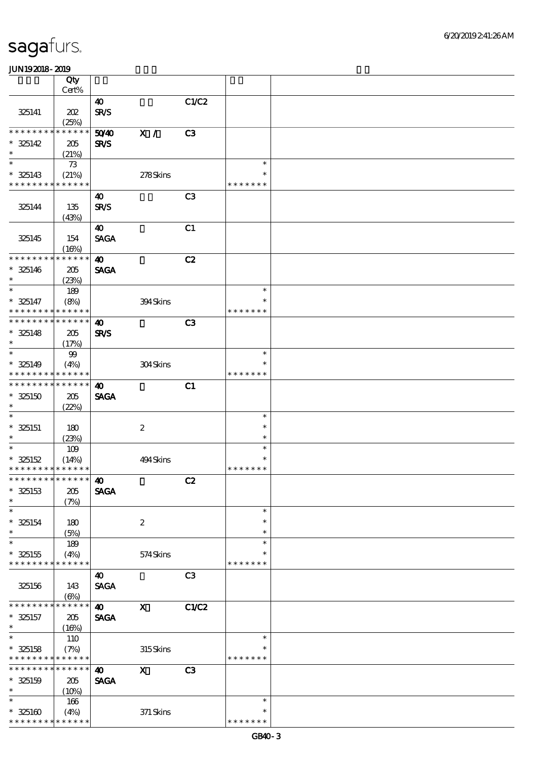sagafurs.

JUN192018 - 2019

| | Qty Cert% | | | | | |
|---|---|---|---|---|---|---|
| 325141 | 202 (25%) | 40 SR/S | | C1/C2 | | |
| * * * * * * * * * * * * * * 325142 * | 205 (21%) | 50/40 SR/S | X / | C3 | | |
| * * 325143 * * * * * * * * * * * * * | 73 (21%) | | 278 Skins | | * * * * * * * * * | |
| 325144 | 135 (43%) | 40 SR/S | | C3 | | |
| 325145 | 154 (16%) | 40 SAGA | | C1 | | |
| * * * * * * * * * * * * * * 325146 * | 205 (23%) | 40 SAGA | | C2 | | |
| * * 325147 * * * * * * * * * * * * * | 189 (8%) | | 394 Skins | | * * * * * * * * * | |
| * * * * * * * * * * * * * * 325148 * | 205 (17%) | 40 SR/S | | C3 | | |
| * * 325149 * * * * * * * * * * * * * | 99 (4%) | | 304 Skins | | * * * * * * * * * | |
| * * * * * * * * * * * * * * 325150 * | 205 (22%) | 40 SAGA | | C1 | | |
| * * 325151 * | 180 (23%) | | 2 | | * * * | |
| * * 325152 * * * * * * * * * * * * * | 109 (14%) | | 494 Skins | | * * * * * * * * * | |
| * * * * * * * * * * * * * * 325153 * | 205 (7%) | 40 SAGA | | C2 | | |
| * * 325154 * | 180 (5%) | | 2 | | * * * | |
| * * 325155 * * * * * * * * * * * * * | 189 (4%) | | 574 Skins | | * * * * * * * * * | |
| 325156 | 143 (6%) | 40 SAGA | | C3 | | |
| * * * * * * * * * * * * * * 325157 * | 205 (16%) | 40 SAGA | X | C1/C2 | | |
| * * 325158 * * * * * * * * * * * * * | 110 (7%) | | 315 Skins | | * * * * * * * * * | |
| * * * * * * * * * * * * * * 325159 * | 205 (10%) | 40 SAGA | X | C3 | | |
| * * 325160 * * * * * * * * * * * * * | 166 (4%) | | 371 Skins | | * * * * * * * * * | |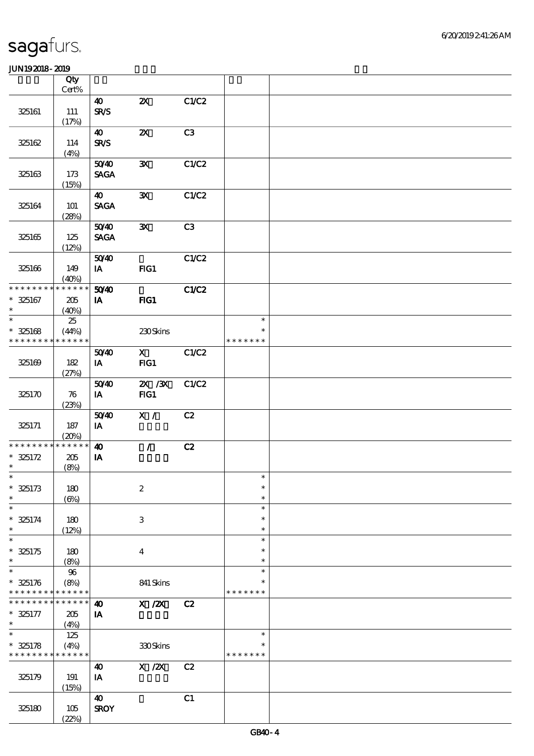| | Qty Cert% | | | | | |
|---|---|---|---|---|---|---|
| 325161 | 111 (17%) | 40 SR/S | 2X | C1/C2 | | |
| 325162 | 114 (4%) | 40 SR/S | 2X | C3 | | |
| 325163 | 173 (15%) | 50/40 SAGA | 3X | C1/C2 | | |
| 325164 | 101 (28%) | 40 SAGA | 3X | C1/C2 | | |
| 325165 | 125 (12%) | 50/40 SAGA | 3X | C3 | | |
| 325166 | 149 (40%) | 50/40 IA | FIG1 | C1/C2 | | |
| * * * * * * * * * * * * * * 325167 * | 205 (40%) | 50/40 IA | FIG1 | C1/C2 | | |
| * * 325168 * * * * * * * * * * * * * | 25 (44%) | | 230 Skins | | * * * * * * * * * | |
| 325169 | 182 (27%) | 50/40 IA | X FIG1 | C1/C2 | | |
| 325170 | 76 (23%) | 50/40 IA | 2X /3X FIG1 | C1/C2 | | |
| 325171 | 187 (20%) | 50/40 IA | X / | C2 | | |
| * * * * * * * * * * * * * * 325172 * | 205 (8%) | 40 IA | / | C2 | | |
| * * 325173 * | 180 (6%) | | 2 | | * * * | |
| * * 325174 * | 180 (12%) | | 3 | | * * * | |
| * * 325175 * | 180 (8%) | | 4 | | * * * | |
| * * 325176 * * * * * * * * * * * * * | 96 (8%) | | 841 Skins | | * * * * * * * * * | |
| * * * * * * * * * * * * * * 325177 * | 205 (4%) | 40 IA | X /2X | C2 | | |
| * * 325178 * * * * * * * * * * * * * | 125 (4%) | | 330 Skins | | * * * * * * * * * | |
| 325179 | 191 (15%) | 40 IA | X /2X | C2 | | |
| 325180 | 105 (22%) | 40 SROY | | C1 | | |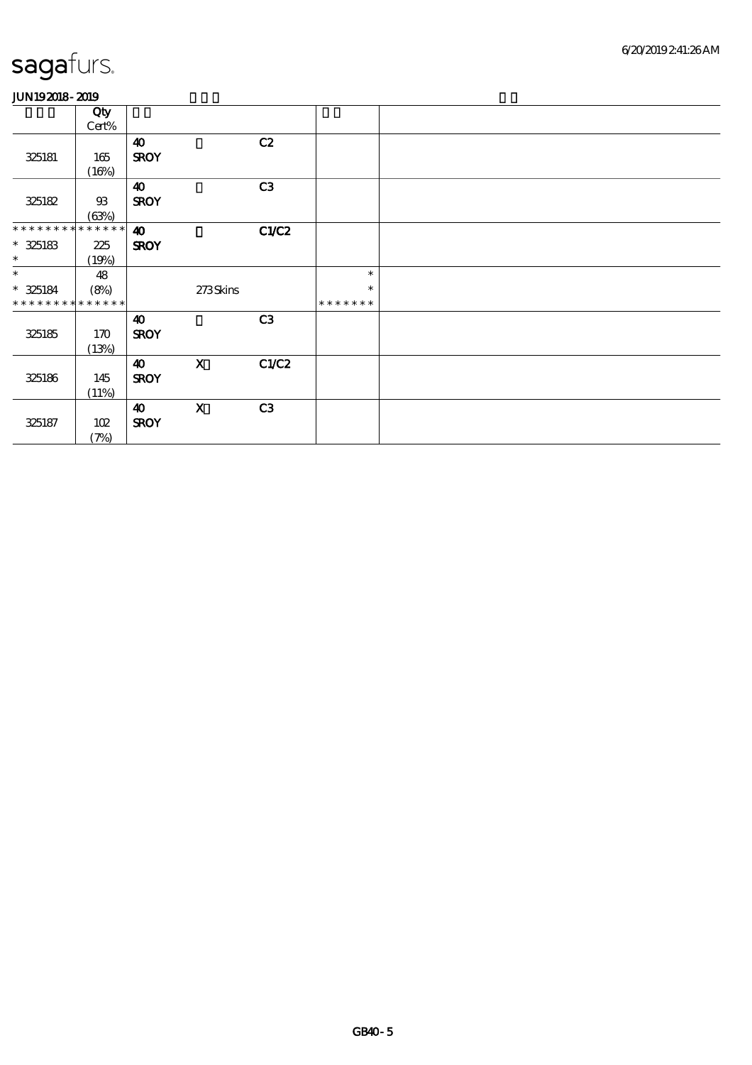# sagafurs.

JUN19 2018 - 2019

| | Qty Cert% | | | | | |
|---|---|---|---|---|---|---|
| 325181 | 165 (16%) | 40 SROY | | C2 | | |
| 325182 | 93 (63%) | 40 SROY | | C3 | | |
| * * * * * * * * * * * * * * <br>* 325183<br>* | 225 (19%) | 40 SROY | | C1/C2 | | |
| *<br>* 325184<br>* * * * * * * * * * * * * * | 48 (8%) | | 273 Skins | | *<br>*<br>* * * * * * * | |
| 325185 | 170 (13%) | 40 SROY | | C3 | | |
| 325186 | 145 (11%) | 40 SROY | X | C1/C2 | | |
| 325187 | 102 (7%) | 40 SROY | X | C3 | | |

GB40 - 5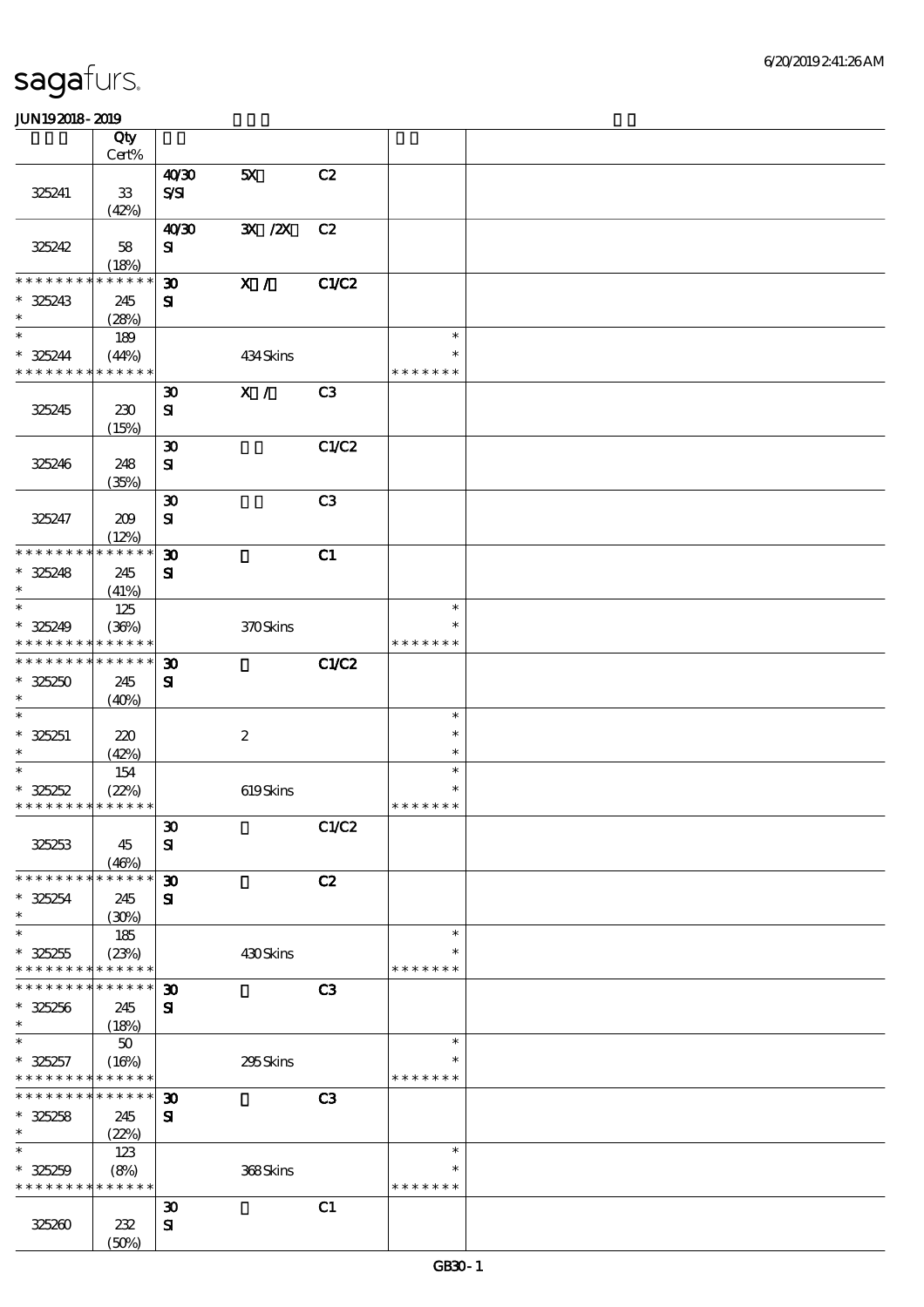# sagafurs.

JUN19 2018 - 2019

| | Qty Cert% | | | | | |
|---|---|---|---|---|---|---|
| 325241 | 33 (42%) | 40/30 S/SI | 5X | C2 | | |
| 325242 | 58 (18%) | 40/30 SI | 3X /2X | C2 | | |
| * * * * * * * * * * * * * * 325243 * | 245 (28%) | 30 SI | X / | C1/C2 | | |
| * * 325244 * * * * * * * * * * * * * | 189 (44%) | | 434 Skins | | * * * * * * * * * | |
| 325245 | 230 (15%) | 30 SI | X / | C3 | | |
| 325246 | 248 (35%) | 30 SI | | C1/C2 | | |
| 325247 | 209 (12%) | 30 SI | | C3 | | |
| * * * * * * * * * * * * * * 325248 * | 245 (41%) | 30 SI | | C1 | | |
| * * 325249 * * * * * * * * * * * * * | 125 (36%) | | 370 Skins | | * * * * * * * * * | |
| * * * * * * * * * * * * * * 325250 * | 245 (40%) | 30 SI | | C1/C2 | | |
| * * 325251 * | 220 (42%) | | 2 | | * * * | |
| * * 325252 * * * * * * * * * * * * * | 154 (22%) | | 619 Skins | | * * * * * * * * * | |
| 325253 | 45 (46%) | 30 SI | | C1/C2 | | |
| * * * * * * * * * * * * * * 325254 * | 245 (30%) | 30 SI | | C2 | | |
| * * 325255 * * * * * * * * * * * * * | 185 (23%) | | 430 Skins | | * * * * * * * * * | |
| * * * * * * * * * * * * * * 325256 * | 245 (18%) | 30 SI | | C3 | | |
| * * 325257 * * * * * * * * * * * * * | 50 (16%) | | 295 Skins | | * * * * * * * * * | |
| * * * * * * * * * * * * * * 325258 * | 245 (22%) | 30 SI | | C3 | | |
| * * 325259 * * * * * * * * * * * * * | 123 (8%) | | 368 Skins | | * * * * * * * * * | |
| 325260 | 232 (50%) | 30 SI | | C1 | | |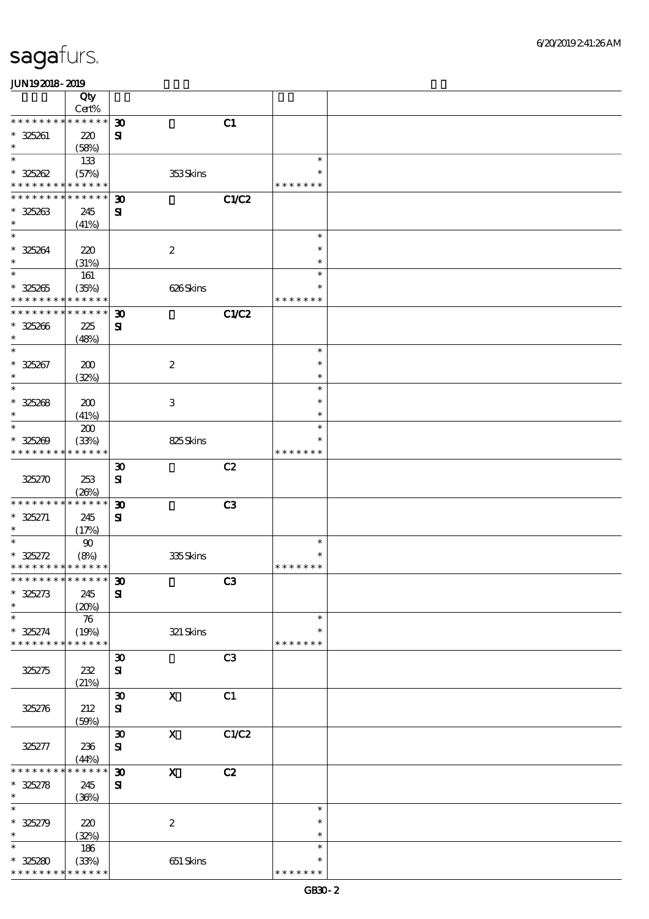# sagafurs.

JUN19 2018 - 2019

| | Qty Cert% | | | | | |
|---|---|---|---|---|---|---|
| * * * * * * * * * * * * * * | | 30 | | C1 | | |
| * 325261 | 220 | SI | | | | |
| * | (58%) | | | | | |
| * | 133 | | | | * | |
| * 325262 | (57%) | | 353 Skins | | * | |
| * * * * * * * * * * * * * * | | | | | * * * * * * * | |
| * * * * * * * * * * * * * * | | 30 | | C1/C2 | | |
| * 325263 | 245 | SI | | | | |
| * | (41%) | | | | | |
| * | | | | | * | |
| * 325264 | 220 | | 2 | | * | |
| * | (31%) | | | | * | |
| * | 161 | | | | * | |
| * 325265 | (35%) | | 626 Skins | | * | |
| * * * * * * * * * * * * * * | | | | | * * * * * * * | |
| * * * * * * * * * * * * * * | | 30 | | C1/C2 | | |
| * 325266 | 225 | SI | | | | |
| * | (48%) | | | | | |
| * | | | | | * | |
| * 325267 | 200 | | 2 | | * | |
| * | (32%) | | | | * | |
| * | | | | | * | |
| * 325268 | 200 | | 3 | | * | |
| * | (41%) | | | | * | |
| * | 200 | | | | * | |
| * 325269 | (33%) | | 825 Skins | | * | |
| * * * * * * * * * * * * * * | | | | | * * * * * * * | |
| | | 30 | | C2 | | |
| 325270 | 253 | SI | | | | |
| | (26%) | | | | | |
| * * * * * * * * * * * * * * | | 30 | | C3 | | |
| * 325271 | 245 | SI | | | | |
| * | (17%) | | | | | |
| * | 90 | | | | * | |
| * 325272 | (8%) | | 335 Skins | | * | |
| * * * * * * * * * * * * * * | | | | | * * * * * * * | |
| * * * * * * * * * * * * * * | | 30 | | C3 | | |
| * 325273 | 245 | SI | | | | |
| * | (20%) | | | | | |
| * | 76 | | | | * | |
| * 325274 | (19%) | | 321 Skins | | * | |
| * * * * * * * * * * * * * * | | | | | * * * * * * * | |
| | | 30 | | C3 | | |
| 325275 | 232 | SI | | | | |
| | (21%) | | | | | |
| | | 30 | X | C1 | | |
| 325276 | 212 | SI | | | | |
| | (59%) | | | | | |
| | | 30 | X | C1/C2 | | |
| 325277 | 236 | SI | | | | |
| | (44%) | | | | | |
| * * * * * * * * * * * * * * | | 30 | X | C2 | | |
| * 325278 | 245 | SI | | | | |
| * | (36%) | | | | | |
| * | | | | | * | |
| * 325279 | 220 | | 2 | | * | |
| * | (32%) | | | | * | |
| * | 186 | | | | * | |
| * 325280 | (33%) | | 651 Skins | | * | |
| * * * * * * * * * * * * * * | | | | | * * * * * * * | |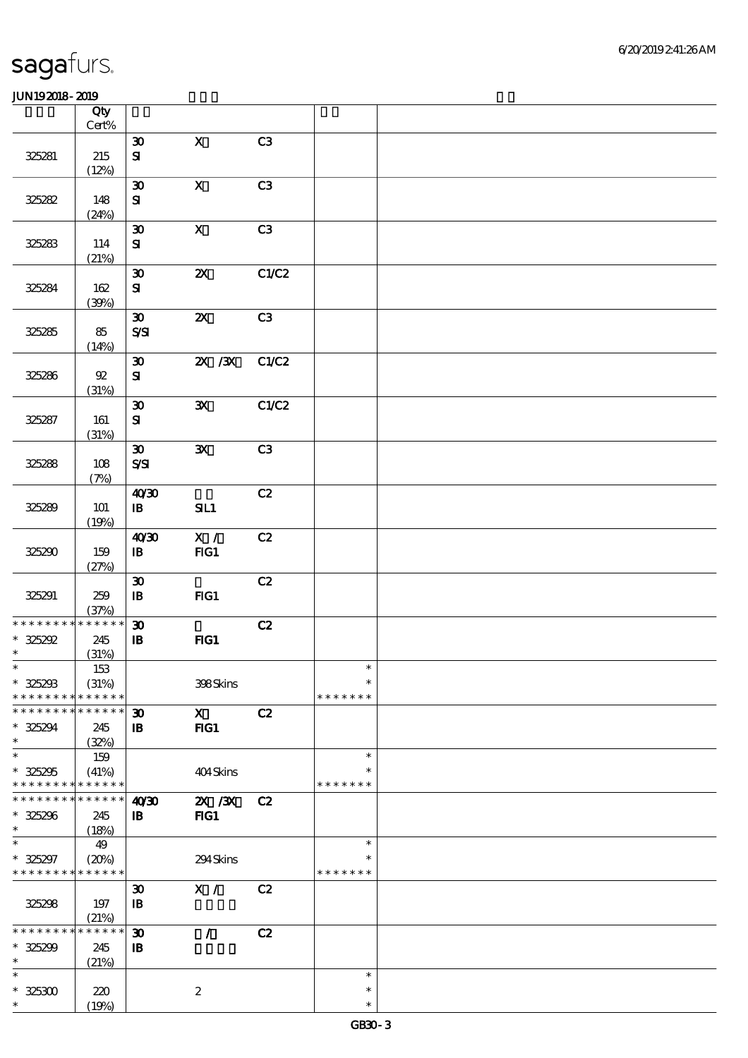# sagafurs.

JUN192018 - 2019

| | Qty Cert% | | | | | |
|---|---|---|---|---|---|---|
| 325281 | 215 (12%) | 30 SI | X | C3 | | |
| 325282 | 148 (24%) | 30 SI | X | C3 | | |
| 325283 | 114 (21%) | 30 SI | X | C3 | | |
| 325284 | 162 (39%) | 30 SI | 2X | C1/C2 | | |
| 325285 | 85 (14%) | 30 S/SI | 2X | C3 | | |
| 325286 | 92 (31%) | 30 SI | 2X /3X | C1/C2 | | |
| 325287 | 161 (31%) | 30 SI | 3X | C1/C2 | | |
| 325288 | 108 (7%) | 30 S/SI | 3X | C3 | | |
| 325289 | 101 (19%) | 40/30 IB | SIL1 | C2 | | |
| 325290 | 159 (27%) | 40/30 IB | X / FIG1 | C2 | | |
| 325291 | 259 (37%) | 30 IB | FIG1 | C2 | | |
| * * * * * * * * * * * * * * 325292 * | 245 (31%) | 30 IB | FIG1 | C2 | | |
| * * 325293 * * * * * * * * * * * * * * | 153 (31%) | | 398 Skins | | * * * * * * * * * | |
| * * * * * * * * * * * * * * 325294 * | 245 (32%) | 30 IB | X FIG1 | C2 | | |
| * * 325295 * * * * * * * * * * * * * * | 159 (41%) | | 404 Skins | | * * * * * * * * * | |
| * * * * * * * * * * * * * * 325296 * | 245 (18%) | 40/30 IB | 2X /3X FIG1 | C2 | | |
| * * 325297 * * * * * * * * * * * * * * | 49 (20%) | | 294 Skins | | * * * * * * * * * | |
| 325298 | 197 (21%) | 30 IB | X / | C2 | | |
| * * * * * * * * * * * * * * 325299 * | 245 (21%) | 30 IB | / | C2 | | |
| * * 325300 * | 220 (19%) | | 2 | | * * * | |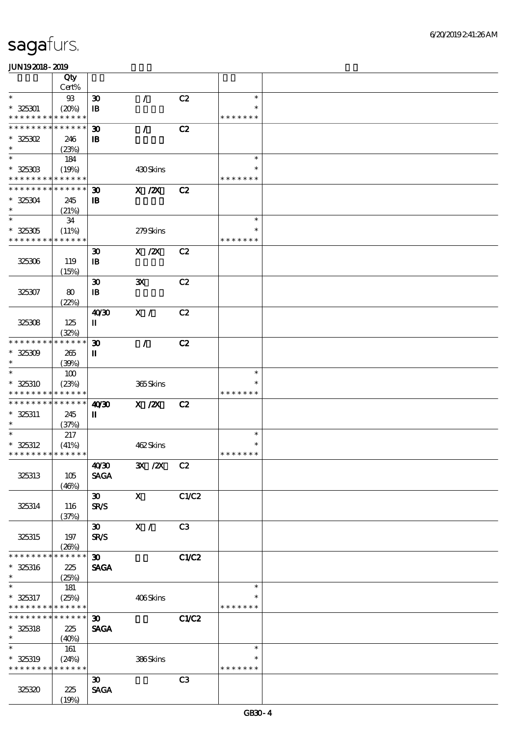# sagafurs.

JUN19 2018 - 2019

| | Qty<br>Cert% | | | | | |
|---|---|---|---|---|---|---|
| * | 93 | 30 | / | C2 | * | |
| * 325301 | (20%) | IB | | | * | |
| * * * * * * * * * * * * * * | | | | | * * * * * * * | |
| * * * * * * * * * * * * * * | | 30 | / | C2 | | |
| * 325302 | 246 | IB | | | | |
| * | (23%) | | | | | |
| * | 184 | | | | * | |
| * 325303 | (19%) | | 430 Skins | | * | |
| * * * * * * * * * * * * * * | | | | | * * * * * * * | |
| * * * * * * * * * * * * * * | | 30 | X /2X | C2 | | |
| * 325304 | 245 | IB | | | | |
| * | (21%) | | | | | |
| * | 34 | | | | * | |
| * 325305 | (11%) | | 279 Skins | | * | |
| * * * * * * * * * * * * * * | | | | | * * * * * * * | |
| 325306 | 119<br>(15%) | 30<br>IB | X /2X | C2 | | |
| 325307 | 80<br>(22%) | 30<br>IB | 3X | C2 | | |
| 325308 | 125<br>(32%) | 40/30<br>II | X / | C2 | | |
| * * * * * * * * * * * * * * | | 30 | / | C2 | | |
| * 325309 | 265 | II | | | | |
| * | (39%) | | | | | |
| * | 100 | | | | * | |
| * 325310 | (23%) | | 365 Skins | | * | |
| * * * * * * * * * * * * * * | | | | | * * * * * * * | |
| * * * * * * * * * * * * * * | | 40/30 | X /2X | C2 | | |
| * 325311 | 245 | II | | | | |
| * | (37%) | | | | | |
| * | 217 | | | | * | |
| * 325312 | (41%) | | 462 Skins | | * | |
| * * * * * * * * * * * * * * | | | | | * * * * * * * | |
| 325313 | 105<br>(46%) | 40/30<br>SAGA | 3X /2X | C2 | | |
| 325314 | 116<br>(37%) | 30<br>SR/S | X | C1/C2 | | |
| 325315 | 197<br>(26%) | 30<br>SR/S | X / | C3 | | |
| * * * * * * * * * * * * * * | | 30 | | C1/C2 | | |
| * 325316 | 225 | SAGA | | | | |
| * | (25%) | | | | | |
| * | 181 | | | | * | |
| * 325317 | (25%) | | 406 Skins | | * | |
| * * * * * * * * * * * * * * | | | | | * * * * * * * | |
| * * * * * * * * * * * * * * | | 30 | | C1/C2 | | |
| * 325318 | 225 | SAGA | | | | |
| * | (40%) | | | | | |
| * | 161 | | | | * | |
| * 325319 | (24%) | | 386 Skins | | * | |
| * * * * * * * * * * * * * * | | | | | * * * * * * * | |
| 325320 | 225<br>(19%) | 30<br>SAGA | | C3 | | |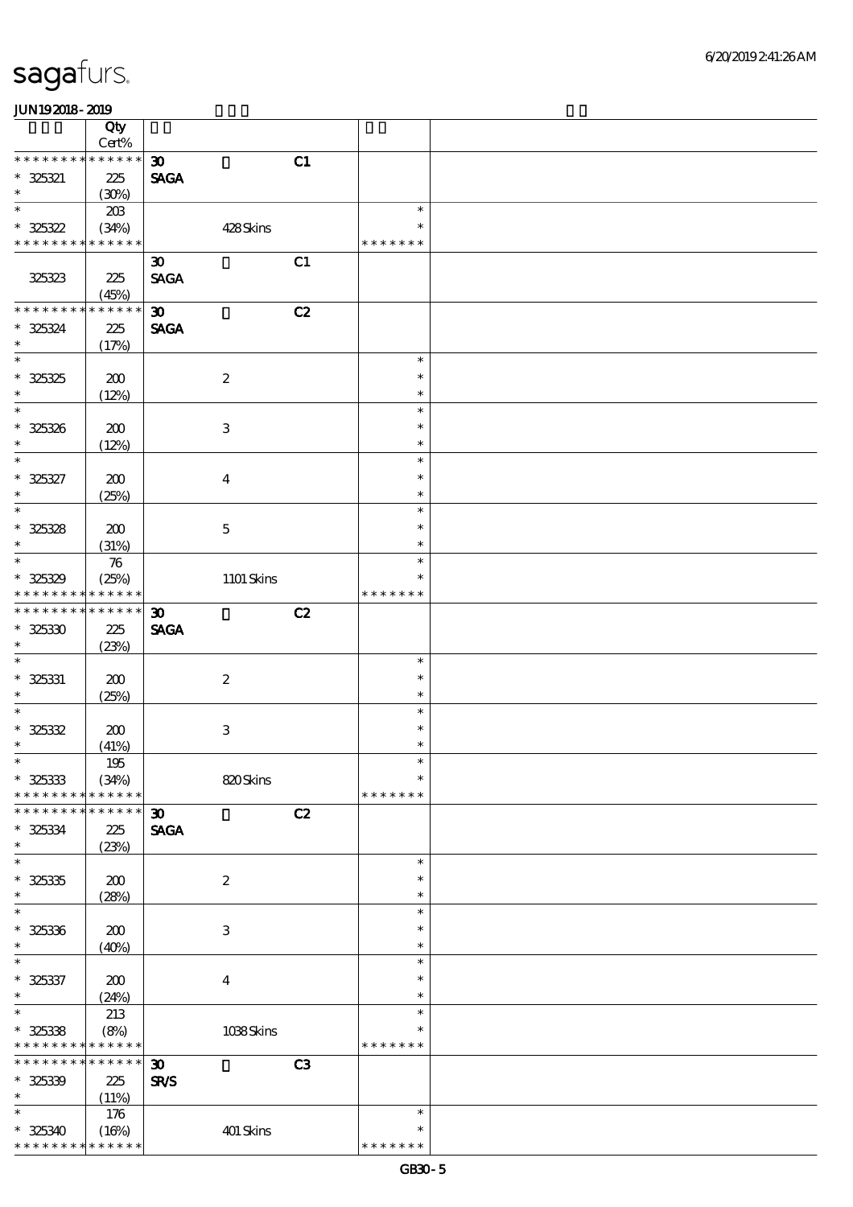sagafurs.

JUN192018-2019

| | Qty Cert% | | | | |
|---|---|---|---|---|---|
| * * * * * * * * * * * * * * | 30 | | C1 | | |
| * 325321 | 225 | SAGA | | | |
| * | (30%) | | | | |
| * | 203 | | | * | |
| * 325322 | (34%) | 428 Skins | | * | |
| * * * * * * * * * * * * * * | | | | * * * * * * * | |
| | 30 | | C1 | | |
| 325323 | 225 | SAGA | | | |
| | (45%) | | | | |
| * * * * * * * * * * * * * * | 30 | | C2 | | |
| * 325324 | 225 | SAGA | | | |
| * | (17%) | | | | |
| * | | | | * | |
| * 325325 | 200 | 2 | | * | |
| * | (12%) | | | * | |
| * | | | | * | |
| * 325326 | 200 | 3 | | * | |
| * | (12%) | | | * | |
| * | | | | * | |
| * 325327 | 200 | 4 | | * | |
| * | (25%) | | | * | |
| * | | | | * | |
| * 325328 | 200 | 5 | | * | |
| * | (31%) | | | * | |
| * | 76 | | | * | |
| * 325329 | (25%) | 1101 Skins | | * | |
| * * * * * * * * * * * * * * | | | | * * * * * * * | |
| * * * * * * * * * * * * * * | 30 | | C2 | | |
| * 325330 | 225 | SAGA | | | |
| * | (23%) | | | | |
| * | | | | * | |
| * 325331 | 200 | 2 | | * | |
| * | (25%) | | | * | |
| * | | | | * | |
| * 325332 | 200 | 3 | | * | |
| * | (41%) | | | * | |
| * | 195 | | | * | |
| * 325333 | (34%) | 820 Skins | | * | |
| * * * * * * * * * * * * * * | | | | * * * * * * * | |
| * * * * * * * * * * * * * * | 30 | | C2 | | |
| * 325334 | 225 | SAGA | | | |
| * | (23%) | | | | |
| * | | | | * | |
| * 325335 | 200 | 2 | | * | |
| * | (28%) | | | * | |
| * | | | | * | |
| * 325336 | 200 | 3 | | * | |
| * | (40%) | | | * | |
| * | | | | * | |
| * 325337 | 200 | 4 | | * | |
| * | (24%) | | | * | |
| * | 213 | | | * | |
| * 325338 | (8%) | 1038 Skins | | * | |
| * * * * * * * * * * * * * * | | | | * * * * * * * | |
| * * * * * * * * * * * * * * | 30 | | C3 | | |
| * 325339 | 225 | SR/S | | | |
| * | (11%) | | | | |
| * | 176 | | | * | |
| * 325340 | (16%) | 401 Skins | | * | |
| * * * * * * * * * * * * * * | | | | * * * * * * * | |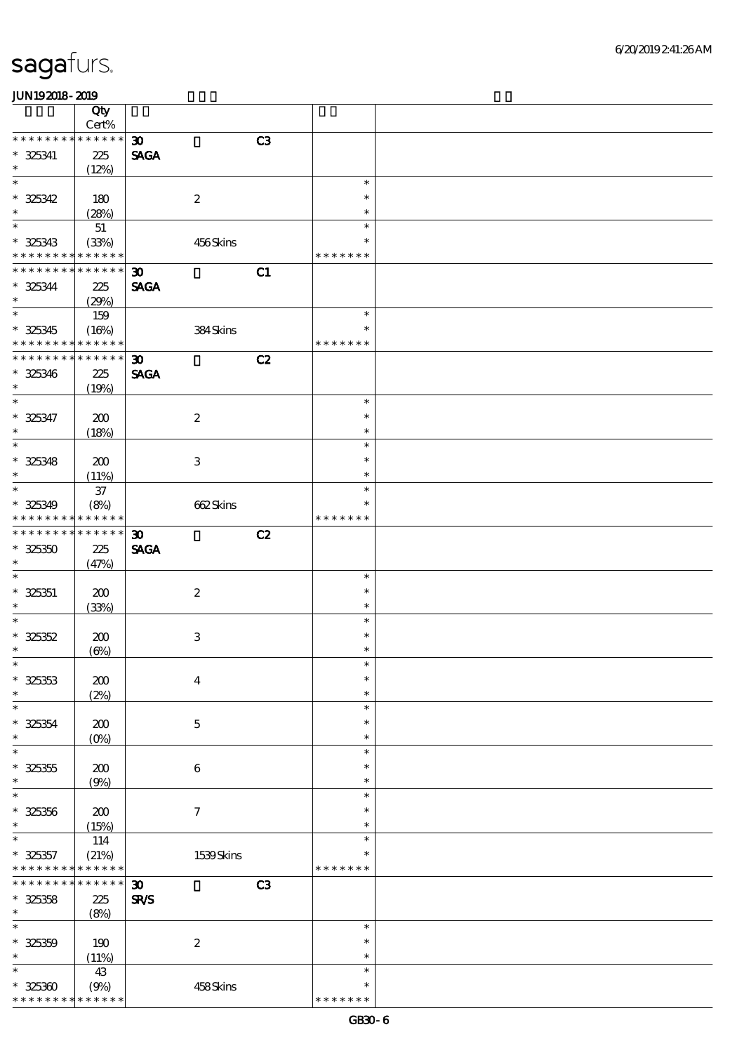# sagafurs.

JUN19 2018 - 2019

| | Qty Cert% | | | | | |
|---|---|---|---|---|---|---|
| * * * * * * * * * * * * * * | | 30 | | C3 | | |
| * 325341 | 225 | SAGA | | | | |
| * | (12%) | | | | | |
| * | | | | | * | |
| * 325342 | 180 | | 2 | | * | |
| * | (28%) | | | | * | |
| * | 51 | | | | * | |
| * 325343 | (33%) | | 456 Skins | | * | |
| * * * * * * * * * * * * * * | | | | | * * * * * * * | |
| * * * * * * * * * * * * * * | | 30 | | C1 | | |
| * 325344 | 225 | SAGA | | | | |
| * | (29%) | | | | | |
| * | 159 | | | | * | |
| * 325345 | (16%) | | 384 Skins | | * | |
| * * * * * * * * * * * * * * | | | | | * * * * * * * | |
| * * * * * * * * * * * * * * | | 30 | | C2 | | |
| * 325346 | 225 | SAGA | | | | |
| * | (19%) | | | | | |
| * | | | | | * | |
| * 325347 | 200 | | 2 | | * | |
| * | (18%) | | | | * | |
| * | | | | | * | |
| * 325348 | 200 | | 3 | | * | |
| * | (11%) | | | | * | |
| * | 37 | | | | * | |
| * 325349 | (8%) | | 662 Skins | | * | |
| * * * * * * * * * * * * * * | | | | | * * * * * * * | |
| * * * * * * * * * * * * * * | | 30 | | C2 | | |
| * 325350 | 225 | SAGA | | | | |
| * | (47%) | | | | | |
| * | | | | | * | |
| * 325351 | 200 | | 2 | | * | |
| * | (33%) | | | | * | |
| * | | | | | * | |
| * 325352 | 200 | | 3 | | * | |
| * | (6%) | | | | * | |
| * | | | | | * | |
| * 325353 | 200 | | 4 | | * | |
| * | (2%) | | | | * | |
| * | | | | | * | |
| * 325354 | 200 | | 5 | | * | |
| * | (0%) | | | | * | |
| * | | | | | * | |
| * 325355 | 200 | | 6 | | * | |
| * | (9%) | | | | * | |
| * | | | | | * | |
| * 325356 | 200 | | 7 | | * | |
| * | (15%) | | | | * | |
| * | 114 | | | | * | |
| * 325357 | (21%) | | 1539 Skins | | * | |
| * * * * * * * * * * * * * * | | | | | * * * * * * * | |
| * * * * * * * * * * * * * * | | 30 | | C3 | | |
| * 325358 | 225 | SR/S | | | | |
| * | (8%) | | | | | |
| * | | | | | * | |
| * 325359 | 190 | | 2 | | * | |
| * | (11%) | | | | * | |
| * | 43 | | | | * | |
| * 325360 | (9%) | | 458 Skins | | * | |
| * * * * * * * * * * * * * * | | | | | * * * * * * * | |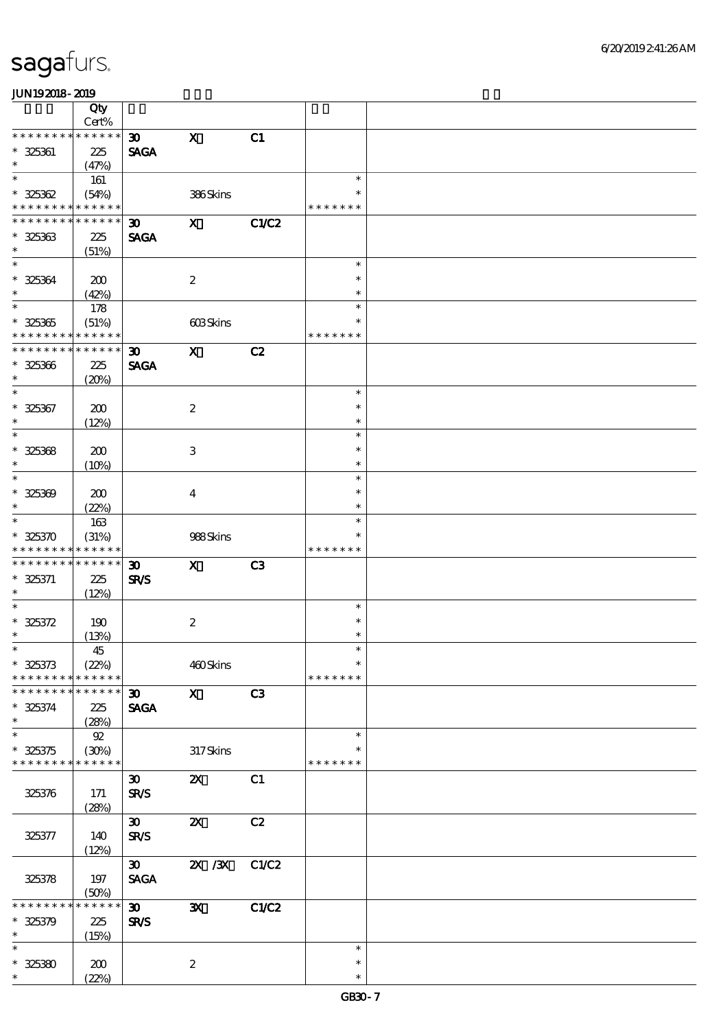# sagafurs.

JUN192018-2019

| | Qty Cert% | | | | | |
|---|---|---|---|---|---|---|
| * * * * * * * * * * * * * * | | 30 | X | C1 | | |
| * 325361 | 225 | SAGA | | | | |
| * | (47%) | | | | | |
| * | 161 | | | | * | |
| * 325362 | (54%) | | 386 Skins | | * | |
| * * * * * * * * * * * * * * | | | | | * * * * * * * | |
| * * * * * * * * * * * * * * | | 30 | X | C1/C2 | | |
| * 325363 | 225 | SAGA | | | | |
| * | (51%) | | | | | |
| * | | | | | * | |
| * 325364 | 200 | | 2 | | * | |
| * | (42%) | | | | * | |
| * | 178 | | | | * | |
| * 325365 | (51%) | | 603 Skins | | * | |
| * * * * * * * * * * * * * * | | | | | * * * * * * * | |
| * * * * * * * * * * * * * * | | 30 | X | C2 | | |
| * 325366 | 225 | SAGA | | | | |
| * | (20%) | | | | | |
| * | | | | | * | |
| * 325367 | 200 | | 2 | | * | |
| * | (12%) | | | | * | |
| * | | | | | * | |
| * 325368 | 200 | | 3 | | * | |
| * | (10%) | | | | * | |
| * | | | | | * | |
| * 325369 | 200 | | 4 | | * | |
| * | (22%) | | | | * | |
| * | 163 | | | | * | |
| * 325370 | (31%) | | 988 Skins | | * | |
| * * * * * * * * * * * * * * | | | | | * * * * * * * | |
| * * * * * * * * * * * * * * | | 30 | X | C3 | | |
| * 325371 | 225 | SR/S | | | | |
| * | (12%) | | | | | |
| * | | | | | * | |
| * 325372 | 190 | | 2 | | * | |
| * | (13%) | | | | * | |
| * | 45 | | | | * | |
| * 325373 | (22%) | | 460 Skins | | * | |
| * * * * * * * * * * * * * * | | | | | * * * * * * * | |
| * * * * * * * * * * * * * * | | 30 | X | C3 | | |
| * 325374 | 225 | SAGA | | | | |
| * | (28%) | | | | | |
| * | 92 | | | | * | |
| * 325375 | (30%) | | 317 Skins | | * | |
| * * * * * * * * * * * * * * | | | | | * * * * * * * | |
| | | 30 | 2X | C1 | | |
| 325376 | 171 | SR/S | | | | |
| | (28%) | | | | | |
| | | 30 | 2X | C2 | | |
| 325377 | 140 | SR/S | | | | |
| | (12%) | | | | | |
| | | 30 | 2X /3X | C1/C2 | | |
| 325378 | 197 | SAGA | | | | |
| | (50%) | | | | | |
| * * * * * * * * * * * * * * | | 30 | 3X | C1/C2 | | |
| * 325379 | 225 | SR/S | | | | |
| * | (15%) | | | | | |
| * | | | | | * | |
| * 325380 | 200 | | 2 | | * | |
| * | (22%) | | | | * | |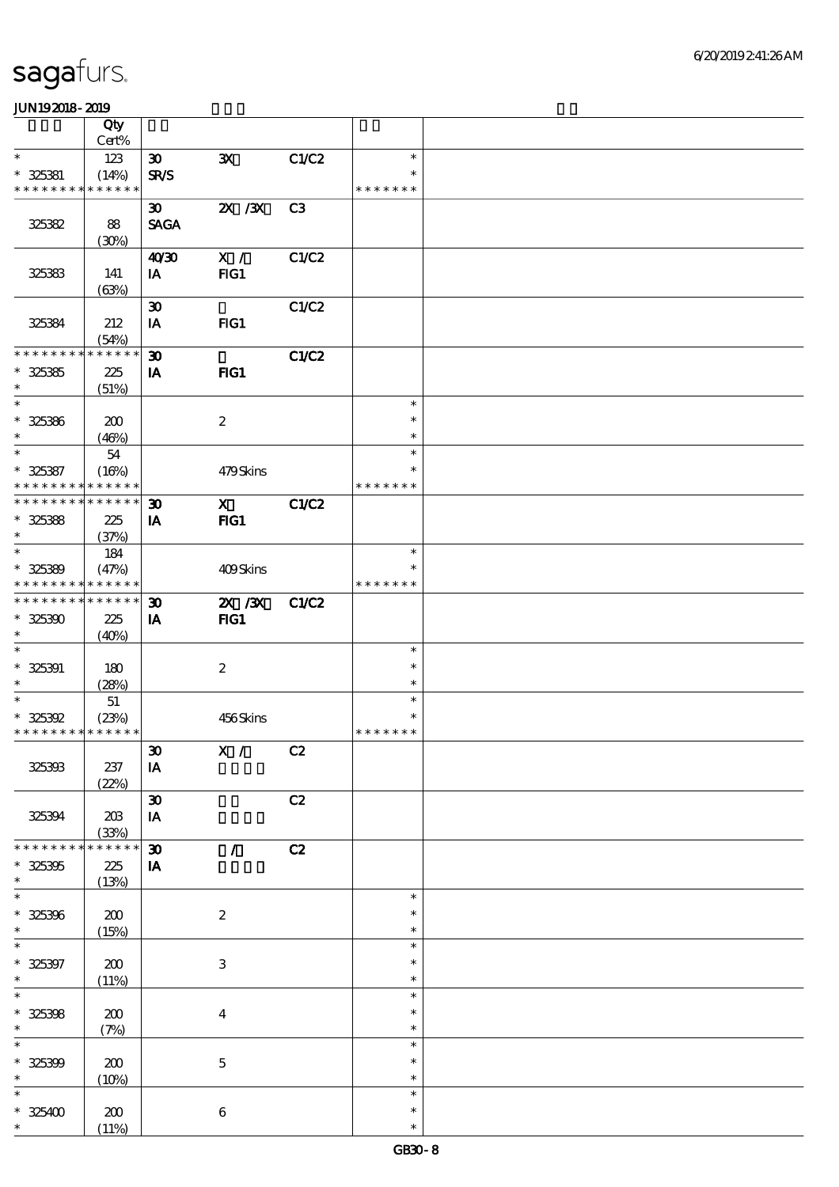# sagafurs.

JUN192018-2019

| | Qty Cert% | | | | | |
|---|---|---|---|---|---|---|
| * | 123 | 30 | 3X | C1/C2 | * | |
| * 325381 | (14%) | SR/S | | | * | |
| * * * * * * * * * * * * * * | | | | | * * * * * * * | |
| | | 30 | 2X /3X | C3 | | |
| 325382 | 88 | SAGA | | | | |
| | (30%) | | | | | |
| | | 40/30 | X / | C1/C2 | | |
| 325383 | 141 | IA | FIG1 | | | |
| | (63%) | | | | | |
| | | 30 | | C1/C2 | | |
| 325384 | 212 | IA | FIG1 | | | |
| | (54%) | | | | | |
| * * * * * * * * * * * * * * | | 30 | | C1/C2 | | |
| * 325385 | 225 | IA | FIG1 | | | |
| * | (51%) | | | | | |
| * | | | | | * | |
| * 325386 | 200 | | 2 | | * | |
| * | (46%) | | | | * | |
| * | 54 | | | | * | |
| * 325387 | (16%) | | 479 Skins | | * | |
| * * * * * * * * * * * * * * | | | | | * * * * * * * | |
| * * * * * * * * * * * * * * | | 30 | X | C1/C2 | | |
| * 325388 | 225 | IA | FIG1 | | | |
| * | (37%) | | | | | |
| * | 184 | | | | * | |
| * 325389 | (47%) | | 409 Skins | | * | |
| * * * * * * * * * * * * * * | | | | | * * * * * * * | |
| * * * * * * * * * * * * * * | | 30 | 2X /3X | C1/C2 | | |
| * 325390 | 225 | IA | FIG1 | | | |
| * | (40%) | | | | | |
| * | | | | | * | |
| * 325391 | 180 | | 2 | | * | |
| * | (28%) | | | | * | |
| * | 51 | | | | * | |
| * 325392 | (23%) | | 456 Skins | | * | |
| * * * * * * * * * * * * * * | | | | | * * * * * * * | |
| | | 30 | X / | C2 | | |
| 325393 | 237 | IA | | | | |
| | (22%) | | | | | |
| | | 30 | | C2 | | |
| 325394 | 203 | IA | | | | |
| | (33%) | | | | | |
| * * * * * * * * * * * * * * | | 30 | / | C2 | | |
| * 325395 | 225 | IA | | | | |
| * | (13%) | | | | | |
| * | | | | | * | |
| * 325396 | 200 | | 2 | | * | |
| * | (15%) | | | | * | |
| * | | | | | * | |
| * 325397 | 200 | | 3 | | * | |
| * | (11%) | | | | * | |
| * | | | | | * | |
| * 325398 | 200 | | 4 | | * | |
| * | (7%) | | | | * | |
| * | | | | | * | |
| * 325399 | 200 | | 5 | | * | |
| * | (10%) | | | | * | |
| * | | | | | * | |
| * 325400 | 200 | | 6 | | * | |
| * | (11%) | | | | * | |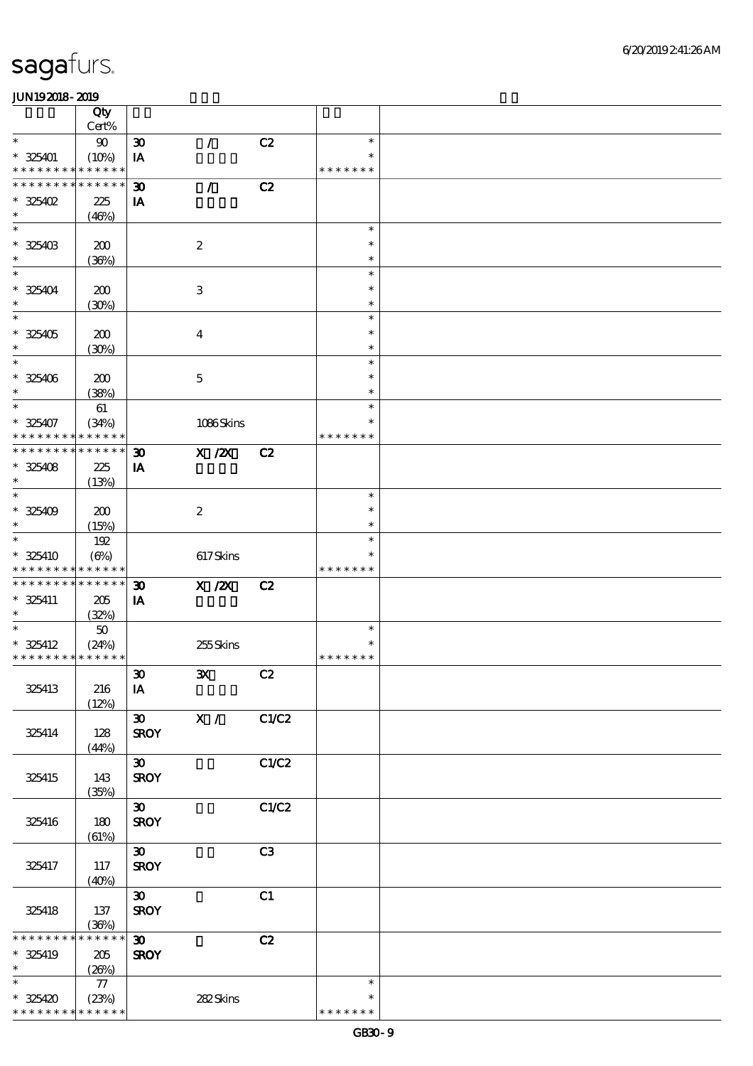| | Qty<br>Cert% | | | | | |
|---|---|---|---|---|---|---|
| * | 90 | 30 | / | C2 | * | |
| * 325401 | (10%) | IA | | | * | |
| * * * * * * * * * * * * * * | | | | | * * * * * * * | |
| * * * * * * * * * * * * * * | | 30 | / | C2 | | |
| * 325402 | 225 | IA | | | | |
| * | (46%) | | | | | |
| * | | | | | * | |
| * 325403 | 200 | | 2 | | * | |
| * | (36%) | | | | * | |
| * | | | | | * | |
| * 325404 | 200 | | 3 | | * | |
| * | (30%) | | | | * | |
| * | | | | | * | |
| * 325405 | 200 | | 4 | | * | |
| * | (30%) | | | | * | |
| * | | | | | * | |
| * 325406 | 200 | | 5 | | * | |
| * | (38%) | | | | * | |
| * | 61 | | | | * | |
| * 325407 | (34%) | | 1086 Skins | | * | |
| * * * * * * * * * * * * * * | | | | | * * * * * * * | |
| * * * * * * * * * * * * * * | | 30 | X /2X | C2 | | |
| * 325408 | 225 | IA | | | | |
| * | (13%) | | | | | |
| * | | | | | * | |
| * 325409 | 200 | | 2 | | * | |
| * | (15%) | | | | * | |
| * | 192 | | | | * | |
| * 325410 | (6%) | | 617 Skins | | * | |
| * * * * * * * * * * * * * * | | | | | * * * * * * * | |
| * * * * * * * * * * * * * * | | 30 | X /2X | C2 | | |
| * 325411 | 205 | IA | | | | |
| * | (32%) | | | | | |
| * | 50 | | | | * | |
| * 325412 | (24%) | | 255 Skins | | * | |
| * * * * * * * * * * * * * * | | | | | * * * * * * * | |
| 325413 | 216<br>(12%) | 30<br>IA | 3X | C2 | | |
| 325414 | 128<br>(44%) | 30<br>SROY | X / | C1/C2 | | |
| 325415 | 143<br>(35%) | 30<br>SROY | | C1/C2 | | |
| 325416 | 180<br>(61%) | 30<br>SROY | | C1/C2 | | |
| 325417 | 117<br>(40%) | 30<br>SROY | | C3 | | |
| 325418 | 137<br>(36%) | 30<br>SROY | | C1 | | |
| * * * * * * * * * * * * * * | | 30 | | C2 | | |
| * 325419 | 205 | SROY | | | | |
| * | (26%) | | | | | |
| * | 77 | | | | * | |
| * 325420 | (23%) | | 282 Skins | | * | |
| * * * * * * * * * * * * * * | | | | | * * * * * * * | |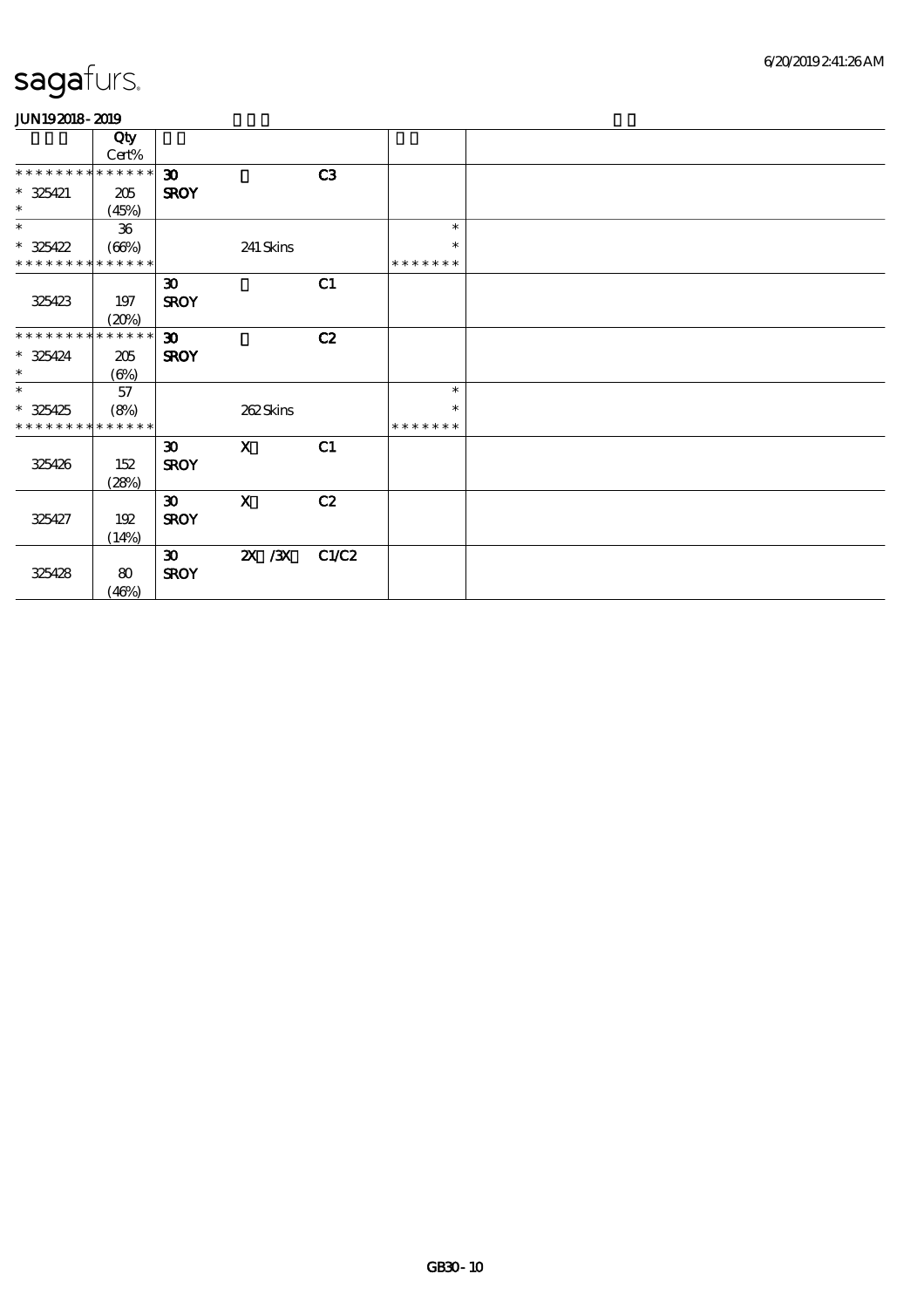# sagafurs.

JUN19 2018 - 2019

| | Qty Cert% | | | | | |
|---|---|---|---|---|---|---|
| * * * * * * * * * * * * * * | | 30 | | C3 | | |
| * 325421 | 205 | SROY | | | | |
| * | (45%) | | | | | |
| * | 36 | | | | * | |
| * 325422 | (66%) | | 241 Skins | | * | |
| * * * * * * * * * * * * * * | | | | | * * * * * * * | |
| | | 30 | | C1 | | |
| 325423 | 197 | SROY | | | | |
| | (20%) | | | | | |
| * * * * * * * * * * * * * * | | 30 | | C2 | | |
| * 325424 | 205 | SROY | | | | |
| * | (6%) | | | | | |
| * | 57 | | | | * | |
| * 325425 | (8%) | | 262 Skins | | * | |
| * * * * * * * * * * * * * * | | | | | * * * * * * * | |
| | | 30 | X | C1 | | |
| 325426 | 152 | SROY | | | | |
| | (28%) | | | | | |
| | | 30 | X | C2 | | |
| 325427 | 192 | SROY | | | | |
| | (14%) | | | | | |
| | | 30 | 2X /3X | C1/C2 | | |
| 325428 | 80 | SROY | | | | |
| | (46%) | | | | | |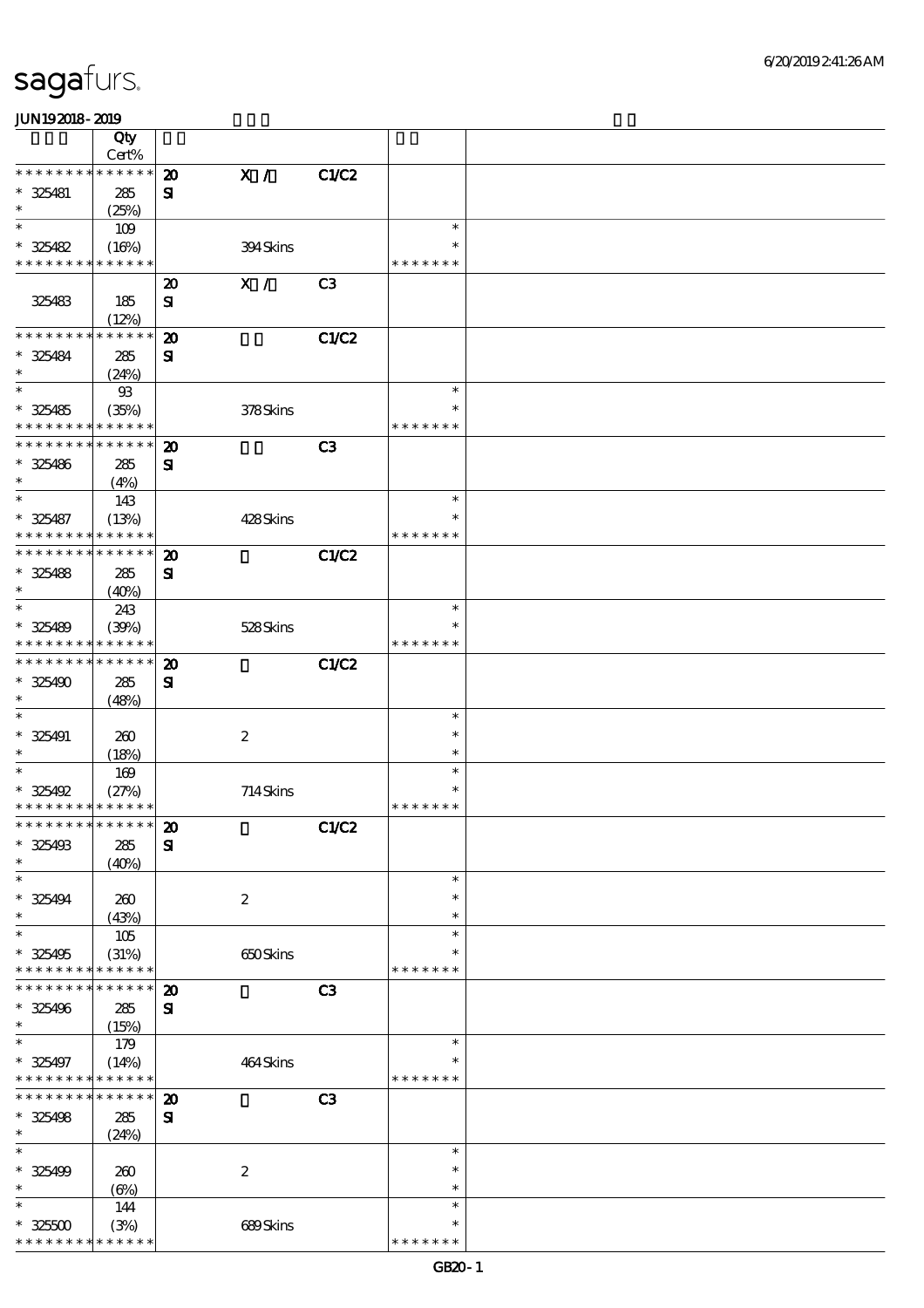# sagafurs.

JUN192018-2019

| | Qty Cert% | | | | | |
|---|---|---|---|---|---|---|
| * * * * * * * * * * * * * * | | 20 | X / | C1/C2 | | |
| * 325481 | 285 | SI | | | | |
| * | (25%) | | | | | |
| * | 109 | | | | * | |
| * 325482 | (16%) | | 394 Skins | | * | |
| * * * * * * * * * * * * * * | | | | | * * * * * * * | |
| | | 20 | X / | C3 | | |
| 325483 | 185 | SI | | | | |
| | (12%) | | | | | |
| * * * * * * * * * * * * * * | | 20 | | C1/C2 | | |
| * 325484 | 285 | SI | | | | |
| * | (24%) | | | | | |
| * | 93 | | | | * | |
| * 325485 | (35%) | | 378 Skins | | * | |
| * * * * * * * * * * * * * * | | | | | * * * * * * * | |
| * * * * * * * * * * * * * * | | 20 | | C3 | | |
| * 325486 | 285 | SI | | | | |
| * | (4%) | | | | | |
| * | 143 | | | | * | |
| * 325487 | (13%) | | 428 Skins | | * | |
| * * * * * * * * * * * * * * | | | | | * * * * * * * | |
| * * * * * * * * * * * * * * | | 20 | | C1/C2 | | |
| * 325488 | 285 | SI | | | | |
| * | (40%) | | | | | |
| * | 243 | | | | * | |
| * 325489 | (39%) | | 528 Skins | | * | |
| * * * * * * * * * * * * * * | | | | | * * * * * * * | |
| * * * * * * * * * * * * * * | | 20 | | C1/C2 | | |
| * 325490 | 285 | SI | | | | |
| * | (48%) | | | | | |
| * | | | | | * | |
| * 325491 | 260 | | 2 | | * | |
| * | (18%) | | | | * | |
| * | 169 | | | | * | |
| * 325492 | (27%) | | 714 Skins | | * | |
| * * * * * * * * * * * * * * | | | | | * * * * * * * | |
| * * * * * * * * * * * * * * | | 20 | | C1/C2 | | |
| * 325493 | 285 | SI | | | | |
| * | (40%) | | | | | |
| * | | | | | * | |
| * 325494 | 260 | | 2 | | * | |
| * | (43%) | | | | * | |
| * | 105 | | | | * | |
| * 325495 | (31%) | | 650 Skins | | * | |
| * * * * * * * * * * * * * * | | | | | * * * * * * * | |
| * * * * * * * * * * * * * * | | 20 | | C3 | | |
| * 325496 | 285 | SI | | | | |
| * | (15%) | | | | | |
| * | 179 | | | | * | |
| * 325497 | (14%) | | 464 Skins | | * | |
| * * * * * * * * * * * * * * | | | | | * * * * * * * | |
| * * * * * * * * * * * * * * | | 20 | | C3 | | |
| * 325498 | 285 | SI | | | | |
| * | (24%) | | | | | |
| * | | | | | * | |
| * 325499 | 260 | | 2 | | * | |
| * | (6%) | | | | * | |
| * | 144 | | | | * | |
| * 325500 | (3%) | | 689 Skins | | * | |
| * * * * * * * * * * * * * * | | | | | * * * * * * * | |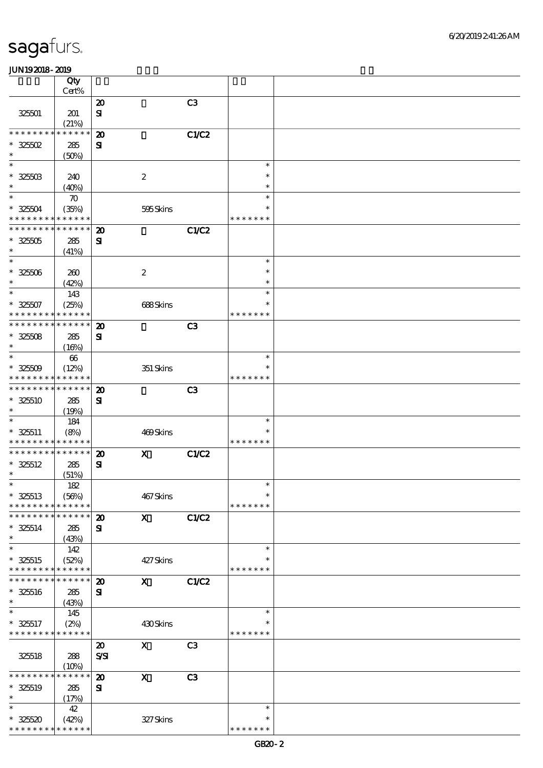# sagafurs.

JUN19 2018 - 2019

| | Qty Cert% | | | | | |
|---|---|---|---|---|---|---|
| 325501 | 201 (21%) | 20 SI | | C3 | | |
| ************** * 325502 * | 285 (50%) | 20 SI | | C1/C2 | | |
| * * 325503 * | 240 (40%) | | 2 | | * * * | |
| * * 325504 ************** | 70 (35%) | | 595 Skins | | * * ******* | |
| ************** * 325505 * | 285 (41%) | 20 SI | | C1/C2 | | |
| * * 325506 * | 260 (42%) | | 2 | | * * * | |
| * * 325507 ************** | 143 (25%) | | 688 Skins | | * * ******* | |
| ************** * 325508 * | 285 (16%) | 20 SI | | C3 | | |
| * * 325509 ************** | 66 (12%) | | 351 Skins | | * * ******* | |
| ************** * 325510 * | 285 (19%) | 20 SI | | C3 | | |
| * * 325511 ************** | 184 (8%) | | 469 Skins | | * * ******* | |
| ************** * 325512 * | 285 (51%) | 20 SI | X | C1/C2 | | |
| * * 325513 ************** | 182 (56%) | | 467 Skins | | * * ******* | |
| ************** * 325514 * | 285 (43%) | 20 SI | X | C1/C2 | | |
| * * 325515 ************** | 142 (52%) | | 427 Skins | | * * ******* | |
| ************** * 325516 * | 285 (43%) | 20 SI | X | C1/C2 | | |
| * * 325517 ************** | 145 (2%) | | 430 Skins | | * * ******* | |
| 325518 | 288 (10%) | 20 S/SI | X | C3 | | |
| ************** * 325519 * | 285 (17%) | 20 SI | X | C3 | | |
| * * 325520 ************** | 42 (42%) | | 327 Skins | | * * ******* | |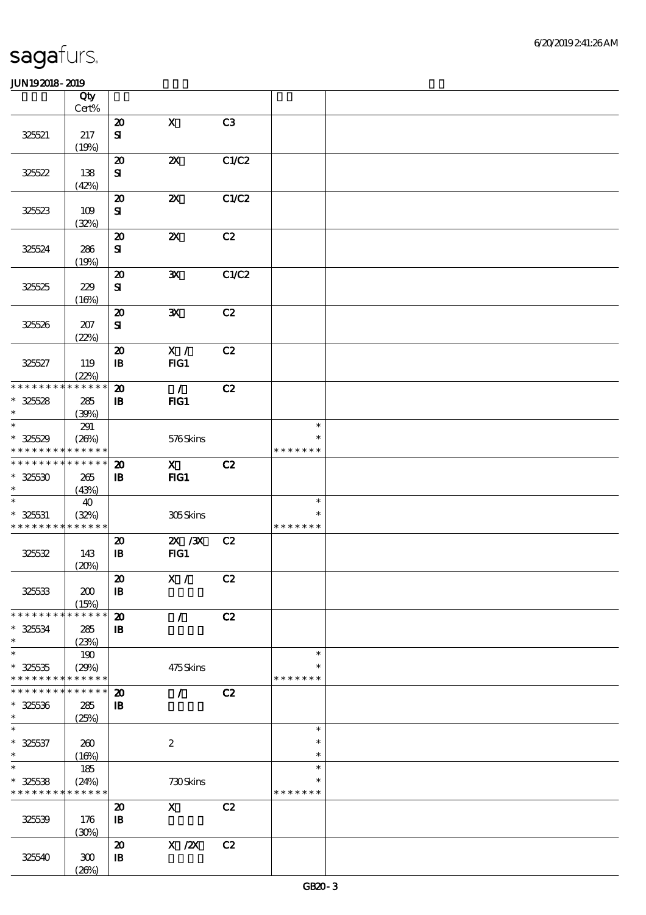# sagafurs.

JUN19 2018 - 2019

| | Qty Cert% | | | | | |
|---|---|---|---|---|---|---|
| 325521 | 217 (19%) | 20 SI | X | C3 | | |
| 325522 | 138 (42%) | 20 SI | 2X | C1/C2 | | |
| 325523 | 109 (32%) | 20 SI | 2X | C1/C2 | | |
| 325524 | 286 (19%) | 20 SI | 2X | C2 | | |
| 325525 | 229 (16%) | 20 SI | 3X | C1/C2 | | |
| 325526 | 207 (22%) | 20 SI | 3X | C2 | | |
| 325527 | 119 (22%) | 20 IB | X / FIG1 | C2 | | |
| * * * * * * * * * * * * * * 325528 * | 285 (39%) | 20 IB | / FIG1 | C2 | | |
| * * 325529 * * * * * * * * * * * * * | 291 (26%) | | 576 Skins | | * * * * * * * * * | |
| * * * * * * * * * * * * * * 325530 * | 265 (43%) | 20 IB | X FIG1 | C2 | | |
| * * 325531 * * * * * * * * * * * * * | 40 (32%) | | 305 Skins | | * * * * * * * * * | |
| 325532 | 143 (20%) | 20 IB | 2X /3X FIG1 | C2 | | |
| 325533 | 200 (15%) | 20 IB | X / | C2 | | |
| * * * * * * * * * * * * * * 325534 * | 285 (23%) | 20 IB | / | C2 | | |
| * * 325535 * * * * * * * * * * * * * | 190 (29%) | | 475 Skins | | * * * * * * * * * | |
| * * * * * * * * * * * * * * 325536 * | 285 (25%) | 20 IB | / | C2 | | |
| * * 325537 * | 260 (16%) | | 2 | | * * * | |
| * * 325538 * * * * * * * * * * * * * | 185 (24%) | | 730 Skins | | * * * * * * * * * | |
| 325539 | 176 (30%) | 20 IB | X | C2 | | |
| 325540 | 300 (26%) | 20 IB | X /2X | C2 | | |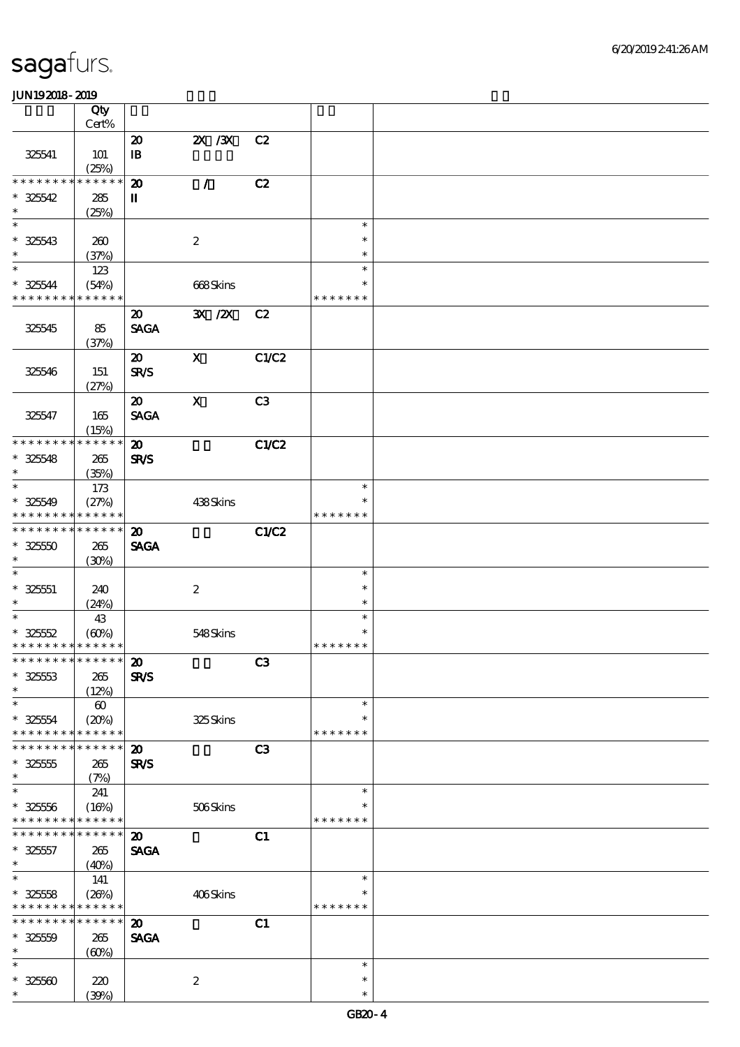sagafurs.

JUN192018-2019

| | Qty Cert% | | | | | |
|---|---|---|---|---|---|---|
| 325541 | 101 (25%) | 20 IB | 2X /3X | C2 | | |
| * * * * * * * * * * * * * * 325542 * | 285 (25%) | 20 II | / | C2 | | |
| * * 325543 * | 260 (37%) | | 2 | | * * * | |
| * * 325544 * * * * * * * * * * * * * | 123 (54%) | | 668 Skins | | * * * * * * * * | |
| 325545 | 85 (37%) | 20 SAGA | 3X /2X | C2 | | |
| 325546 | 151 (27%) | 20 SR/S | X | C1/C2 | | |
| 325547 | 165 (15%) | 20 SAGA | X | C3 | | |
| * * * * * * * * * * * * * * 325548 * | 265 (35%) | 20 SR/S | | C1/C2 | | |
| * * 325549 * * * * * * * * * * * * * | 173 (27%) | | 438 Skins | | * * * * * * * * | |
| * * * * * * * * * * * * * * 325550 * | 265 (30%) | 20 SAGA | | C1/C2 | | |
| * * 325551 * | 240 (24%) | | 2 | | * * * | |
| * * 325552 * * * * * * * * * * * * * | 43 (60%) | | 548 Skins | | * * * * * * * * | |
| * * * * * * * * * * * * * * 325553 * | 265 (12%) | 20 SR/S | | C3 | | |
| * * 325554 * * * * * * * * * * * * * | 60 (20%) | | 325 Skins | | * * * * * * * * | |
| * * * * * * * * * * * * * * 325555 * | 265 (7%) | 20 SR/S | | C3 | | |
| * * 325556 * * * * * * * * * * * * * | 241 (16%) | | 506 Skins | | * * * * * * * * | |
| * * * * * * * * * * * * * * 325557 * | 265 (40%) | 20 SAGA | | C1 | | |
| * * 325558 * * * * * * * * * * * * * | 141 (26%) | | 406 Skins | | * * * * * * * * | |
| * * * * * * * * * * * * * * 325559 * | 265 (60%) | 20 SAGA | | C1 | | |
| * * 325560 * | 220 (39%) | | 2 | | * * * | |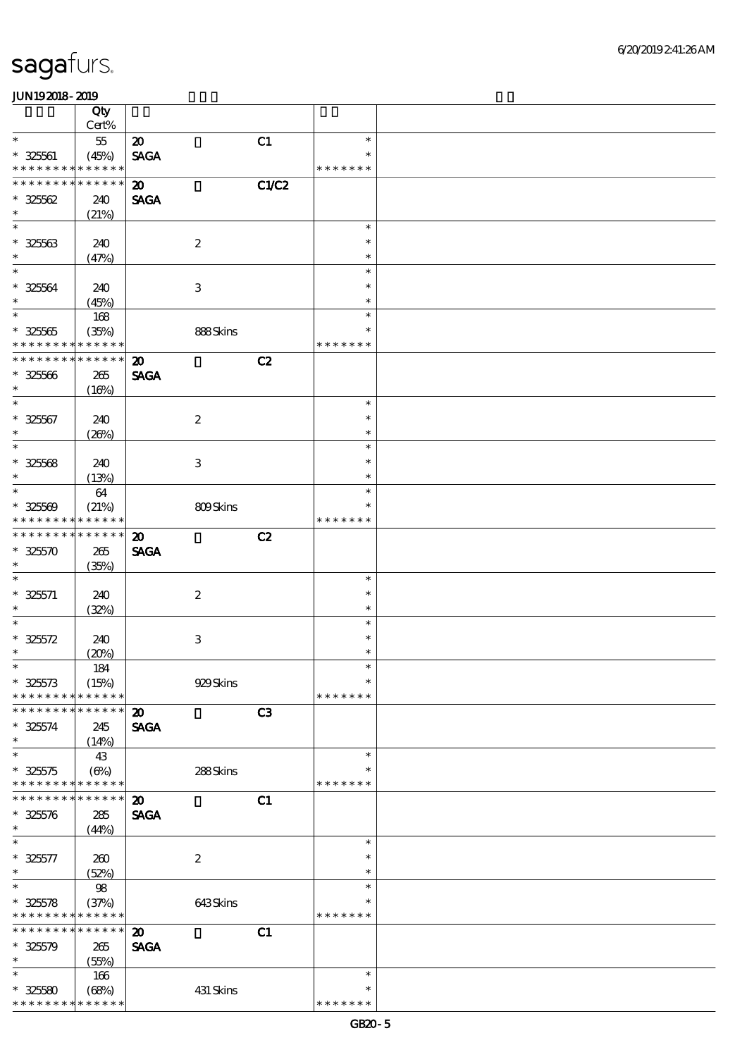sagafurs.

JUN19 2018 - 2019

| | Qty Cert% | | | | |
|---|---|---|---|---|---|
| * * 325561 * * * * * * * * * * * * * | 55 (45%) | 20 SAGA | | C1 | * * * * * * * * * |
| * * * * * * * * * * * * * * 325562 * | 240 (21%) | 20 SAGA | | C1/C2 | |
| * * 325563 * | 240 (47%) | | 2 | | * * * |
| * * 325564 * | 240 (45%) | | 3 | | * * * |
| * * 325565 * * * * * * * * * * * * * | 168 (35%) | | 888 Skins | | * * * * * * * * * |
| * * * * * * * * * * * * * * 325566 * | 265 (16%) | 20 SAGA | | C2 | |
| * * 325567 * | 240 (26%) | | 2 | | * * * |
| * * 325568 * | 240 (13%) | | 3 | | * * * |
| * * 325569 * * * * * * * * * * * * * | 64 (21%) | | 809 Skins | | * * * * * * * * * |
| * * * * * * * * * * * * * * 325570 * | 265 (35%) | 20 SAGA | | C2 | |
| * * 325571 * | 240 (32%) | | 2 | | * * * |
| * * 325572 * | 240 (20%) | | 3 | | * * * |
| * * 325573 * * * * * * * * * * * * * | 184 (15%) | | 929 Skins | | * * * * * * * * * |
| * * * * * * * * * * * * * * 325574 * | 245 (14%) | 20 SAGA | | C3 | |
| * * 325575 * * * * * * * * * * * * * | 43 (6%) | | 288 Skins | | * * * * * * * * * |
| * * * * * * * * * * * * * * 325576 * | 285 (44%) | 20 SAGA | | C1 | |
| * * 325577 * | 260 (52%) | | 2 | | * * * |
| * * 325578 * * * * * * * * * * * * * | 98 (37%) | | 643 Skins | | * * * * * * * * * |
| * * * * * * * * * * * * * * 325579 * | 265 (55%) | 20 SAGA | | C1 | |
| * * 325580 * * * * * * * * * * * * * | 166 (68%) | | 431 Skins | | * * * * * * * * * |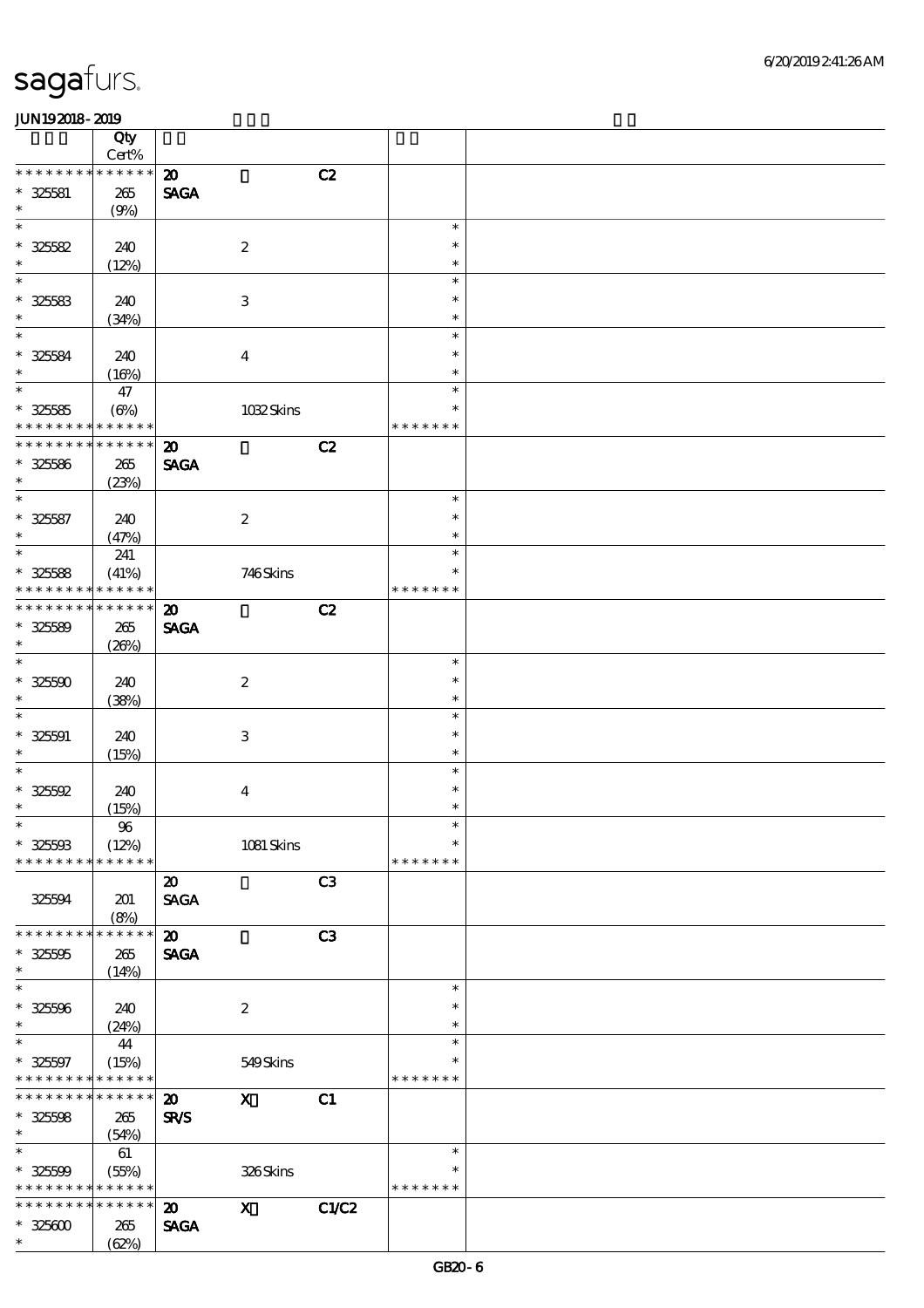# sagafurs.

JUN192018-2019

| | Qty<br>Cert% | | | | | |
|---|---|---|---|---|---|---|
| * * * * * * * * * * * * * * | | 20 | | C2 | | |
| * 325581 | 265 | SAGA | | | | |
| * | (9%) | | | | | |
| * | | | | | * | |
| * 325582 | 240 | | 2 | | * | |
| * | (12%) | | | | * | |
| * | | | | | * | |
| * 325583 | 240 | | 3 | | * | |
| * | (34%) | | | | * | |
| * | | | | | * | |
| * 325584 | 240 | | 4 | | * | |
| * | (16%) | | | | * | |
| * | 47 | | | | * | |
| * 325585 | (6%) | | 1032 Skins | | * | |
| * * * * * * * * * * * * * * | | | | | * * * * * * * | |
| * * * * * * * * * * * * * * | | 20 | | C2 | | |
| * 325586 | 265 | SAGA | | | | |
| * | (23%) | | | | | |
| * | | | | | * | |
| * 325587 | 240 | | 2 | | * | |
| * | (47%) | | | | * | |
| * | 241 | | | | * | |
| * 325588 | (41%) | | 746 Skins | | * | |
| * * * * * * * * * * * * * * | | | | | * * * * * * * | |
| * * * * * * * * * * * * * * | | 20 | | C2 | | |
| * 325589 | 265 | SAGA | | | | |
| * | (26%) | | | | | |
| * | | | | | * | |
| * 325590 | 240 | | 2 | | * | |
| * | (38%) | | | | * | |
| * | | | | | * | |
| * 325591 | 240 | | 3 | | * | |
| * | (15%) | | | | * | |
| * | | | | | * | |
| * 325592 | 240 | | 4 | | * | |
| * | (15%) | | | | * | |
| * | 96 | | | | * | |
| * 325593 | (12%) | | 1081 Skins | | * | |
| * * * * * * * * * * * * * * | | | | | * * * * * * * | |
| | | 20 | | C3 | | |
| 325594 | 201 | SAGA | | | | |
| | (8%) | | | | | |
| * * * * * * * * * * * * * * | | 20 | | C3 | | |
| * 325595 | 265 | SAGA | | | | |
| * | (14%) | | | | | |
| * | | | | | * | |
| * 325596 | 240 | | 2 | | * | |
| * | (24%) | | | | * | |
| * | 44 | | | | * | |
| * 325597 | (15%) | | 549 Skins | | * | |
| * * * * * * * * * * * * * * | | | | | * * * * * * * | |
| * * * * * * * * * * * * * * | | 20 | X | C1 | | |
| * 325598 | 265 | SR/S | | | | |
| * | (54%) | | | | | |
| * | 61 | | | | * | |
| * 325599 | (55%) | | 326 Skins | | * | |
| * * * * * * * * * * * * * * | | | | | * * * * * * * | |
| * * * * * * * * * * * * * * | | 20 | X | C1/C2 | | |
| * 325600 | 265 | SAGA | | | | |
| * | (62%) | | | | | |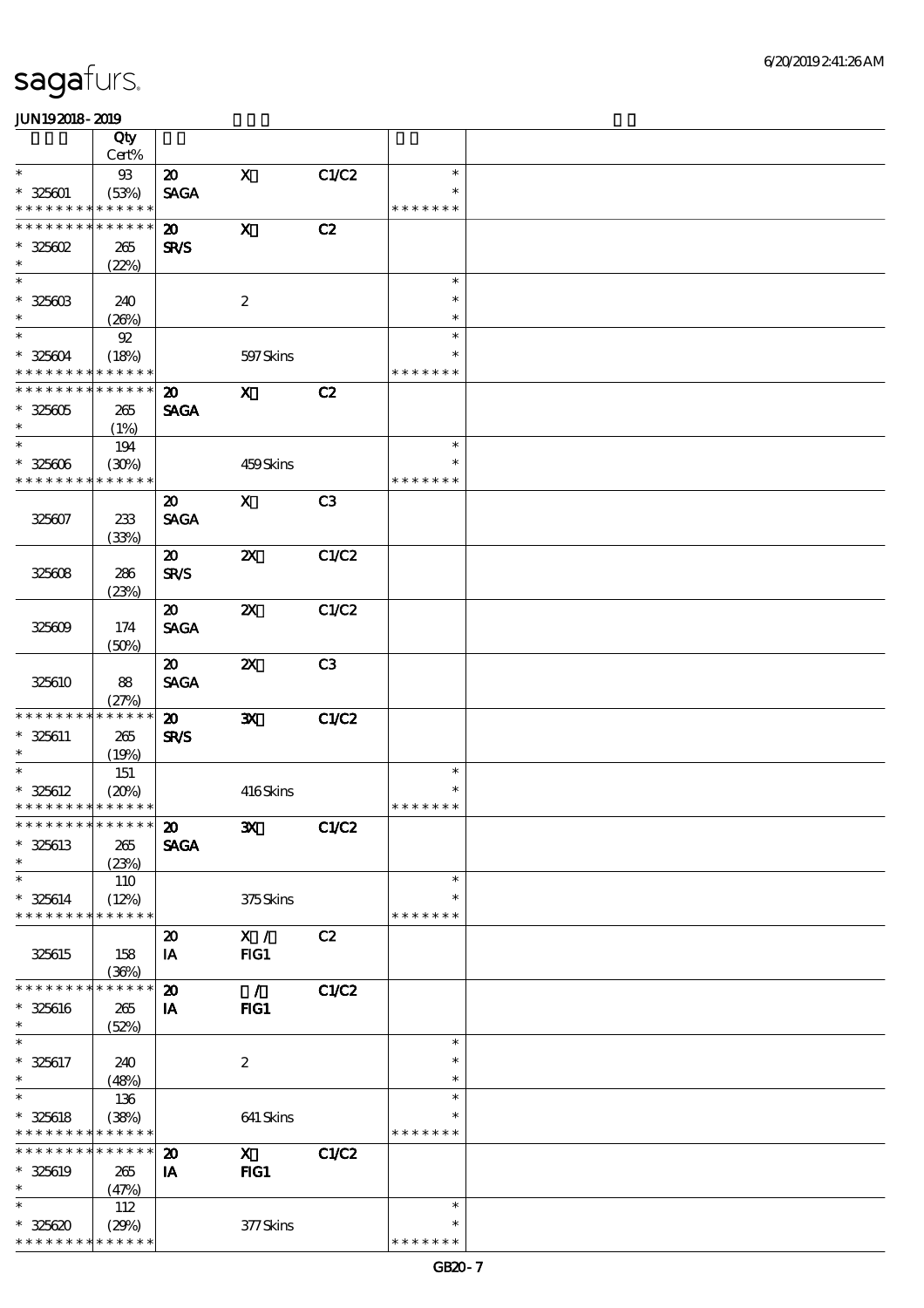sagafurs.

JUN19 2018 - 2019

| | Qty Cert% | | | | | |
|---|---|---|---|---|---|---|
| * | 93 | 20 | X | C1/C2 | * | |
| * 325601 | (53%) | SAGA | | | * | |
| * * * * * * * * * * * * * * | | | | | * * * * * * * | |
| * * * * * * * * * * * * * * | | 20 | X | C2 | | |
| * 325602 | 265 | SR/S | | | | |
| * | (22%) | | | | | |
| * | | | | | * | |
| * 325603 | 240 | | 2 | | * | |
| * | (26%) | | | | * | |
| * | 92 | | | | * | |
| * 325604 | (18%) | | 597 Skins | | * | |
| * * * * * * * * * * * * * * | | | | | * * * * * * * | |
| * * * * * * * * * * * * * * | | 20 | X | C2 | | |
| * 325605 | 265 | SAGA | | | | |
| * | (1%) | | | | | |
| * | 194 | | | | * | |
| * 325606 | (30%) | | 459 Skins | | * | |
| * * * * * * * * * * * * * * | | | | | * * * * * * * | |
| | | 20 | X | C3 | | |
| 325607 | 233 (33%) | SAGA | | | | |
| | | 20 | 2X | C1/C2 | | |
| 325608 | 286 (23%) | SR/S | | | | |
| | | 20 | 2X | C1/C2 | | |
| 325609 | 174 (50%) | SAGA | | | | |
| | | 20 | 2X | C3 | | |
| 325610 | 88 (27%) | SAGA | | | | |
| * * * * * * * * * * * * * * | | 20 | 3X | C1/C2 | | |
| * 325611 | 265 | SR/S | | | | |
| * | (19%) | | | | | |
| * | 151 | | | | * | |
| * 325612 | (20%) | | 416 Skins | | * | |
| * * * * * * * * * * * * * * | | | | | * * * * * * * | |
| * * * * * * * * * * * * * * | | 20 | 3X | C1/C2 | | |
| * 325613 | 265 | SAGA | | | | |
| * | (23%) | | | | | |
| * | 110 | | | | * | |
| * 325614 | (12%) | | 375 Skins | | * | |
| * * * * * * * * * * * * * * | | | | | * * * * * * * | |
| | | 20 | X / | C2 | | |
| 325615 | 158 (36%) | IA | FIG1 | | | |
| * * * * * * * * * * * * * * | | 20 | / | C1/C2 | | |
| * 325616 | 265 | IA | FIG1 | | | |
| * | (52%) | | | | | |
| * | | | | | * | |
| * 325617 | 240 | | 2 | | * | |
| * | (48%) | | | | * | |
| * | 136 | | | | * | |
| * 325618 | (38%) | | 641 Skins | | * | |
| * * * * * * * * * * * * * * | | | | | * * * * * * * | |
| * * * * * * * * * * * * * * | | 20 | X | C1/C2 | | |
| * 325619 | 265 | IA | FIG1 | | | |
| * | (47%) | | | | | |
| * | 112 | | | | * | |
| * 325620 | (29%) | | 377 Skins | | * | |
| * * * * * * * * * * * * * * | | | | | * * * * * * * | |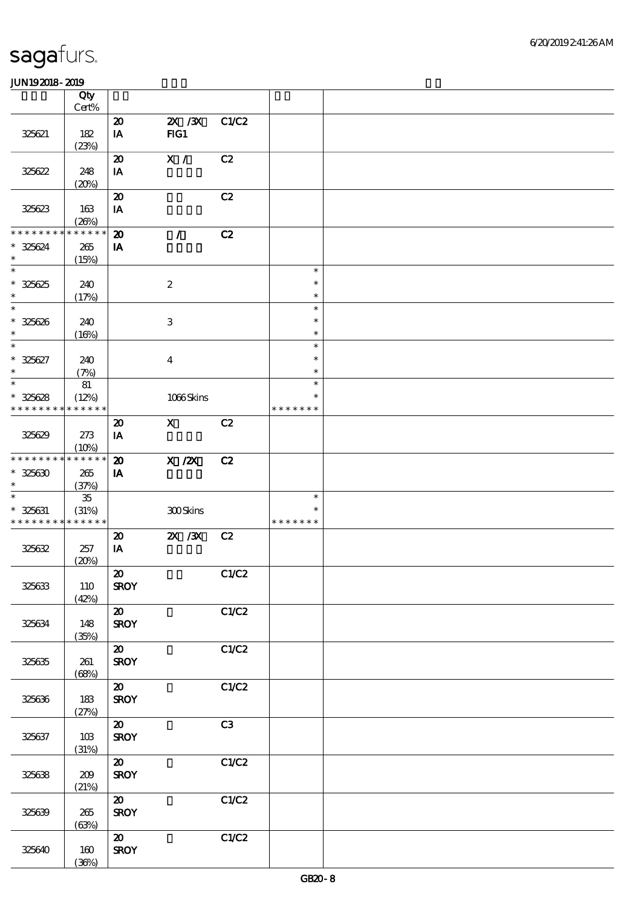# sagafurs.

JUN19 2018 - 2019

| | Qty Cert% | | | | | |
|---|---|---|---|---|---|---|
| 325621 | 182 (23%) | 20 IA | 2X /3X FIG1 | C1/C2 | | |
| 325622 | 248 (20%) | 20 IA | X / | C2 | | |
| 325623 | 163 (26%) | 20 IA | | C2 | | |
| * * * * * * * * * * * * * * 325624 * | 265 (15%) | 20 IA | / | C2 | | |
| * * 325625 * | 240 (17%) | | 2 | | * * * | |
| * * 325626 * | 240 (16%) | | 3 | | * * * | |
| * * 325627 * | 240 (7%) | | 4 | | * * * | |
| * * 325628 * * * * * * * * * * * * * * | 81 (12%) | | 1066 Skins | | * * * * * * * * * | |
| 325629 | 273 (10%) | 20 IA | X | C2 | | |
| * * * * * * * * * * * * * * 325630 * | 265 (37%) | 20 IA | X /2X | C2 | | |
| * * 325631 * * * * * * * * * * * * * * | 35 (31%) | | 300 Skins | | * * * * * * * * * | |
| 325632 | 257 (20%) | 20 IA | 2X /3X | C2 | | |
| 325633 | 110 (42%) | 20 SROY | | C1/C2 | | |
| 325634 | 148 (35%) | 20 SROY | | C1/C2 | | |
| 325635 | 261 (68%) | 20 SROY | | C1/C2 | | |
| 325636 | 183 (27%) | 20 SROY | | C1/C2 | | |
| 325637 | 103 (31%) | 20 SROY | | C3 | | |
| 325638 | 209 (21%) | 20 SROY | | C1/C2 | | |
| 325639 | 265 (63%) | 20 SROY | | C1/C2 | | |
| 325640 | 160 (36%) | 20 SROY | | C1/C2 | | |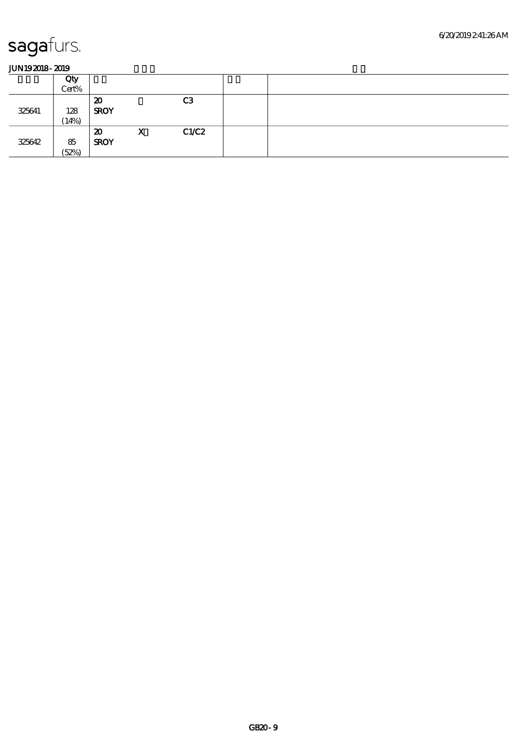# sagafurs.

**JUN19 2018 - 2019**

| | Qty<br>Cert% | | | | | |
|---|---|---|---|---|---|---|
| 325641 | 128<br>(14%) | **20**<br>**SROY** | | **C3** | | |
| 325642 | 85<br>(52%) | **20**<br>**SROY** | **X** | **C1/C2** | | |

GB20 - 9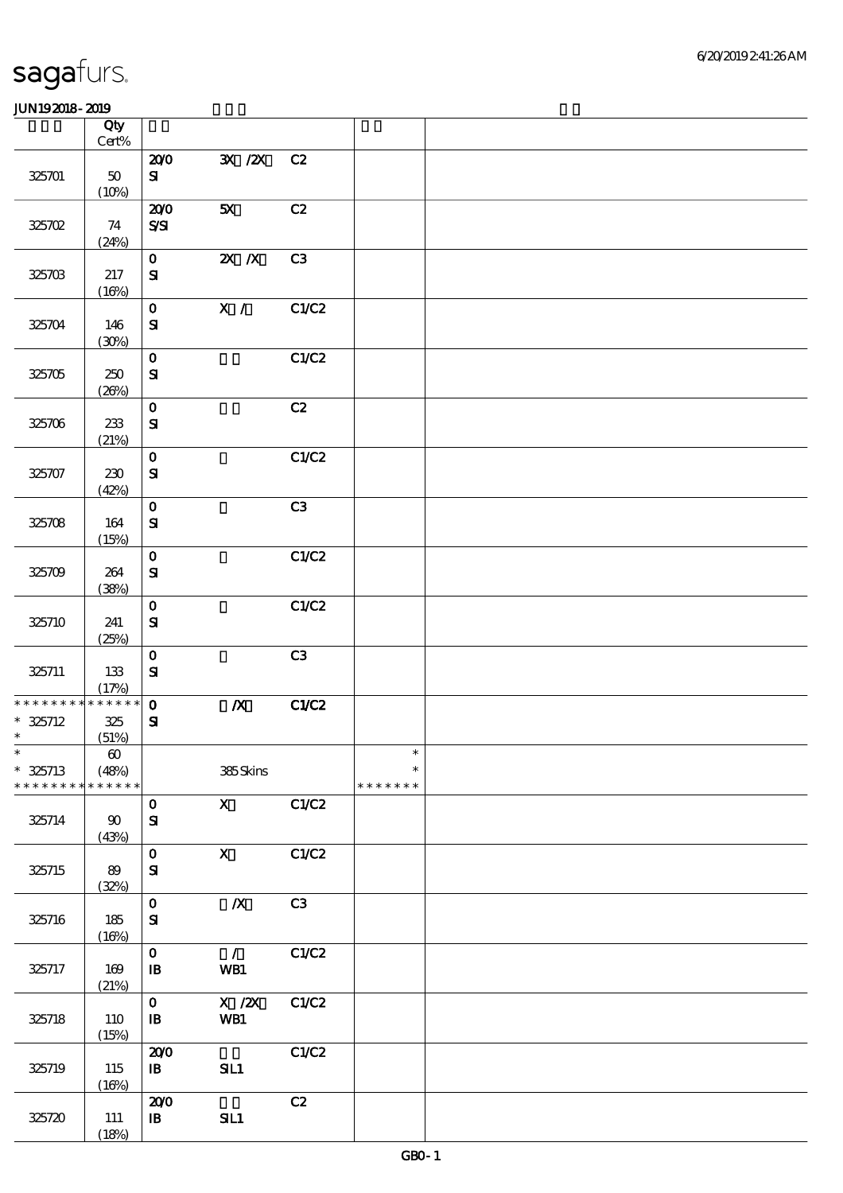sagafurs.

JUN192018-2019

| | Qty<br>Cert% | | | | | |
|---|---|---|---|---|---|---|
| 325701 | 50<br>(10%) | 20/0<br>SI | 3X /2X | C2 | | |
| 325702 | 74<br>(24%) | 20/0<br>S/SI | 5X | C2 | | |
| 325703 | 217<br>(16%) | 0<br>SI | 2X /X | C3 | | |
| 325704 | 146<br>(30%) | 0<br>SI | X / | C1/C2 | | |
| 325705 | 250<br>(26%) | 0<br>SI | | C1/C2 | | |
| 325706 | 233<br>(21%) | 0<br>SI | | C2 | | |
| 325707 | 230<br>(42%) | 0<br>SI | | C1/C2 | | |
| 325708 | 164<br>(15%) | 0<br>SI | | C3 | | |
| 325709 | 264<br>(38%) | 0<br>SI | | C1/C2 | | |
| 325710 | 241<br>(25%) | 0<br>SI | | C1/C2 | | |
| 325711 | 133<br>(17%) | 0<br>SI | | C3 | | |
| * * * * * * * * * * * * * *<br>* 325712<br>* | 325<br>(51%) | 0<br>SI | /X | C1/C2 | | |
| *<br>* 325713<br>* * * * * * * * * * * * * * | 60<br>(48%) | | 385 Skins | | *<br>*<br>* * * * * * * | |
| 325714 | 90<br>(43%) | 0<br>SI | X | C1/C2 | | |
| 325715 | 89<br>(32%) | 0<br>SI | X | C1/C2 | | |
| 325716 | 185<br>(16%) | 0<br>SI | /X | C3 | | |
| 325717 | 169<br>(21%) | 0<br>IB | /<br>WB1 | C1/C2 | | |
| 325718 | 110<br>(15%) | 0<br>IB | X /2X<br>WB1 | C1/C2 | | |
| 325719 | 115<br>(16%) | 20/0<br>IB | SIL1 | C1/C2 | | |
| 325720 | 111<br>(18%) | 20/0<br>IB | SIL1 | C2 | | |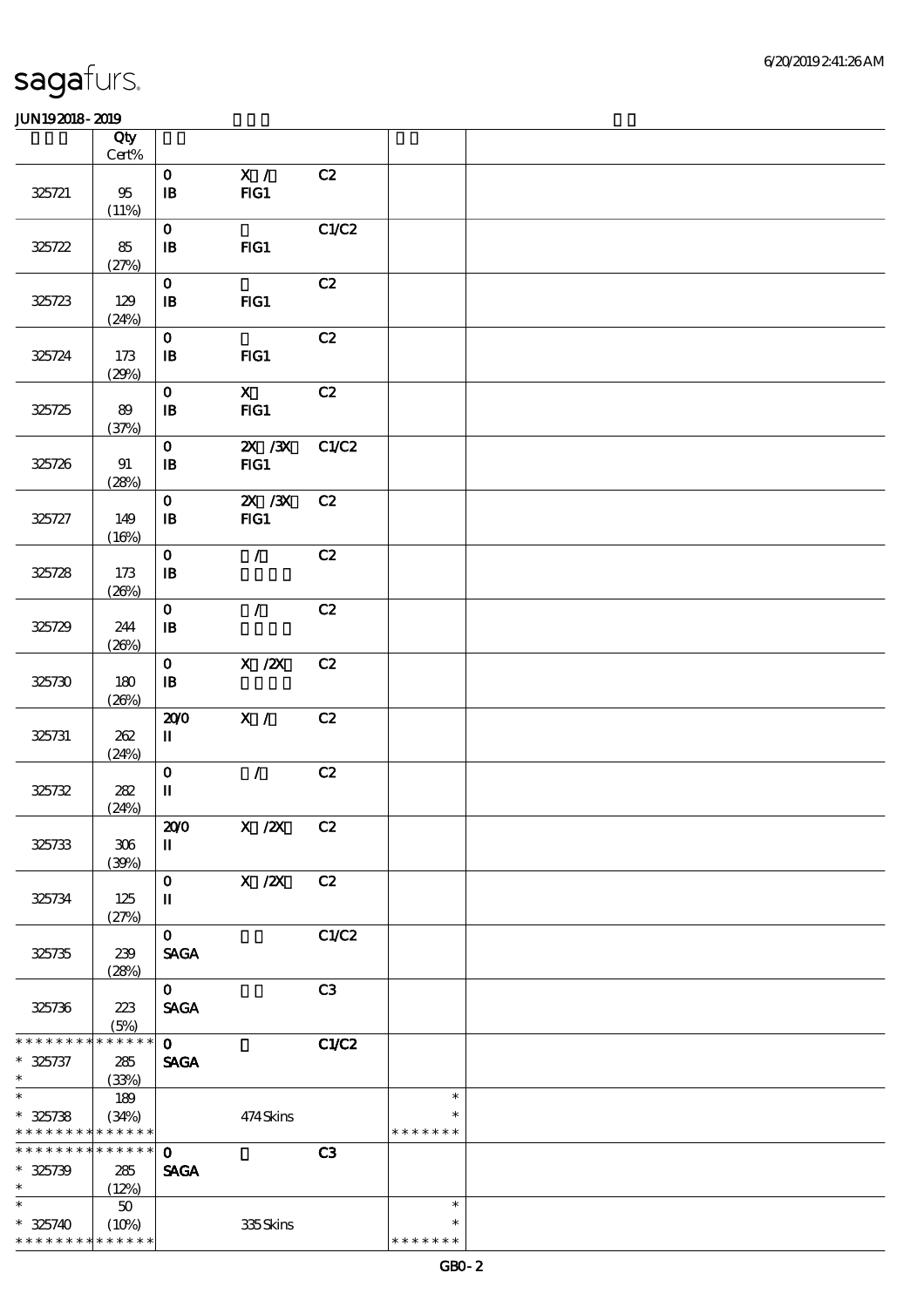# sagafurs.

JUN19 2018 - 2019

| | Qty Cert% | | | | | |
|---|---|---|---|---|---|---|
| 325721 | 95 (11%) | 0 IB | X / FIG1 | C2 | | |
| 325722 | 85 (27%) | 0 IB | FIG1 | C1/C2 | | |
| 325723 | 129 (24%) | 0 IB | FIG1 | C2 | | |
| 325724 | 173 (29%) | 0 IB | FIG1 | C2 | | |
| 325725 | 89 (37%) | 0 IB | X FIG1 | C2 | | |
| 325726 | 91 (28%) | 0 IB | 2X /3X FIG1 | C1/C2 | | |
| 325727 | 149 (16%) | 0 IB | 2X /3X FIG1 | C2 | | |
| 325728 | 173 (26%) | 0 IB | / | C2 | | |
| 325729 | 244 (26%) | 0 IB | / | C2 | | |
| 325730 | 180 (26%) | 0 IB | X /2X | C2 | | |
| 325731 | 262 (24%) | 20/0 II | X / | C2 | | |
| 325732 | 282 (24%) | 0 II | / | C2 | | |
| 325733 | 306 (39%) | 20/0 II | X /2X | C2 | | |
| 325734 | 125 (27%) | 0 II | X /2X | C2 | | |
| 325735 | 239 (28%) | 0 SAGA | | C1/C2 | | |
| 325736 | 223 (5%) | 0 SAGA | | C3 | | |
| * 325737 | 285 (33%) | 0 SAGA | | C1/C2 | | |
| * 325738 | 189 (34%) | | 474 Skins | | * | |
| * 325739 | 285 (12%) | 0 SAGA | | C3 | | |
| * 325740 | 50 (10%) | | 335 Skins | | * | |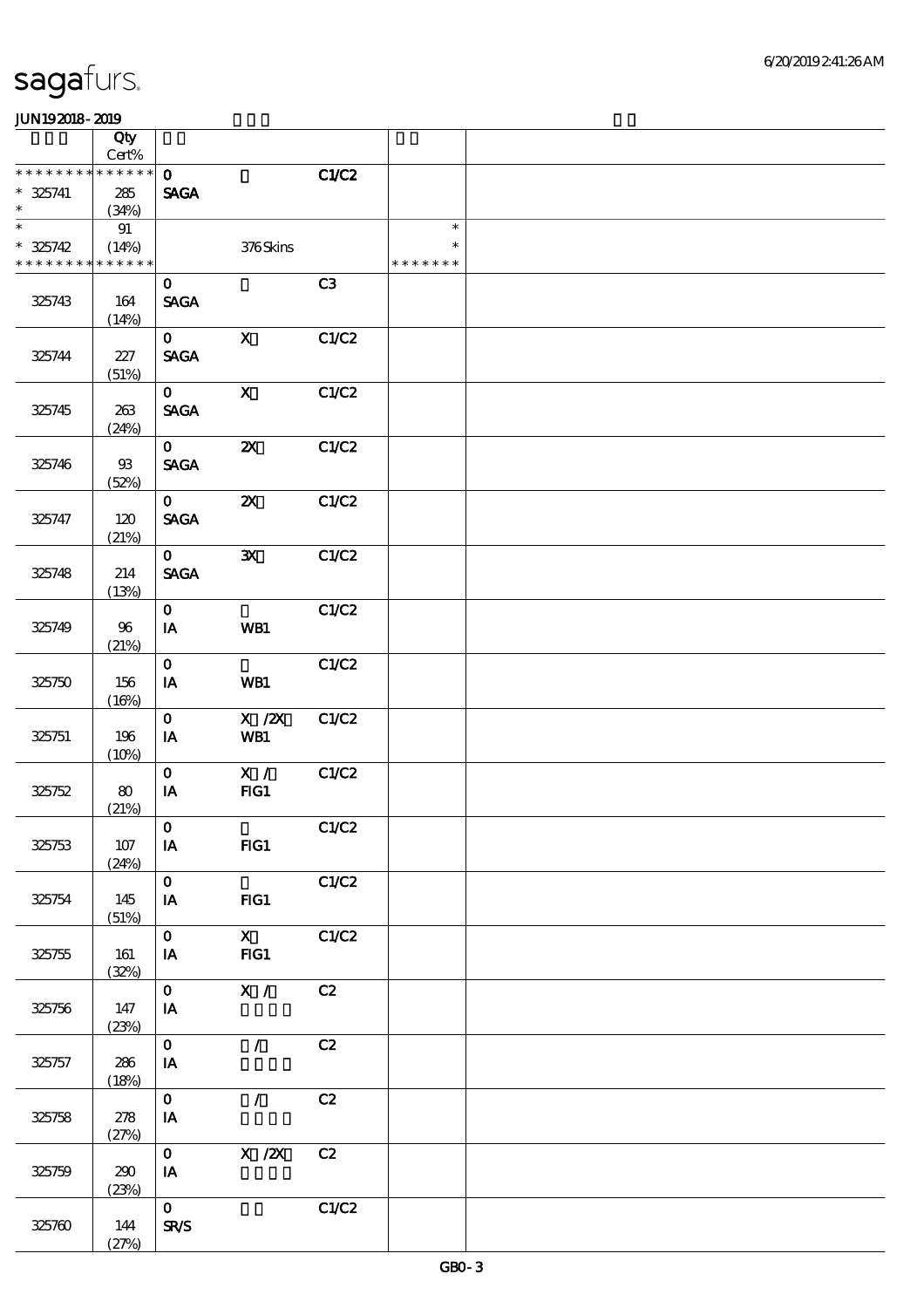# sagafurs.

JUN19 2018 - 2019

| | Qty Cert% | | | | | |
|---|---|---|---|---|---|---|
| * * * * * * * * * * * * * * | | 0 | | C1/C2 | | |
| * 325741 | 285 | SAGA | | | | |
| * | (34%) | | | | | |
| * | 91 | | | | * | |
| * 325742 | (14%) | | 376 Skins | | * | |
| * * * * * * * * * * * * * * | | | | | * * * * * * * | |
| 325743 | 164 (14%) | 0 SAGA | | C3 | | |
| 325744 | 227 (51%) | 0 SAGA | X | C1/C2 | | |
| 325745 | 263 (24%) | 0 SAGA | X | C1/C2 | | |
| 325746 | 93 (52%) | 0 SAGA | 2X | C1/C2 | | |
| 325747 | 120 (21%) | 0 SAGA | 2X | C1/C2 | | |
| 325748 | 214 (13%) | 0 SAGA | 3X | C1/C2 | | |
| 325749 | 96 (21%) | 0 IA | WB1 | C1/C2 | | |
| 325750 | 156 (16%) | 0 IA | WB1 | C1/C2 | | |
| 325751 | 196 (10%) | 0 IA | X /2X WB1 | C1/C2 | | |
| 325752 | 80 (21%) | 0 IA | X / FIG1 | C1/C2 | | |
| 325753 | 107 (24%) | 0 IA | FIG1 | C1/C2 | | |
| 325754 | 145 (51%) | 0 IA | FIG1 | C1/C2 | | |
| 325755 | 161 (32%) | 0 IA | X FIG1 | C1/C2 | | |
| 325756 | 147 (23%) | 0 IA | X / | C2 | | |
| 325757 | 286 (18%) | 0 IA | / | C2 | | |
| 325758 | 278 (27%) | 0 IA | / | C2 | | |
| 325759 | 290 (23%) | 0 IA | X /2X | C2 | | |
| 325760 | 144 (27%) | 0 SR/S | | C1/C2 | | |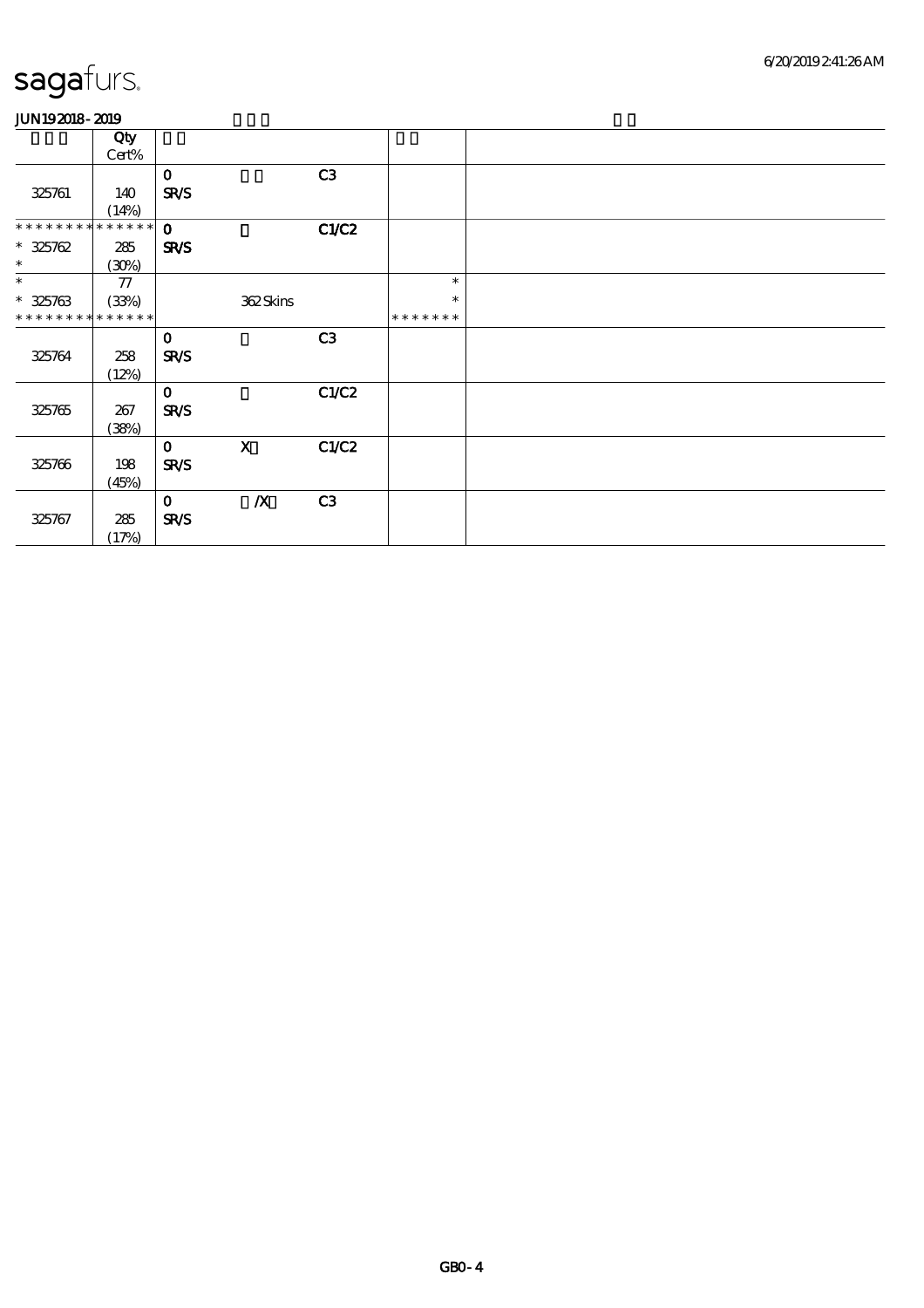# sagafurs.

JUN192018-2019

| | Qty Cert% | | | | | |
|---|---|---|---|---|---|---|
| 325761 | 140 (14%) | 0 SR/S | | C3 | | |
| * * * * * * * * * * * * * * 325762 * | 285 (30%) | 0 SR/S | | C1/C2 | | |
| * * 325763 * * * * * * * * * * * * * | 77 (33%) | | 362 Skins | | * * * * * * * * * | |
| 325764 | 258 (12%) | 0 SR/S | | C3 | | |
| 325765 | 267 (38%) | 0 SR/S | | C1/C2 | | |
| 325766 | 198 (45%) | 0 SR/S | X | C1/C2 | | |
| 325767 | 285 (17%) | 0 SR/S | /X | C3 | | |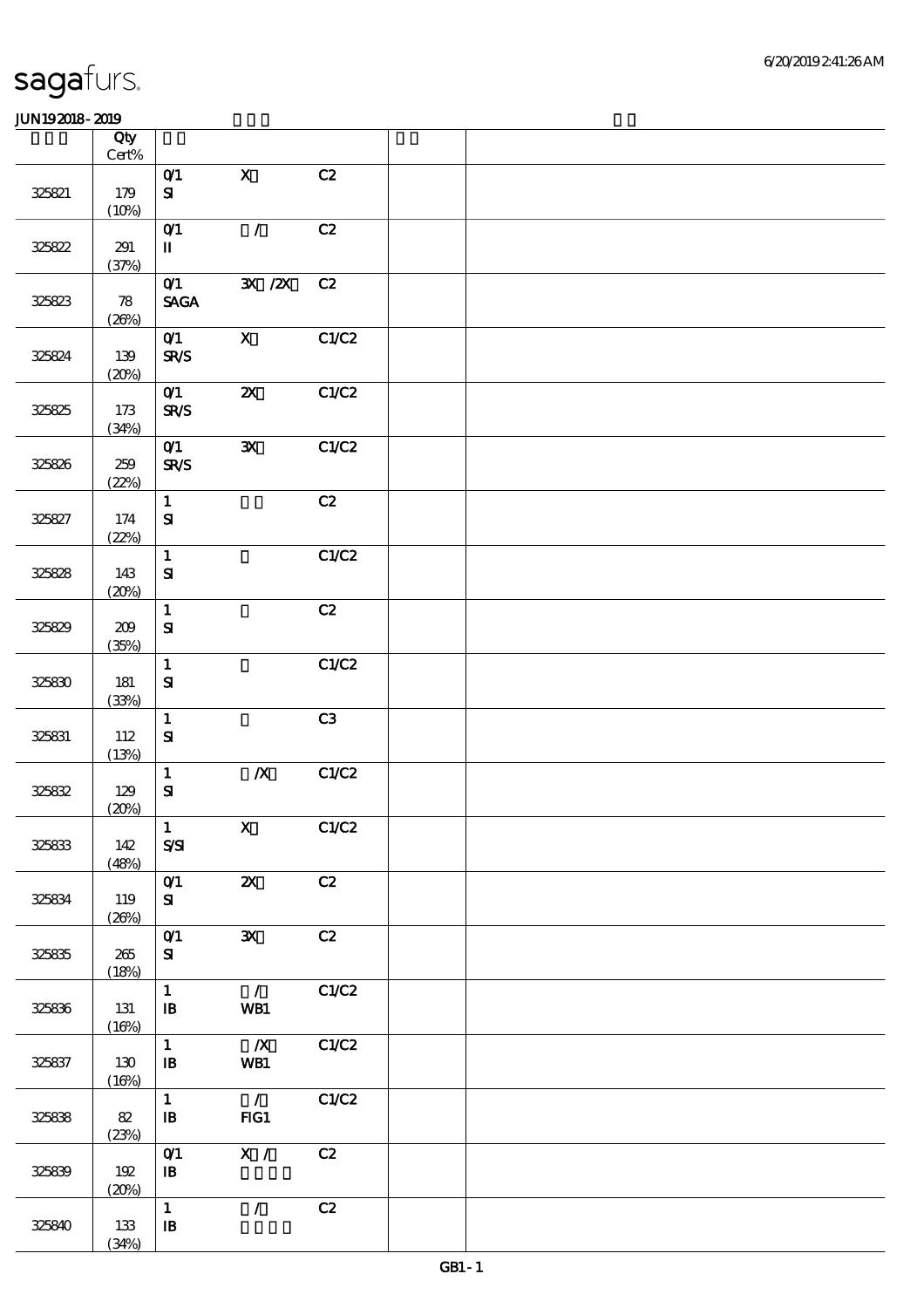sagafurs.

JUN19 2018 - 2019

| | Qty Cert% | | | | | |
|---|---|---|---|---|---|---|
| 325821 | 179 (10%) | 0/1 SI | X | C2 | | |
| 325822 | 291 (37%) | 0/1 II | / | C2 | | |
| 325823 | 78 (26%) | 0/1 SAGA | 3X /2X | C2 | | |
| 325824 | 139 (20%) | 0/1 SR/S | X | C1/C2 | | |
| 325825 | 173 (34%) | 0/1 SR/S | 2X | C1/C2 | | |
| 325826 | 259 (22%) | 0/1 SR/S | 3X | C1/C2 | | |
| 325827 | 174 (22%) | 1 SI | | C2 | | |
| 325828 | 143 (20%) | 1 SI | | C1/C2 | | |
| 325829 | 209 (35%) | 1 SI | | C2 | | |
| 325830 | 181 (33%) | 1 SI | | C1/C2 | | |
| 325831 | 112 (13%) | 1 SI | | C3 | | |
| 325832 | 129 (20%) | 1 SI | /X | C1/C2 | | |
| 325833 | 142 (48%) | 1 S/SI | X | C1/C2 | | |
| 325834 | 119 (26%) | 0/1 SI | 2X | C2 | | |
| 325835 | 265 (18%) | 0/1 SI | 3X | C2 | | |
| 325836 | 131 (16%) | 1 IB | / WB1 | C1/C2 | | |
| 325837 | 130 (16%) | 1 IB | /X WB1 | C1/C2 | | |
| 325838 | 82 (23%) | 1 IB | / FIG1 | C1/C2 | | |
| 325839 | 192 (20%) | 0/1 IB | X / | C2 | | |
| 325840 | 133 (34%) | 1 IB | / | C2 | | |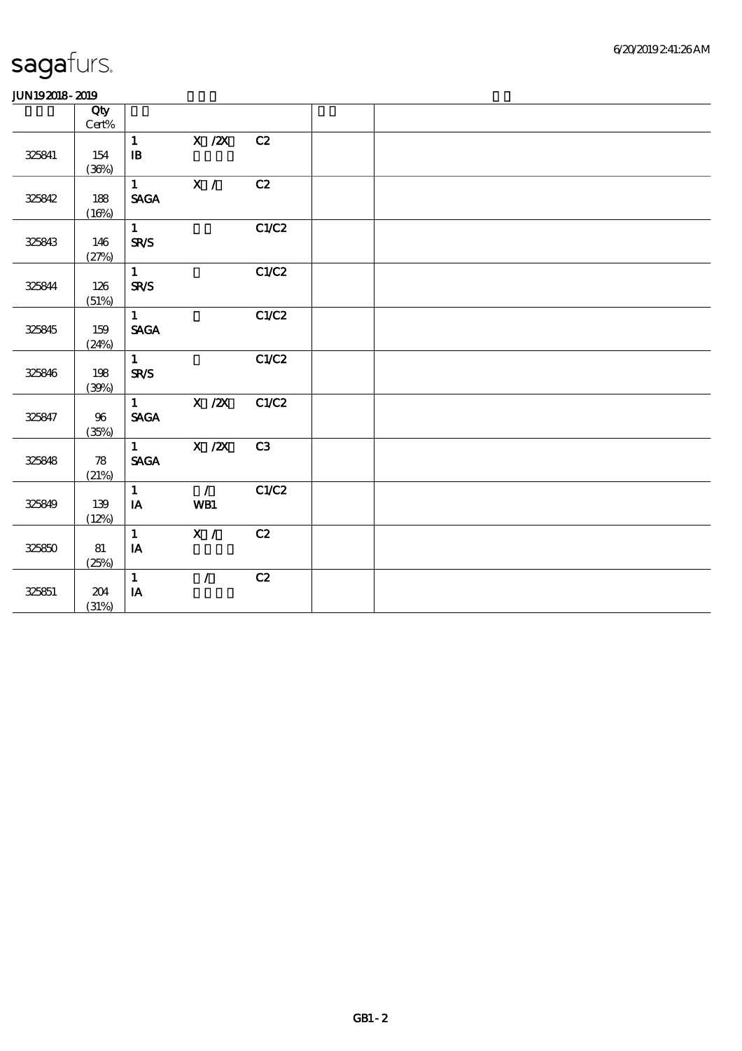sagafurs.

JUN192018 - 2019

| | Qty<br>Cert% | | | | | |
|---|---|---|---|---|---|---|
| 325841 | 154<br>(36%) | 1<br>IB | X /2X | C2 | | |
| 325842 | 188<br>(16%) | 1<br>SAGA | X / | C2 | | |
| 325843 | 146<br>(27%) | 1<br>SR/S | | C1/C2 | | |
| 325844 | 126<br>(51%) | 1<br>SR/S | | C1/C2 | | |
| 325845 | 159<br>(24%) | 1<br>SAGA | | C1/C2 | | |
| 325846 | 198<br>(39%) | 1<br>SR/S | | C1/C2 | | |
| 325847 | 96<br>(35%) | 1<br>SAGA | X /2X | C1/C2 | | |
| 325848 | 78<br>(21%) | 1<br>SAGA | X /2X | C3 | | |
| 325849 | 139<br>(12%) | 1<br>IA | /<br>WB1 | C1/C2 | | |
| 325850 | 81<br>(25%) | 1<br>IA | X / | C2 | | |
| 325851 | 204<br>(31%) | 1<br>IA | / | C2 | | |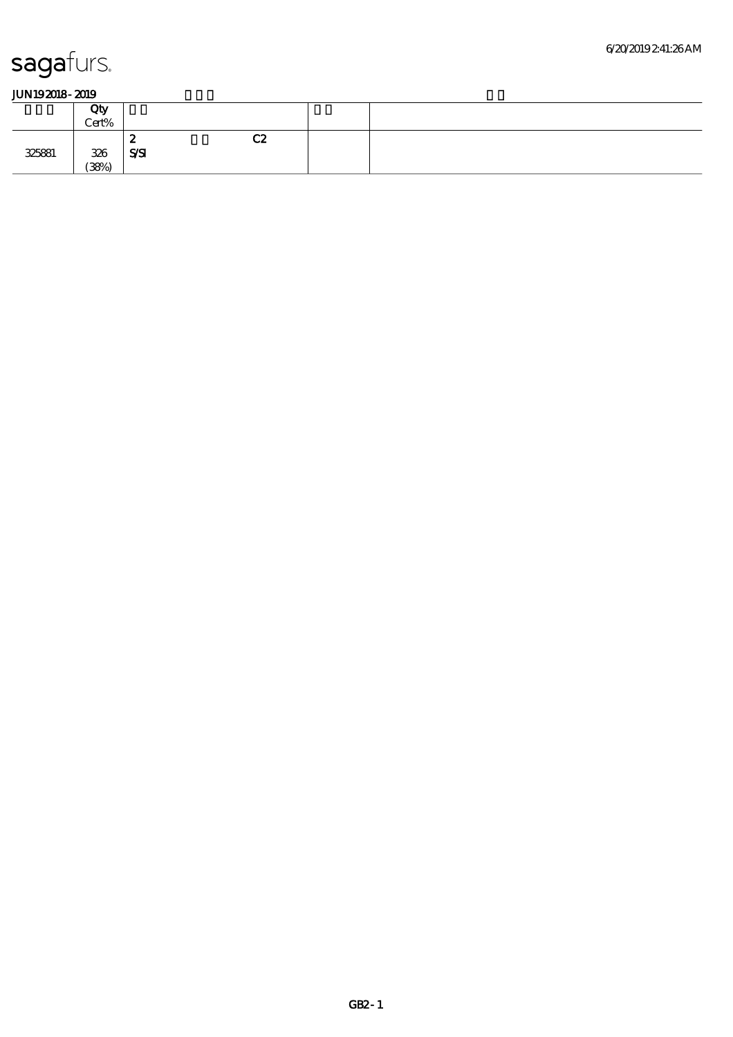sagafurs.

**JUN19 2018 - 2019**

| | Qty Cert% | | | |
|---|---|---|---|---|
| 325881 | 326 (38%) | 2 C2 S/SI | | |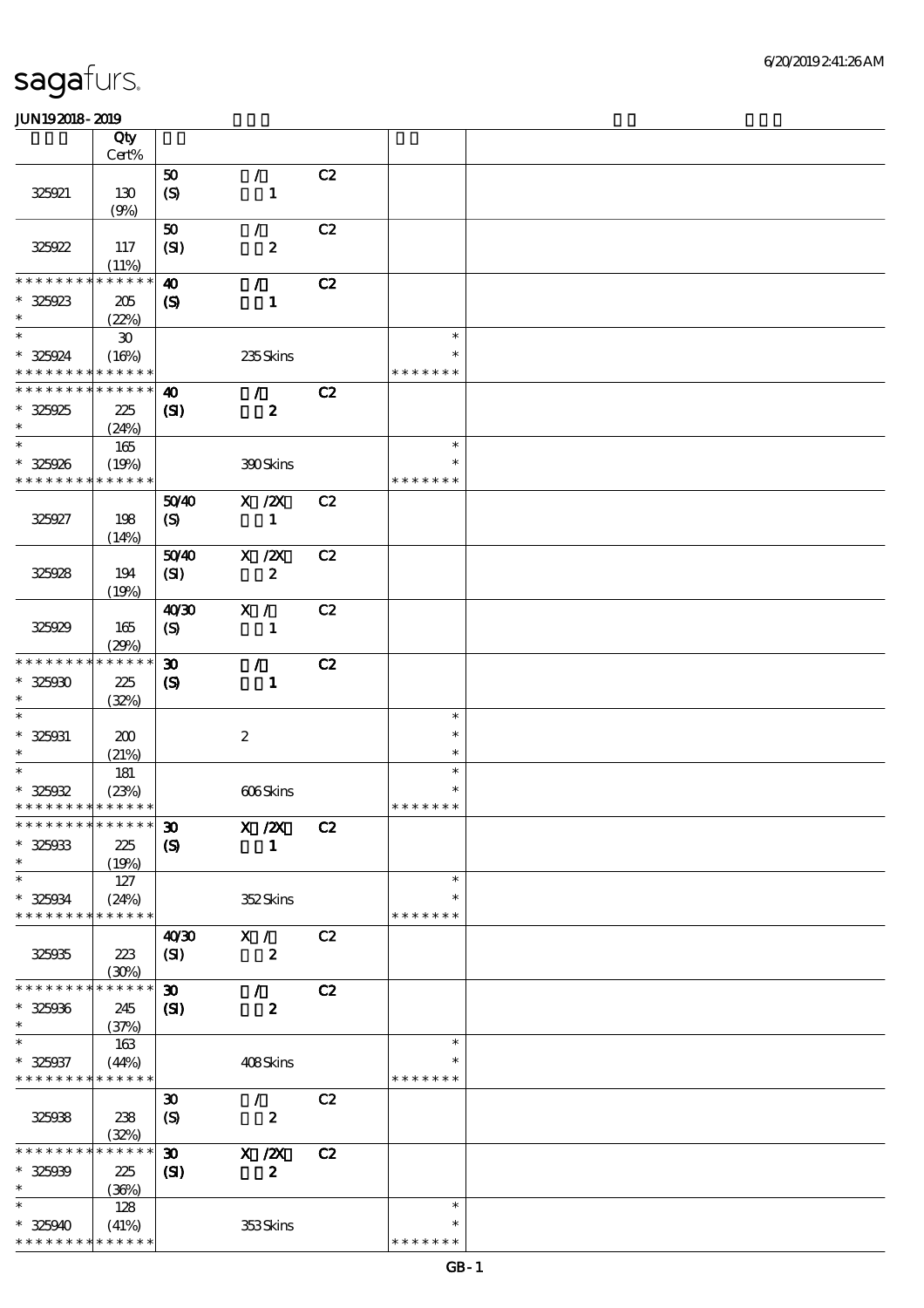# sagafurs.

JUN192018-2019

| | Qty Cert% | | | | | |
|---|---|---|---|---|---|---|
| 325921 | 130 (9%) | 50 (S) | / 1 | C2 | | |
| 325922 | 117 (11%) | 50 (SI) | / 2 | C2 | | |
| * * * * * * * * * * * * * * 325923 * | 205 (22%) | 40 (S) | / 1 | C2 | | |
| * * 325924 * * * * * * * * * * * * * | 30 (16%) | | 235 Skins | | * * * * * * * * * | |
| * * * * * * * * * * * * * * 325925 * | 225 (24%) | 40 (SI) | / 2 | C2 | | |
| * * 325926 * * * * * * * * * * * * * | 165 (19%) | | 390 Skins | | * * * * * * * * * | |
| 325927 | 198 (14%) | 50/40 (S) | X /2X 1 | C2 | | |
| 325928 | 194 (19%) | 50/40 (SI) | X /2X 2 | C2 | | |
| 325929 | 165 (29%) | 40/30 (S) | X / 1 | C2 | | |
| * * * * * * * * * * * * * * 325930 * | 225 (32%) | 30 (S) | / 1 | C2 | | |
| * * 325931 * | 200 (21%) | | 2 | | * * * | |
| * * 325932 * * * * * * * * * * * * * | 181 (23%) | | 606 Skins | | * * * * * * * * * | |
| * * * * * * * * * * * * * * 325933 * | 225 (19%) | 30 (S) | X /2X 1 | C2 | | |
| * * 325934 * * * * * * * * * * * * * | 127 (24%) | | 352 Skins | | * * * * * * * * * | |
| 325935 | 223 (30%) | 40/30 (SI) | X / 2 | C2 | | |
| * * * * * * * * * * * * * * 325936 * | 245 (37%) | 30 (SI) | / 2 | C2 | | |
| * * 325937 * * * * * * * * * * * * * | 163 (44%) | | 408 Skins | | * * * * * * * * * | |
| 325938 | 238 (32%) | 30 (S) | / 2 | C2 | | |
| * * * * * * * * * * * * * * 325939 * | 225 (36%) | 30 (SI) | X /2X 2 | C2 | | |
| * * 325940 * * * * * * * * * * * * * | 128 (41%) | | 353 Skins | | * * * * * * * * * | |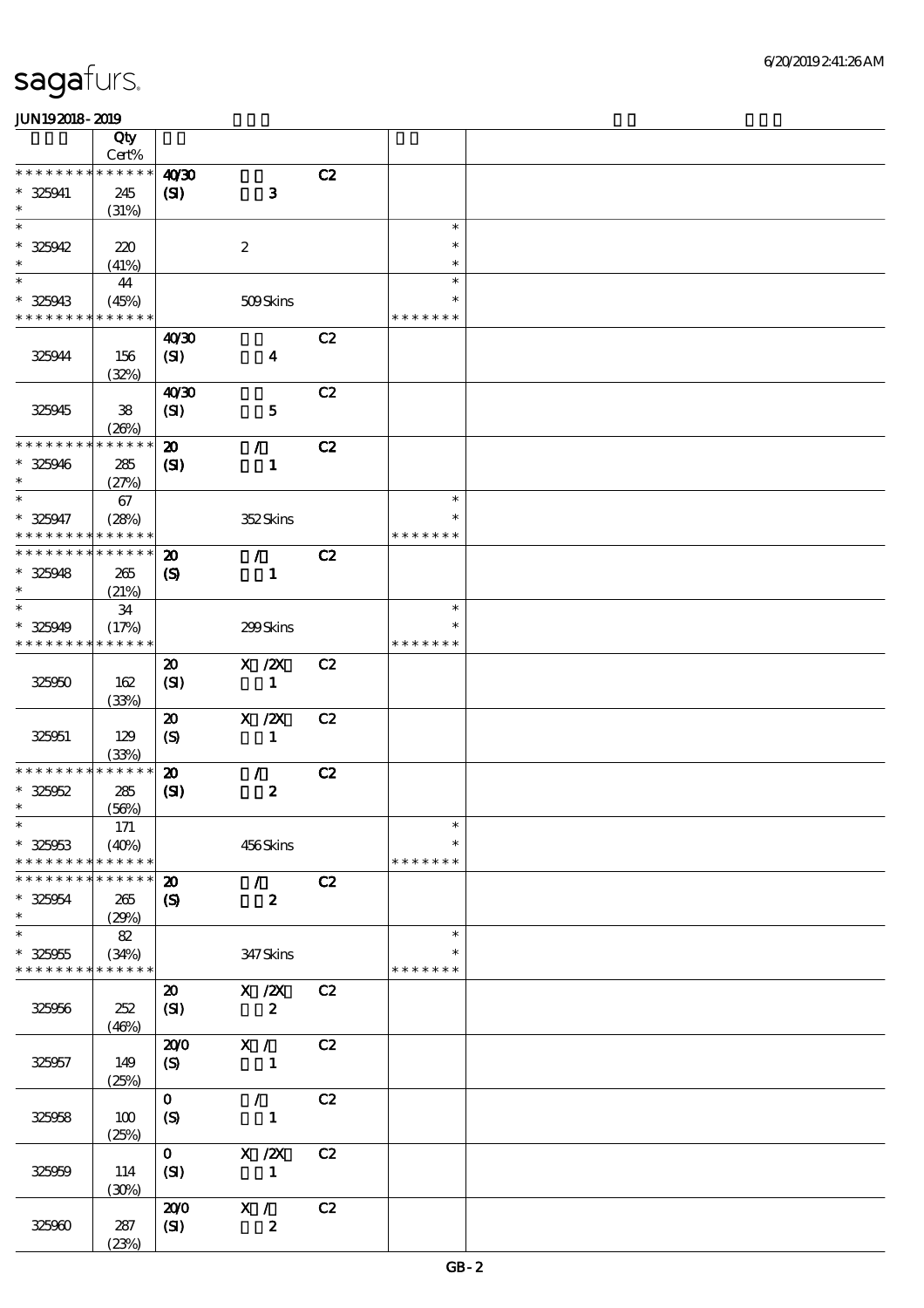# sagafurs.

JUN192018-2019

| | Qty Cert% | | | |
|---|---|---|---|---|
| * * * * * * * * * * * * * * | | 40/30 | C2 | |
| * 325941 | 245 | (SI) 3 | | |
| * | (31%) | | | |
| * | | | | * |
| * 325942 | 220 | 2 | | * |
| * | (41%) | | | * |
| * | 44 | | | * |
| * 325943 | (45%) | 509 Skins | | * |
| * * * * * * * * * * * * * * | | | | * * * * * * * |
| 325944 | 156 (32%) | 40/30 (SI) 4 | C2 | |
| 325945 | 38 (26%) | 40/30 (SI) 5 | C2 | |
| * * * * * * * * * * * * * * | | 20 / | C2 | |
| * 325946 | 285 | (SI) 1 | | |
| * | (27%) | | | |
| * | 67 | | | * |
| * 325947 | (28%) | 352 Skins | | * |
| * * * * * * * * * * * * * * | | | | * * * * * * * |
| * * * * * * * * * * * * * * | | 20 / | C2 | |
| * 325948 | 265 | (S) 1 | | |
| * | (21%) | | | |
| * | 34 | | | * |
| * 325949 | (17%) | 299 Skins | | * |
| * * * * * * * * * * * * * * | | | | * * * * * * * |
| 325950 | 162 (33%) | 20 X /2X (SI) 1 | C2 | |
| 325951 | 129 (33%) | 20 X /2X (S) 1 | C2 | |
| * * * * * * * * * * * * * * | | 20 / | C2 | |
| * 325952 | 285 | (SI) 2 | | |
| * | (56%) | | | |
| * | 171 | | | * |
| * 325953 | (40%) | 456 Skins | | * |
| * * * * * * * * * * * * * * | | | | * * * * * * * |
| * * * * * * * * * * * * * * | | 20 / | C2 | |
| * 325954 | 265 | (S) 2 | | |
| * | (29%) | | | |
| * | 82 | | | * |
| * 325955 | (34%) | 347 Skins | | * |
| * * * * * * * * * * * * * * | | | | * * * * * * * |
| 325956 | 252 (46%) | 20 X /2X (SI) 2 | C2 | |
| 325957 | 149 (25%) | 20/0 X / (S) 1 | C2 | |
| 325958 | 100 (25%) | 0 / (S) 1 | C2 | |
| 325959 | 114 (30%) | 0 X /2X (SI) 1 | C2 | |
| 325960 | 287 (23%) | 20/0 X / (SI) 2 | C2 | |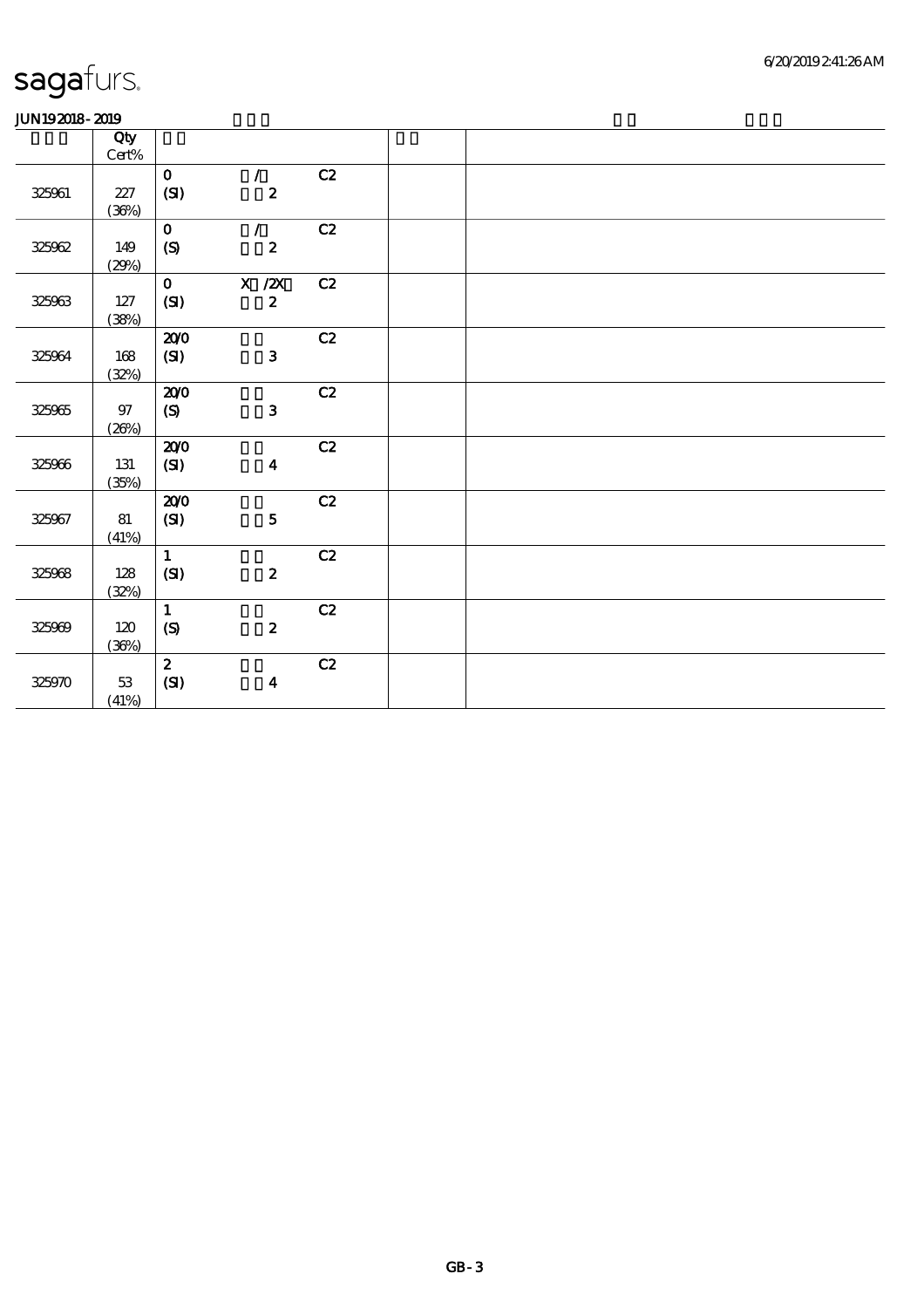sagafurs.

JUN19 2018 - 2019

| | Qty Cert% | | | | | |
|---|---|---|---|---|---|---|
| 325961 | 227 (36%) | 0 (SI) | / 2 | C2 | | |
| 325962 | 149 (29%) | 0 (S) | / 2 | C2 | | |
| 325963 | 127 (38%) | 0 (SI) | X /2X 2 | C2 | | |
| 325964 | 168 (32%) | 20/0 (SI) | 3 | C2 | | |
| 325965 | 97 (26%) | 20/0 (S) | 3 | C2 | | |
| 325966 | 131 (35%) | 20/0 (SI) | 4 | C2 | | |
| 325967 | 81 (41%) | 20/0 (SI) | 5 | C2 | | |
| 325968 | 128 (32%) | 1 (SI) | 2 | C2 | | |
| 325969 | 120 (36%) | 1 (S) | 2 | C2 | | |
| 325970 | 53 (41%) | 2 (SI) | 4 | C2 | | |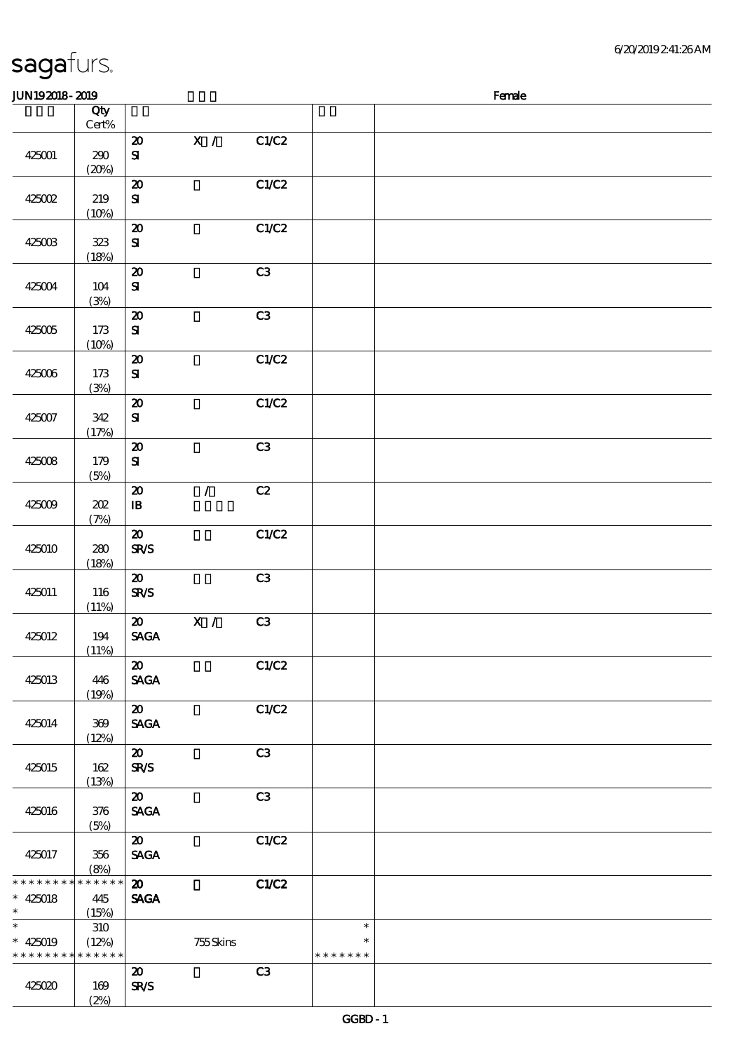**JUN19 2018 - 2019** Female

| | Qty Cert% | | | | | |
|---|---|---|---|---|---|---|
| 425001 | 290 (20%) | 20 SI | X / | C1/C2 | | |
| 425002 | 219 (10%) | 20 SI | | C1/C2 | | |
| 425003 | 323 (18%) | 20 SI | | C1/C2 | | |
| 425004 | 104 (3%) | 20 SI | | C3 | | |
| 425005 | 173 (10%) | 20 SI | | C3 | | |
| 425006 | 173 (3%) | 20 SI | | C1/C2 | | |
| 425007 | 342 (17%) | 20 SI | | C1/C2 | | |
| 425008 | 179 (5%) | 20 SI | | C3 | | |
| 425009 | 202 (7%) | 20 IB | / | C2 | | |
| 425010 | 280 (18%) | 20 SR/S | | C1/C2 | | |
| 425011 | 116 (11%) | 20 SR/S | | C3 | | |
| 425012 | 194 (11%) | 20 SAGA | X / | C3 | | |
| 425013 | 446 (19%) | 20 SAGA | | C1/C2 | | |
| 425014 | 369 (12%) | 20 SAGA | | C1/C2 | | |
| 425015 | 162 (13%) | 20 SR/S | | C3 | | |
| 425016 | 376 (5%) | 20 SAGA | | C3 | | |
| 425017 | 356 (8%) | 20 SAGA | | C1/C2 | | |
| * 425018 | 445 (15%) | 20 SAGA | | C1/C2 | | |
| * 425019 | 310 (12%) | | 755 Skins | | * | |
| 425020 | 169 (2%) | 20 SR/S | | C3 | | |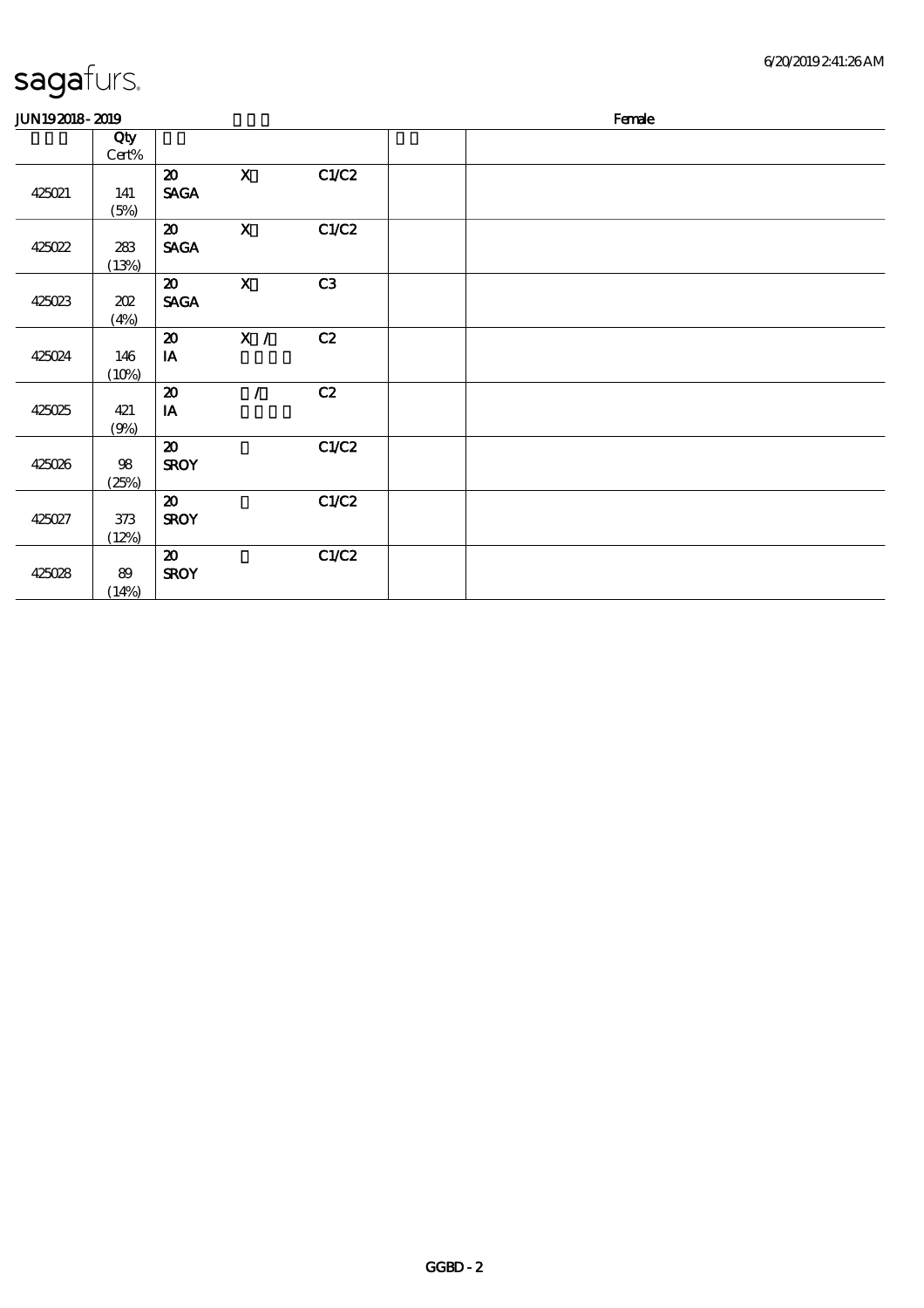sagafurs.

JUN19 2018 - 2019 Female

| | Qty Cert% | | | | | |
|---|---|---|---|---|---|---|
| 425021 | 141 (5%) | 20 SAGA | X | C1/C2 | | |
| 425022 | 283 (13%) | 20 SAGA | X | C1/C2 | | |
| 425023 | 202 (4%) | 20 SAGA | X | C3 | | |
| 425024 | 146 (10%) | 20 IA | X / | C2 | | |
| 425025 | 421 (9%) | 20 IA | / | C2 | | |
| 425026 | 98 (25%) | 20 SROY | | C1/C2 | | |
| 425027 | 373 (12%) | 20 SROY | | C1/C2 | | |
| 425028 | 89 (14%) | 20 SROY | | C1/C2 | | |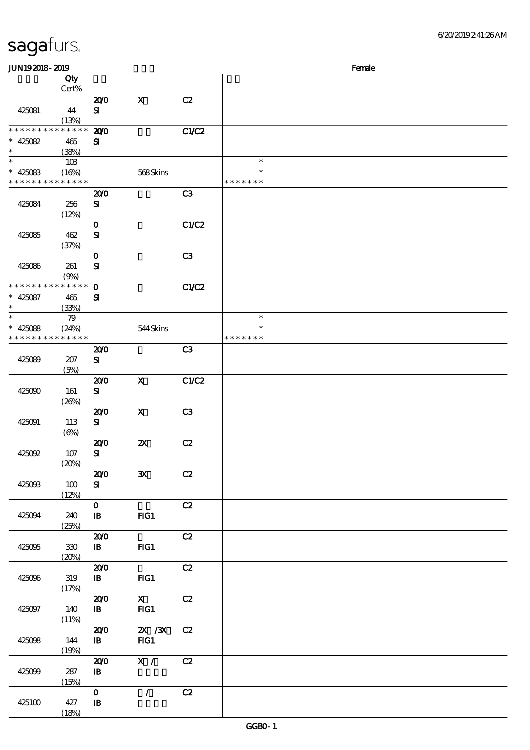sagafurs.

JUN19 2018 - 2019 Female

| | Qty Cert% | | | | | |
|---|---|---|---|---|---|---|
| 425081 | 44 (13%) | 20/0 SI | X | C2 | | |
| * * * * * * * * * * * * * * 425082 * | 465 (38%) | 20/0 SI | | C1/C2 | | |
| * * 425083 * * * * * * * * * * * * * | 103 (16%) | | 568 Skins | | * * * * * * * * * | |
| 425084 | 256 (12%) | 20/0 SI | | C3 | | |
| 425085 | 462 (37%) | 0 SI | | C1/C2 | | |
| 425086 | 261 (9%) | 0 SI | | C3 | | |
| * * * * * * * * * * * * * * 425087 * | 465 (33%) | 0 SI | | C1/C2 | | |
| * * 425088 * * * * * * * * * * * * * | 79 (24%) | | 544 Skins | | * * * * * * * * * | |
| 425089 | 207 (5%) | 20/0 SI | | C3 | | |
| 425090 | 161 (26%) | 20/0 SI | X | C1/C2 | | |
| 425091 | 113 (6%) | 20/0 SI | X | C3 | | |
| 425092 | 107 (20%) | 20/0 SI | 2X | C2 | | |
| 425093 | 100 (12%) | 20/0 SI | 3X | C2 | | |
| 425094 | 240 (25%) | 0 IB | FIG1 | C2 | | |
| 425095 | 330 (20%) | 20/0 IB | FIG1 | C2 | | |
| 425096 | 319 (17%) | 20/0 IB | FIG1 | C2 | | |
| 425097 | 140 (11%) | 20/0 IB | X FIG1 | C2 | | |
| 425098 | 144 (19%) | 20/0 IB | 2X /3X FIG1 | C2 | | |
| 425099 | 287 (15%) | 20/0 IB | X / | C2 | | |
| 425100 | 427 (18%) | 0 IB | / | C2 | | |

GGB0 - 1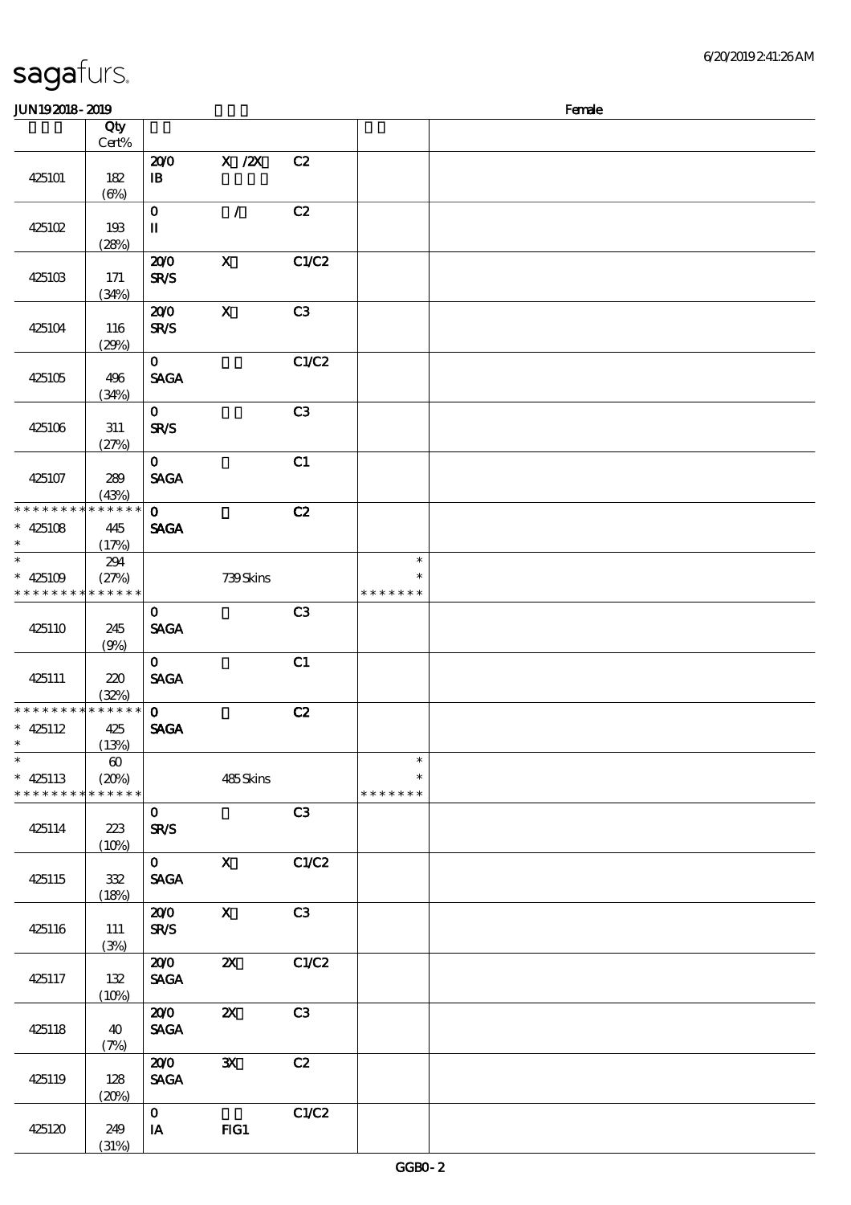# sagafurs.

JUN192018-2019 Female

| | Qty Cert% | | | | | |
|---|---|---|---|---|---|---|
| 425101 | 182 (6%) | 20/0 IB | X /2X | C2 | | |
| 425102 | 193 (28%) | 0 II | / | C2 | | |
| 425103 | 171 (34%) | 20/0 SR/S | X | C1/C2 | | |
| 425104 | 116 (29%) | 20/0 SR/S | X | C3 | | |
| 425105 | 496 (34%) | 0 SAGA | | C1/C2 | | |
| 425106 | 311 (27%) | 0 SR/S | | C3 | | |
| 425107 | 289 (43%) | 0 SAGA | | C1 | | |
| * * * * * * * * * * * * * * * 425108 * | 445 (17%) | 0 SAGA | | C2 | | |
| * * 425109 * * * * * * * * * * * * * * | 294 (27%) | | 739 Skins | | * * * * * * * * * | |
| 425110 | 245 (9%) | 0 SAGA | | C3 | | |
| 425111 | 220 (32%) | 0 SAGA | | C1 | | |
| * * * * * * * * * * * * * * * 425112 * | 425 (13%) | 0 SAGA | | C2 | | |
| * * 425113 * * * * * * * * * * * * * * | 60 (20%) | | 485 Skins | | * * * * * * * * * | |
| 425114 | 223 (10%) | 0 SR/S | | C3 | | |
| 425115 | 332 (18%) | 0 SAGA | X | C1/C2 | | |
| 425116 | 111 (3%) | 20/0 SR/S | X | C3 | | |
| 425117 | 132 (10%) | 20/0 SAGA | 2X | C1/C2 | | |
| 425118 | 40 (7%) | 20/0 SAGA | 2X | C3 | | |
| 425119 | 128 (20%) | 20/0 SAGA | 3X | C2 | | |
| 425120 | 249 (31%) | 0 IA | FIG1 | C1/C2 | | |

GGB0-2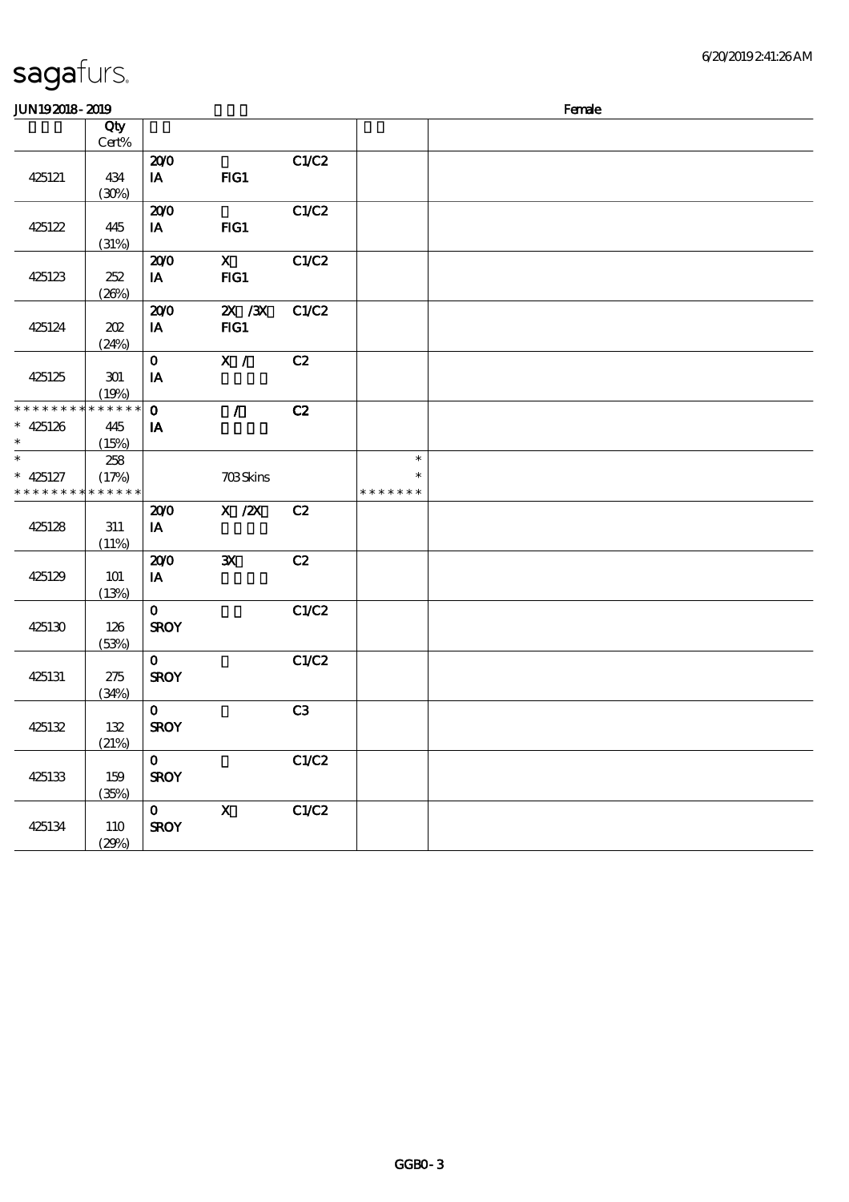sagafurs.

JUN192018-2019 Female

| | Qty<br>Cert% | | | | | |
|---|---|---|---|---|---|---|
| 425121 | 434<br>(30%) | 20/0<br>IA | <br>FIG1 | C1/C2 | | |
| 425122 | 445<br>(31%) | 20/0<br>IA | <br>FIG1 | C1/C2 | | |
| 425123 | 252<br>(26%) | 20/0<br>IA | X<br>FIG1 | C1/C2 | | |
| 425124 | 202<br>(24%) | 20/0<br>IA | 2X /3X<br>FIG1 | C1/C2 | | |
| 425125 | 301<br>(19%) | 0<br>IA | X / | C2 | | |
| * * * * * * * * * * * * * *<br>* 425126<br>* | 445<br>(15%) | 0<br>IA | / | C2 | | |
| *<br>* 425127<br>* * * * * * * * * * * * * * | 258<br>(17%) | | 703 Skins | | *<br>*<br>* * * * * * * | |
| 425128 | 311<br>(11%) | 20/0<br>IA | X /2X | C2 | | |
| 425129 | 101<br>(13%) | 20/0<br>IA | 3X | C2 | | |
| 425130 | 126<br>(53%) | 0<br>SROY | | C1/C2 | | |
| 425131 | 275<br>(34%) | 0<br>SROY | | C1/C2 | | |
| 425132 | 132<br>(21%) | 0<br>SROY | | C3 | | |
| 425133 | 159<br>(35%) | 0<br>SROY | | C1/C2 | | |
| 425134 | 110<br>(29%) | 0<br>SROY | X | C1/C2 | | |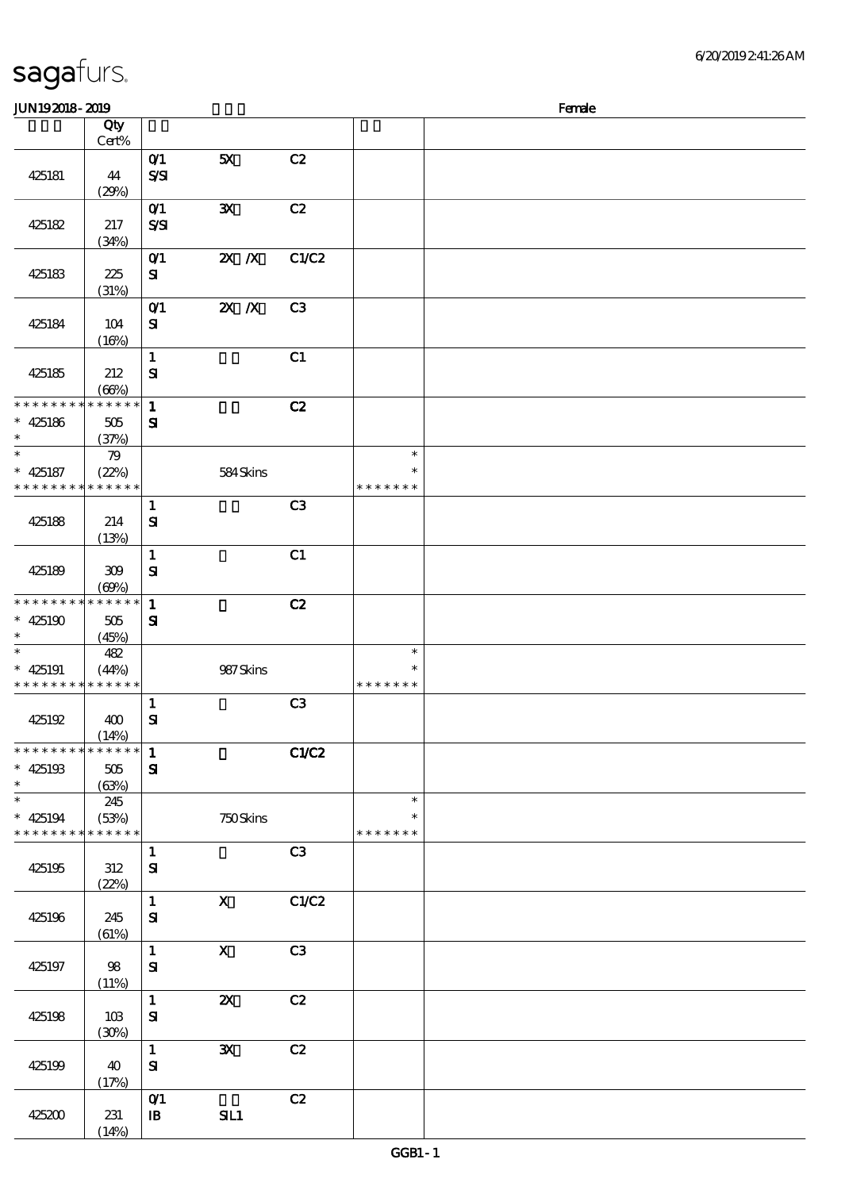# sagafurs.

JUN19 2018 - 2019 Female

| | Qty Cert% | | | | | |
|---|---|---|---|---|---|---|
| 425181 | 44 (29%) | 0/1 S/SI | 5X | C2 | | |
| 425182 | 217 (34%) | 0/1 S/SI | 3X | C2 | | |
| 425183 | 225 (31%) | 0/1 SI | 2X /X | C1/C2 | | |
| 425184 | 104 (16%) | 0/1 SI | 2X /X | C3 | | |
| 425185 | 212 (66%) | 1 SI | | C1 | | |
| * * * * * * * * * * * * * * * 425186 * | 505 (37%) | 1 SI | | C2 | | |
| * * 425187 * * * * * * * * * * * * * * | 79 (22%) | | 584 Skins | | * * * * * * * * * | |
| 425188 | 214 (13%) | 1 SI | | C3 | | |
| 425189 | 309 (69%) | 1 SI | | C1 | | |
| * * * * * * * * * * * * * * * 425190 * | 505 (45%) | 1 SI | | C2 | | |
| * * 425191 * * * * * * * * * * * * * * | 482 (44%) | | 987 Skins | | * * * * * * * * * | |
| 425192 | 400 (14%) | 1 SI | | C3 | | |
| * * * * * * * * * * * * * * * 425193 * | 505 (63%) | 1 SI | | C1/C2 | | |
| * * 425194 * * * * * * * * * * * * * * | 245 (53%) | | 750 Skins | | * * * * * * * * * | |
| 425195 | 312 (22%) | 1 SI | | C3 | | |
| 425196 | 245 (61%) | 1 SI | X | C1/C2 | | |
| 425197 | 98 (11%) | 1 SI | X | C3 | | |
| 425198 | 103 (30%) | 1 SI | 2X | C2 | | |
| 425199 | 40 (17%) | 1 SI | 3X | C2 | | |
| 425200 | 231 (14%) | 0/1 IB | SIL1 | C2 | | |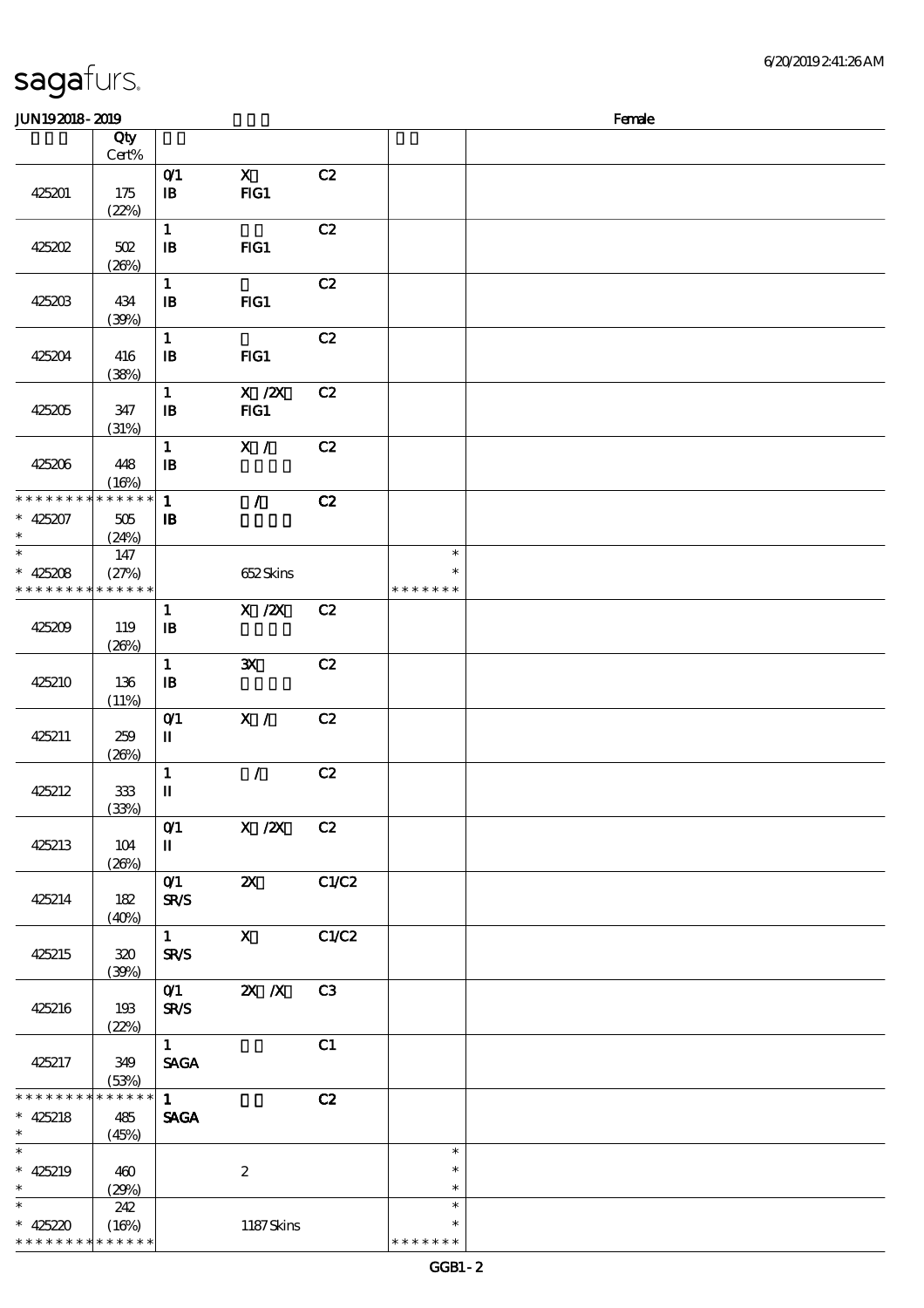sagafurs.

JUN19 2018 - 2019 Female

| | Qty Cert% | | | | | |
|---|---|---|---|---|---|---|
| 425201 | 175 (22%) | 0/1 IB | X FIG1 | C2 | | |
| 425202 | 502 (26%) | 1 IB | FIG1 | C2 | | |
| 425203 | 434 (39%) | 1 IB | FIG1 | C2 | | |
| 425204 | 416 (38%) | 1 IB | FIG1 | C2 | | |
| 425205 | 347 (31%) | 1 IB | X /2X FIG1 | C2 | | |
| 425206 | 448 (16%) | 1 IB | X / | C2 | | |
| * * * * * * * * * * * * * * 425207 * | 505 (24%) | 1 IB | / | C2 | | |
| * * 425208 * * * * * * * * * * * * * | 147 (27%) | | 652 Skins | | * * * * * * * * * | |
| 425209 | 119 (26%) | 1 IB | X /2X | C2 | | |
| 425210 | 136 (11%) | 1 IB | 3X | C2 | | |
| 425211 | 259 (26%) | 0/1 II | X / | C2 | | |
| 425212 | 333 (33%) | 1 II | / | C2 | | |
| 425213 | 104 (26%) | 0/1 II | X /2X | C2 | | |
| 425214 | 182 (40%) | 0/1 SR/S | 2X | C1/C2 | | |
| 425215 | 320 (39%) | 1 SR/S | X | C1/C2 | | |
| 425216 | 193 (22%) | 0/1 SR/S | 2X /X | C3 | | |
| 425217 | 349 (53%) | 1 SAGA | | C1 | | |
| * * * * * * * * * * * * * * 425218 * | 485 (45%) | 1 SAGA | | C2 | | |
| * * 425219 * | 460 (29%) | | 2 | | * * * | |
| * * 425220 * * * * * * * * * * * * * | 242 (16%) | | 1187 Skins | | * * * * * * * * * | |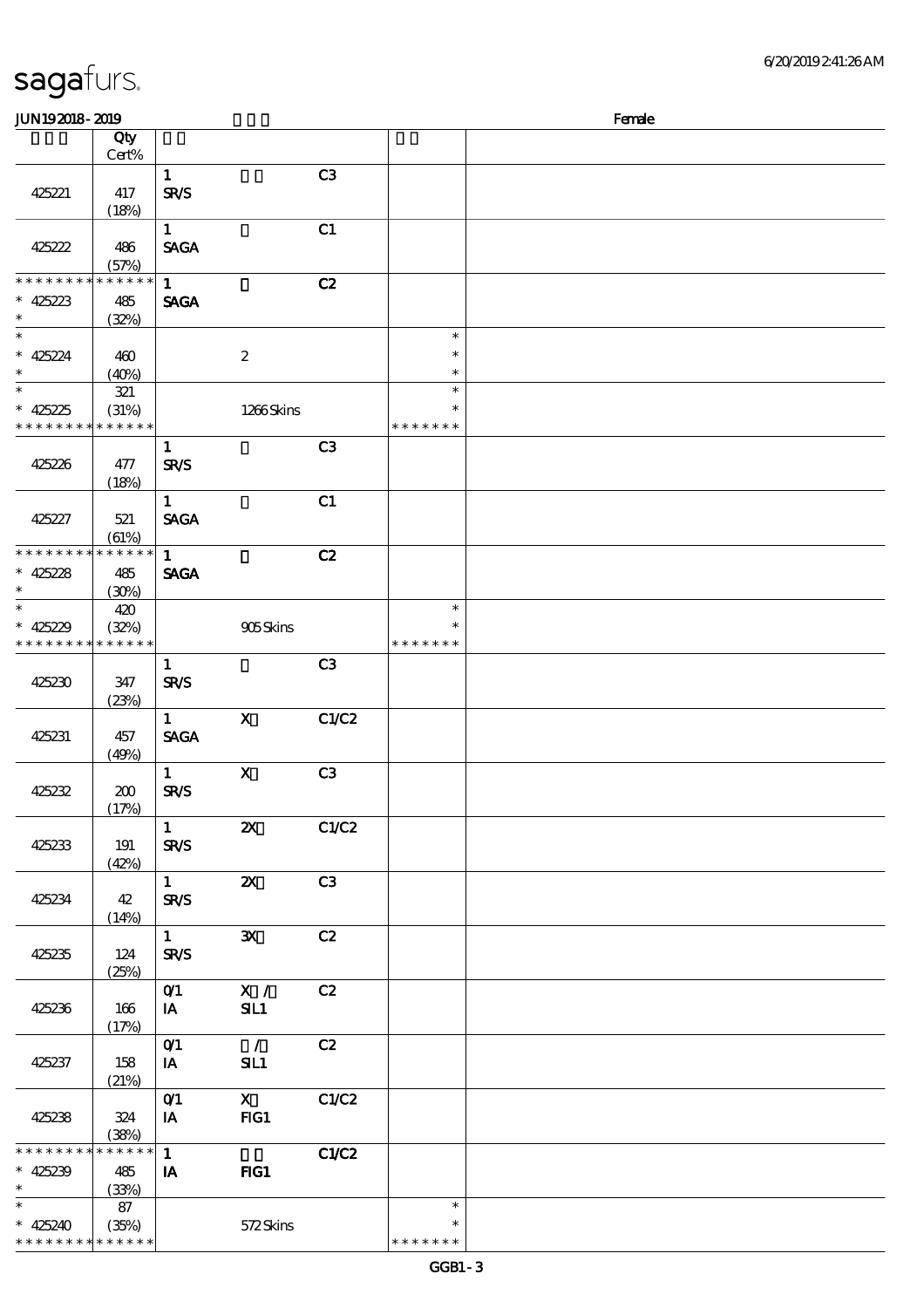# sagafurs.

JUN19 2018 - 2019 Female

| | Qty Cert% | | | | | |
|---|---|---|---|---|---|---|
| 425221 | 417 (18%) | 1 SR/S | | C3 | | |
| 425222 | 486 (57%) | 1 SAGA | | C1 | | |
| * * * * * * * * * * * * * * * 425223 * | 485 (32%) | 1 SAGA | | C2 | | |
| * * 425224 * | 460 (40%) | | 2 | | * * * | |
| * * 425225 * * * * * * * * * * * * * * | 321 (31%) | | 1266 Skins | | * * * * * * * * * | |
| 425226 | 477 (18%) | 1 SR/S | | C3 | | |
| 425227 | 521 (61%) | 1 SAGA | | C1 | | |
| * * * * * * * * * * * * * * * 425228 * | 485 (30%) | 1 SAGA | | C2 | | |
| * * 425229 * * * * * * * * * * * * * * | 420 (32%) | | 905 Skins | | * * * * * * * * | |
| 425230 | 347 (23%) | 1 SR/S | | C3 | | |
| 425231 | 457 (49%) | 1 SAGA | X | C1/C2 | | |
| 425232 | 200 (17%) | 1 SR/S | X | C3 | | |
| 425233 | 191 (42%) | 1 SR/S | 2X | C1/C2 | | |
| 425234 | 42 (14%) | 1 SR/S | 2X | C3 | | |
| 425235 | 124 (25%) | 1 SR/S | 3X | C2 | | |
| 425236 | 166 (17%) | 0/1 IA | X / SIL1 | C2 | | |
| 425237 | 158 (21%) | 0/1 IA | / SIL1 | C2 | | |
| 425238 | 324 (38%) | 0/1 IA | X FIG1 | C1/C2 | | |
| * * * * * * * * * * * * * * * 425239 * | 485 (33%) | 1 IA | FIG1 | C1/C2 | | |
| * * 425240 * * * * * * * * * * * * * * | 87 (35%) | | 572 Skins | | * * * * * * * * | |

GGB1 - 3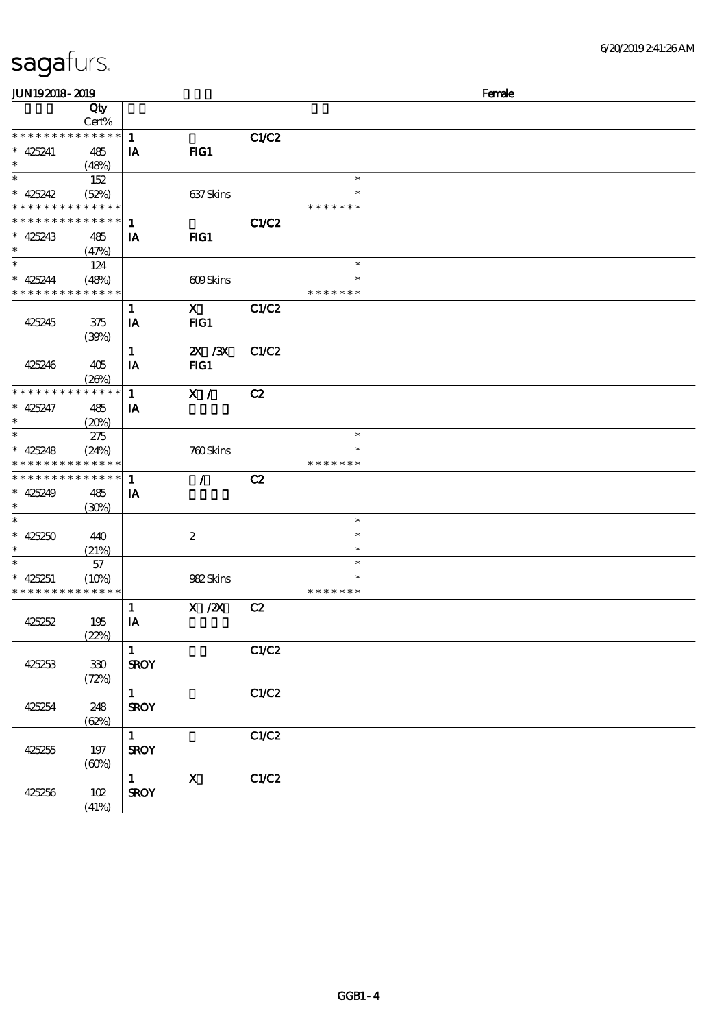# sagafurs.

JUN19 2018 - 2019 　　　　　　　　　　　　　　　　Female

| | Qty Cert% | | | | | |
|---|---|---|---|---|---|---|
| * * * * * * * * * * * * * * | | 1 | | C1/C2 | | |
| * 425241 | 485 | IA | FIG1 | | | |
| * | (48%) | | | | | |
| * | 152 | | | | * | |
| * 425242 | (52%) | | 637 Skins | | * | |
| * * * * * * * * * * * * * * | | | | | * * * * * * * | |
| * * * * * * * * * * * * * * | | 1 | | C1/C2 | | |
| * 425243 | 485 | IA | FIG1 | | | |
| * | (47%) | | | | | |
| * | 124 | | | | * | |
| * 425244 | (48%) | | 609 Skins | | * | |
| * * * * * * * * * * * * * * | | | | | * * * * * * * | |
| 425245 | 375 (39%) | 1 IA | X FIG1 | C1/C2 | | |
| 425246 | 405 (26%) | 1 IA | 2X /3X FIG1 | C1/C2 | | |
| * * * * * * * * * * * * * * | | 1 | X / | C2 | | |
| * 425247 | 485 | IA | | | | |
| * | (20%) | | | | | |
| * | 275 | | | | * | |
| * 425248 | (24%) | | 760 Skins | | * | |
| * * * * * * * * * * * * * * | | | | | * * * * * * * | |
| * * * * * * * * * * * * * * | | 1 | / | C2 | | |
| * 425249 | 485 | IA | | | | |
| * | (30%) | | | | | |
| * | | | | | * | |
| * 425250 | 440 | | 2 | | * | |
| * | (21%) | | | | * | |
| * | 57 | | | | * | |
| * 425251 | (10%) | | 982 Skins | | * | |
| * * * * * * * * * * * * * * | | | | | * * * * * * * | |
| 425252 | 195 (22%) | 1 IA | X /2X | C2 | | |
| 425253 | 330 (72%) | 1 SROY | | C1/C2 | | |
| 425254 | 248 (62%) | 1 SROY | | C1/C2 | | |
| 425255 | 197 (60%) | 1 SROY | | C1/C2 | | |
| 425256 | 102 (41%) | 1 SROY | X | C1/C2 | | |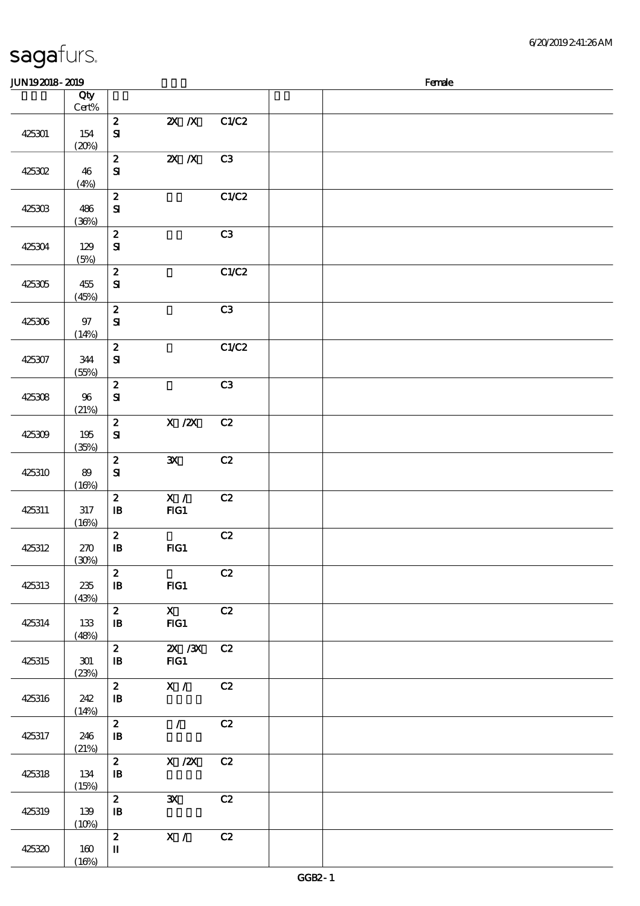sagafurs.

JUN19 2018 - 2019 | | Female

| | Qty Cert% | | | | | |
|---|---|---|---|---|---|---|
| 425301 | 154 (20%) | 2 SI | 2X /X | C1/C2 | | |
| 425302 | 46 (4%) | 2 SI | 2X /X | C3 | | |
| 425303 | 486 (36%) | 2 SI | | C1/C2 | | |
| 425304 | 129 (5%) | 2 SI | | C3 | | |
| 425305 | 455 (45%) | 2 SI | | C1/C2 | | |
| 425306 | 97 (14%) | 2 SI | | C3 | | |
| 425307 | 344 (55%) | 2 SI | | C1/C2 | | |
| 425308 | 96 (21%) | 2 SI | | C3 | | |
| 425309 | 195 (35%) | 2 SI | X /2X | C2 | | |
| 425310 | 89 (16%) | 2 SI | 3X | C2 | | |
| 425311 | 317 (16%) | 2 IB | X / FIG1 | C2 | | |
| 425312 | 270 (30%) | 2 IB | FIG1 | C2 | | |
| 425313 | 235 (43%) | 2 IB | FIG1 | C2 | | |
| 425314 | 133 (48%) | 2 IB | X FIG1 | C2 | | |
| 425315 | 301 (23%) | 2 IB | 2X /3X FIG1 | C2 | | |
| 425316 | 242 (14%) | 2 IB | X / | C2 | | |
| 425317 | 246 (21%) | 2 IB | / | C2 | | |
| 425318 | 134 (15%) | 2 IB | X /2X | C2 | | |
| 425319 | 139 (10%) | 2 IB | 3X | C2 | | |
| 425320 | 160 (16%) | 2 II | X / | C2 | | |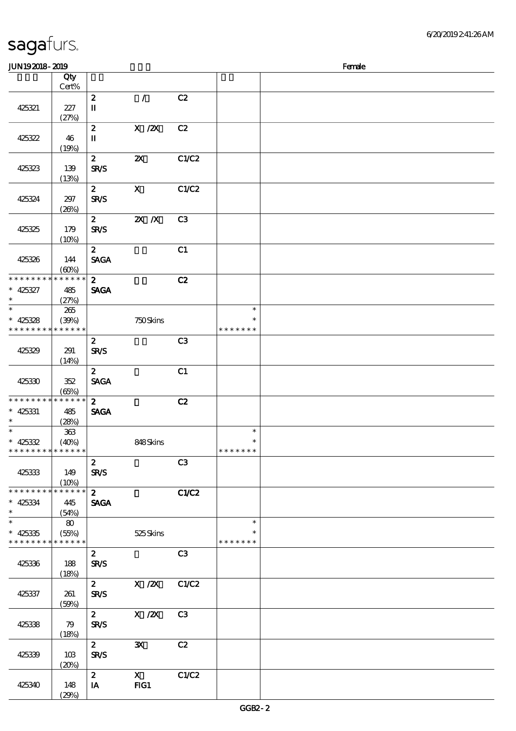# sagafurs.

6/20/2019 2:41:26 AM

JUN19 2018 - 2019 &nbsp;&nbsp;&nbsp;&nbsp; Female

| | Qty Cert% | | | | | |
|---|---|---|---|---|---|---|
| 425321 | 227 (27%) | 2 II | / | C2 | | |
| 425322 | 46 (19%) | 2 II | X /2X | C2 | | |
| 425323 | 139 (13%) | 2 SR/S | 2X | C1/C2 | | |
| 425324 | 297 (26%) | 2 SR/S | X | C1/C2 | | |
| 425325 | 179 (10%) | 2 SR/S | 2X /X | C3 | | |
| 425326 | 144 (60%) | 2 SAGA | | C1 | | |
| * * * * * * * * * * * * * * 425327 * | 485 (27%) | 2 SAGA | | C2 | | |
| * * 425328 * * * * * * * * * * * * * | 265 (39%) | | 750 Skins | | * * * * * * * * * | |
| 425329 | 291 (14%) | 2 SR/S | | C3 | | |
| 425330 | 352 (65%) | 2 SAGA | | C1 | | |
| * * * * * * * * * * * * * * 425331 * | 485 (28%) | 2 SAGA | | C2 | | |
| * * 425332 * * * * * * * * * * * * * | 363 (40%) | | 848 Skins | | * * * * * * * * * | |
| 425333 | 149 (10%) | 2 SR/S | | C3 | | |
| * * * * * * * * * * * * * * 425334 * | 445 (54%) | 2 SAGA | | C1/C2 | | |
| * * 425335 * * * * * * * * * * * * * | 80 (55%) | | 525 Skins | | * * * * * * * * * | |
| 425336 | 188 (18%) | 2 SR/S | | C3 | | |
| 425337 | 261 (59%) | 2 SR/S | X /2X | C1/C2 | | |
| 425338 | 79 (18%) | 2 SR/S | X /2X | C3 | | |
| 425339 | 103 (20%) | 2 SR/S | 3X | C2 | | |
| 425340 | 148 (29%) | 2 IA | X FIG1 | C1/C2 | | |

GGB2 - 2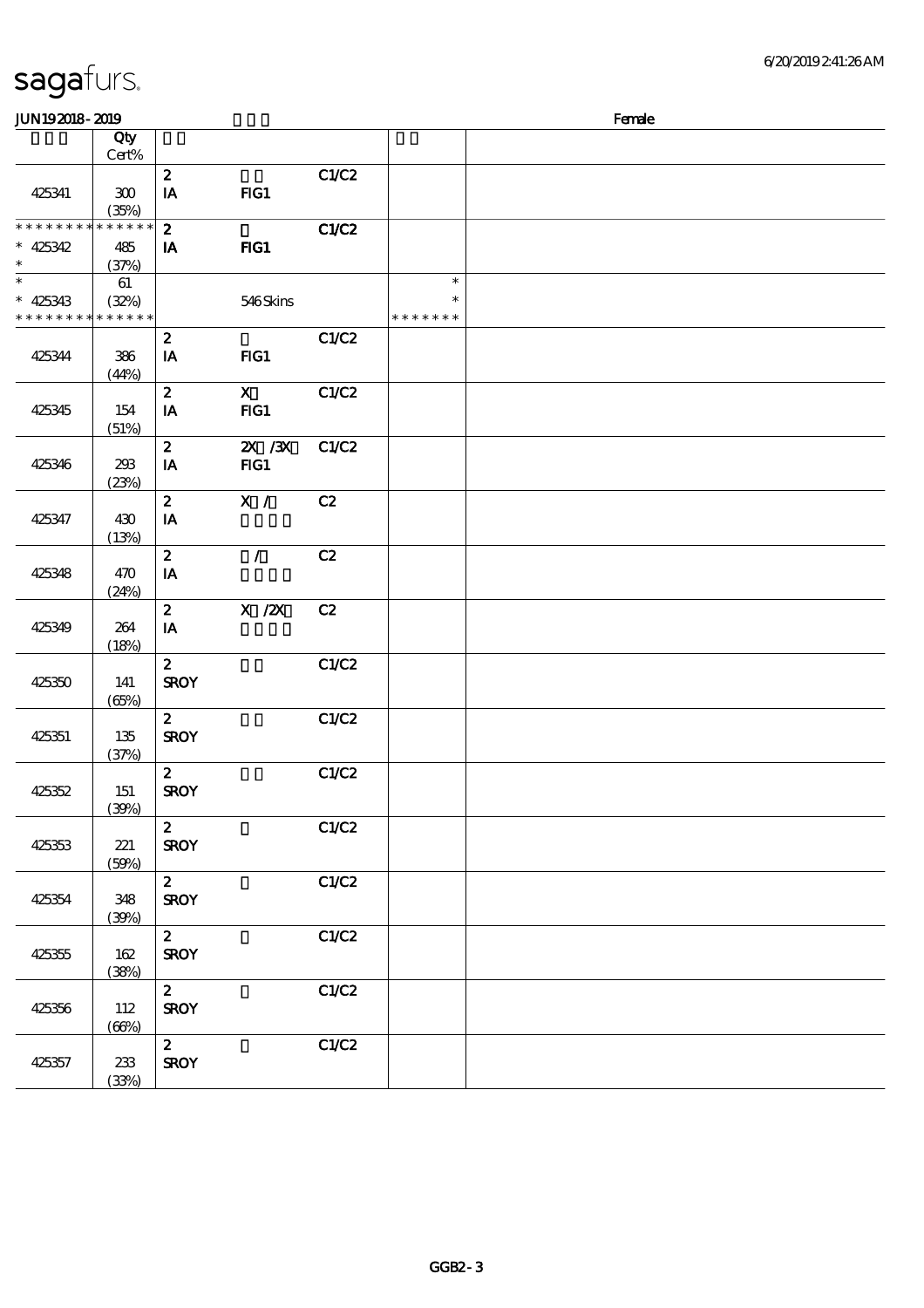# sagafurs.

JUN192018 - 2019 Female

| | Qty Cert% | | | | | |
|---|---|---|---|---|---|---|
| 425341 | 300 (35%) | 2 IA | FIG1 | C1/C2 | | |
| ************** * 425342 * | 485 (37%) | 2 IA | FIG1 | C1/C2 | | |
| * * 425343 ************** | 61 (32%) | | 546 Skins | | * * ******* | |
| 425344 | 386 (44%) | 2 IA | FIG1 | C1/C2 | | |
| 425345 | 154 (51%) | 2 IA | X FIG1 | C1/C2 | | |
| 425346 | 293 (23%) | 2 IA | 2X /3X FIG1 | C1/C2 | | |
| 425347 | 430 (13%) | 2 IA | X / | C2 | | |
| 425348 | 470 (24%) | 2 IA | / | C2 | | |
| 425349 | 264 (18%) | 2 IA | X /2X | C2 | | |
| 425350 | 141 (65%) | 2 SROY | | C1/C2 | | |
| 425351 | 135 (37%) | 2 SROY | | C1/C2 | | |
| 425352 | 151 (39%) | 2 SROY | | C1/C2 | | |
| 425353 | 221 (59%) | 2 SROY | | C1/C2 | | |
| 425354 | 348 (39%) | 2 SROY | | C1/C2 | | |
| 425355 | 162 (38%) | 2 SROY | | C1/C2 | | |
| 425356 | 112 (66%) | 2 SROY | | C1/C2 | | |
| 425357 | 233 (33%) | 2 SROY | | C1/C2 | | |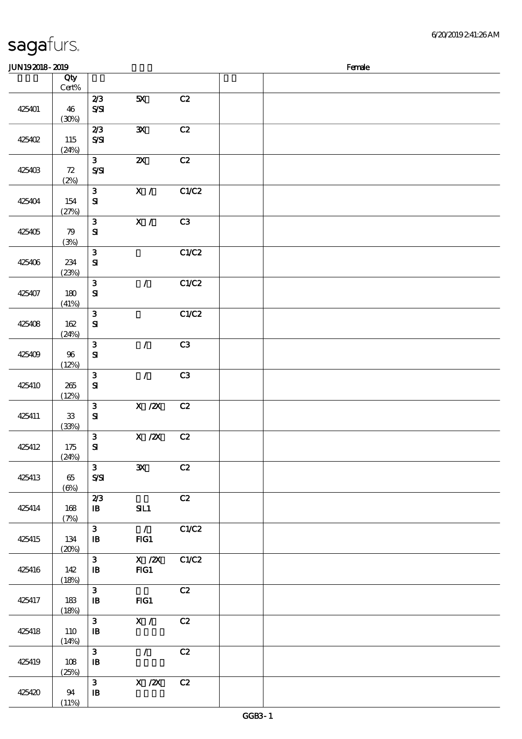# sagafurs.

JUN192018-2019 Female

| | Qty Cert% | | | | | |
|---|---|---|---|---|---|---|
| 425401 | 46 (30%) | 2/3 S/SI | 5X | C2 | | |
| 425402 | 115 (24%) | 2/3 S/SI | 3X | C2 | | |
| 425403 | 72 (2%) | 3 S/SI | 2X | C2 | | |
| 425404 | 154 (27%) | 3 SI | X / | C1/C2 | | |
| 425405 | 79 (3%) | 3 SI | X / | C3 | | |
| 425406 | 234 (23%) | 3 SI | | C1/C2 | | |
| 425407 | 180 (41%) | 3 SI | / | C1/C2 | | |
| 425408 | 162 (24%) | 3 SI | | C1/C2 | | |
| 425409 | 96 (12%) | 3 SI | / | C3 | | |
| 425410 | 265 (12%) | 3 SI | / | C3 | | |
| 425411 | 33 (33%) | 3 SI | X /2X | C2 | | |
| 425412 | 175 (24%) | 3 SI | X /2X | C2 | | |
| 425413 | 65 (6%) | 3 S/SI | 3X | C2 | | |
| 425414 | 168 (7%) | 2/3 IB | SIL1 | C2 | | |
| 425415 | 134 (20%) | 3 IB | / FIG1 | C1/C2 | | |
| 425416 | 142 (18%) | 3 IB | X /2X FIG1 | C1/C2 | | |
| 425417 | 183 (18%) | 3 IB | FIG1 | C2 | | |
| 425418 | 110 (14%) | 3 IB | X / | C2 | | |
| 425419 | 108 (25%) | 3 IB | / | C2 | | |
| 425420 | 94 (11%) | 3 IB | X /2X | C2 | | |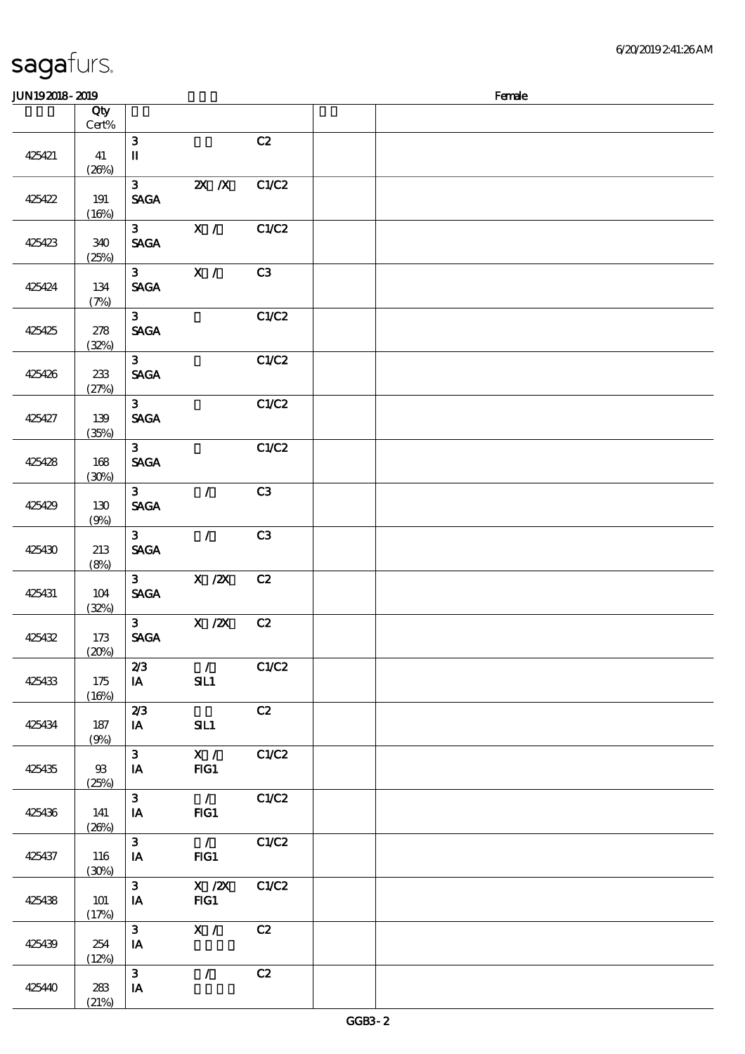**JUN19 2018 - 2019** Female

| | Qty Cert% | | | | | |
|---|---|---|---|---|---|---|
| 425421 | 41 (26%) | 3 II | | C2 | | |
| 425422 | 191 (16%) | 3 SAGA | 2X /X | C1/C2 | | |
| 425423 | 340 (25%) | 3 SAGA | X / | C1/C2 | | |
| 425424 | 134 (7%) | 3 SAGA | X / | C3 | | |
| 425425 | 278 (32%) | 3 SAGA | | C1/C2 | | |
| 425426 | 233 (27%) | 3 SAGA | | C1/C2 | | |
| 425427 | 139 (35%) | 3 SAGA | | C1/C2 | | |
| 425428 | 168 (30%) | 3 SAGA | | C1/C2 | | |
| 425429 | 130 (9%) | 3 SAGA | / | C3 | | |
| 425430 | 213 (8%) | 3 SAGA | / | C3 | | |
| 425431 | 104 (32%) | 3 SAGA | X /2X | C2 | | |
| 425432 | 173 (20%) | 3 SAGA | X /2X | C2 | | |
| 425433 | 175 (16%) | 2/3 IA | / SIL1 | C1/C2 | | |
| 425434 | 187 (9%) | 2/3 IA | SIL1 | C2 | | |
| 425435 | 93 (25%) | 3 IA | X / FIG1 | C1/C2 | | |
| 425436 | 141 (26%) | 3 IA | / FIG1 | C1/C2 | | |
| 425437 | 116 (30%) | 3 IA | / FIG1 | C1/C2 | | |
| 425438 | 101 (17%) | 3 IA | X /2X FIG1 | C1/C2 | | |
| 425439 | 254 (12%) | 3 IA | X / | C2 | | |
| 425440 | 283 (21%) | 3 IA | / | C2 | | |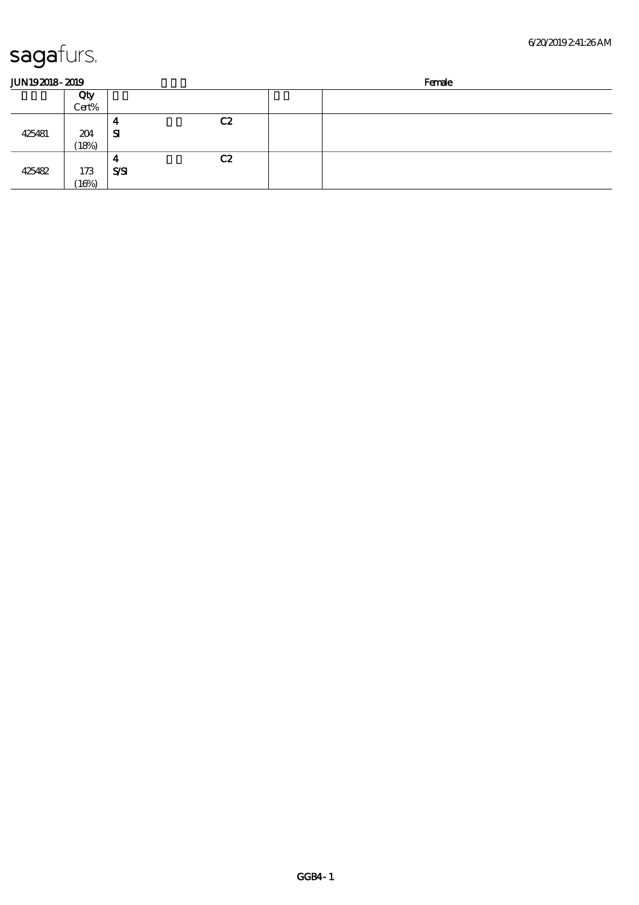**JUN19 2018 - 2019** **Female**

| | Qty Cert% | | | | | |
|---|---|---|---|---|---|---|
| 425481 | 204 (18%) | 4 SI | | C2 | | |
| 425482 | 173 (16%) | 4 S/SI | | C2 | | |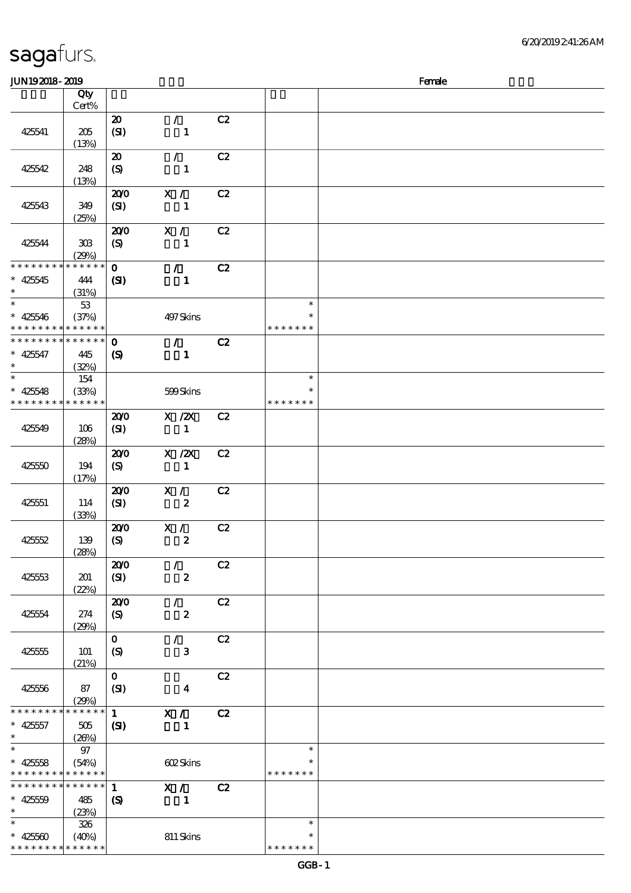# sagafurs.

6/20/2019 2:41:26 AM

JUN19 2018 - 2019 Female

| | Qty Cert% | | | | | |
|---|---|---|---|---|---|---|
| 425541 | 205 (13%) | 20 (SI) | / 1 | C2 | | |
| 425542 | 248 (13%) | 20 (S) | / 1 | C2 | | |
| 425543 | 349 (25%) | 20/0 (SI) | X / 1 | C2 | | |
| 425544 | 303 (29%) | 20/0 (S) | X / 1 | C2 | | |
| * * * * * * * * * * * * * * * 425545 * | 444 (31%) | 0 (SI) | / 1 | C2 | | |
| * * 425546 * * * * * * * * * * * * * * | 53 (37%) | | 497 Skins | | * * * * * * * * * | |
| * * * * * * * * * * * * * * * 425547 * | 445 (32%) | 0 (S) | / 1 | C2 | | |
| * * 425548 * * * * * * * * * * * * * * | 154 (33%) | | 599 Skins | | * * * * * * * * * | |
| 425549 | 106 (28%) | 20/0 (SI) | X /2X 1 | C2 | | |
| 425550 | 194 (17%) | 20/0 (S) | X /2X 1 | C2 | | |
| 425551 | 114 (33%) | 20/0 (SI) | X / 2 | C2 | | |
| 425552 | 139 (28%) | 20/0 (S) | X / 2 | C2 | | |
| 425553 | 201 (22%) | 20/0 (SI) | / 2 | C2 | | |
| 425554 | 274 (29%) | 20/0 (S) | / 2 | C2 | | |
| 425555 | 101 (21%) | 0 (S) | / 3 | C2 | | |
| 425556 | 87 (29%) | 0 (SI) | 4 | C2 | | |
| * * * * * * * * * * * * * * * 425557 * | 505 (26%) | 1 (SI) | X / 1 | C2 | | |
| * * 425558 * * * * * * * * * * * * * * | 97 (54%) | | 602 Skins | | * * * * * * * * * | |
| * * * * * * * * * * * * * * * 425559 * | 485 (23%) | 1 (S) | X / 1 | C2 | | |
| * * 425560 * * * * * * * * * * * * * * | 326 (40%) | | 811 Skins | | * * * * * * * * * | |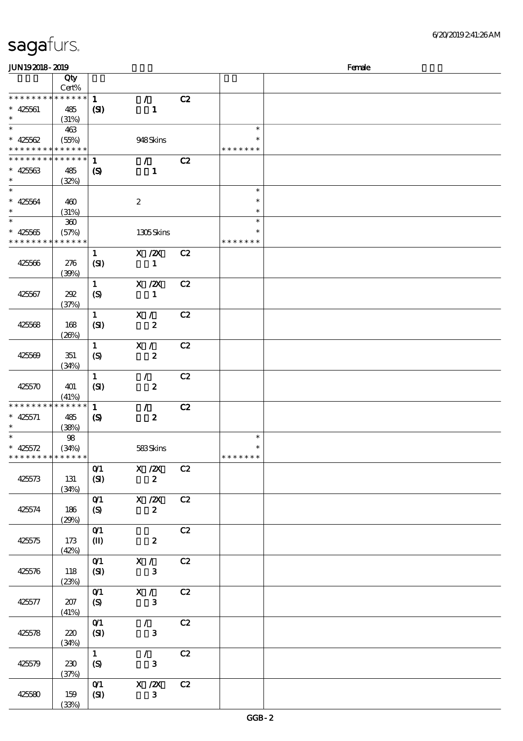| | Qty Cert% | | | | | |
|---|---|---|---|---|---|---|
| * * * * * * * * * * * * * * | | 1 | / | C2 | | |
| * 425561 | 485 | (SI) | 1 | | | |
| * | (31%) | | | | | |
| * | 463 | | | | * | |
| * 425562 | (55%) | | 948 Skins | | * | |
| * * * * * * * * * * * * * * | | | | | * * * * * * * | |
| * * * * * * * * * * * * * * | | 1 | / | C2 | | |
| * 425563 | 485 | (S) | 1 | | | |
| * | (32%) | | | | | |
| * | | | | | * | |
| * 425564 | 460 | | 2 | | * | |
| * | (31%) | | | | * | |
| * | 360 | | | | * | |
| * 425565 | (57%) | | 1305 Skins | | * | |
| * * * * * * * * * * * * * * | | | | | * * * * * * * | |
| 425566 | 276 (39%) | 1 (SI) | X /2X 1 | C2 | | |
| 425567 | 292 (37%) | 1 (S) | X /2X 1 | C2 | | |
| 425568 | 168 (26%) | 1 (SI) | X / 2 | C2 | | |
| 425569 | 351 (34%) | 1 (S) | X / 2 | C2 | | |
| 425570 | 401 (41%) | 1 (SI) | / 2 | C2 | | |
| * * * * * * * * * * * * * * | | 1 | / | C2 | | |
| * 425571 | 485 | (S) | 2 | | | |
| * | (38%) | | | | | |
| * | 98 | | | | * | |
| * 425572 | (34%) | | 583 Skins | | * | |
| * * * * * * * * * * * * * * | | | | | * * * * * * * | |
| 425573 | 131 (34%) | 0/1 (SI) | X /2X 2 | C2 | | |
| 425574 | 186 (29%) | 0/1 (S) | X /2X 2 | C2 | | |
| 425575 | 173 (42%) | 0/1 (II) | 2 | C2 | | |
| 425576 | 118 (23%) | 0/1 (SI) | X / 3 | C2 | | |
| 425577 | 207 (41%) | 0/1 (S) | X / 3 | C2 | | |
| 425578 | 220 (34%) | 0/1 (SI) | / 3 | C2 | | |
| 425579 | 230 (37%) | 1 (S) | / 3 | C2 | | |
| 425580 | 159 (33%) | 0/1 (SI) | X /2X 3 | C2 | | |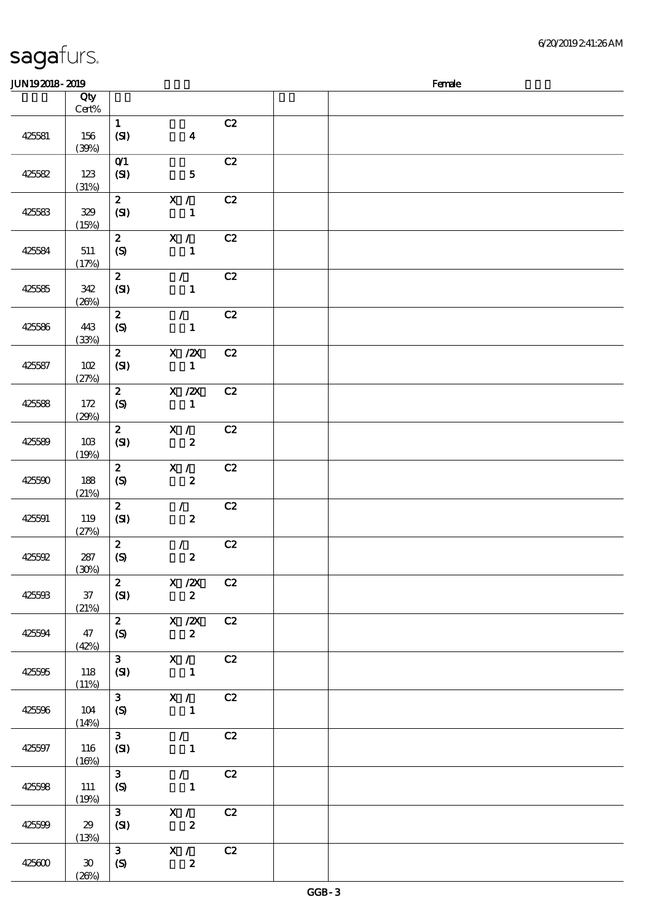JUN19 2018 - 2019 Female

| | Qty Cert% | | | |
|---|---|---|---|---|
| 425581 | 156 (39%) | 1 (SI) 4 C2 | | |
| 425582 | 123 (31%) | 0/1 (SI) 5 C2 | | |
| 425583 | 329 (15%) | 2 X / (SI) 1 C2 | | |
| 425584 | 511 (17%) | 2 X / (S) 1 C2 | | |
| 425585 | 342 (26%) | 2 / (SI) 1 C2 | | |
| 425586 | 443 (33%) | 2 / (S) 1 C2 | | |
| 425587 | 102 (27%) | 2 X /2X (SI) 1 C2 | | |
| 425588 | 172 (29%) | 2 X /2X (S) 1 C2 | | |
| 425589 | 103 (19%) | 2 X / (SI) 2 C2 | | |
| 425590 | 188 (21%) | 2 X / (S) 2 C2 | | |
| 425591 | 119 (27%) | 2 / (SI) 2 C2 | | |
| 425592 | 287 (30%) | 2 / (S) 2 C2 | | |
| 425593 | 37 (21%) | 2 X /2X (SI) 2 C2 | | |
| 425594 | 47 (42%) | 2 X /2X (S) 2 C2 | | |
| 425595 | 118 (11%) | 3 X / (SI) 1 C2 | | |
| 425596 | 104 (14%) | 3 X / (S) 1 C2 | | |
| 425597 | 116 (16%) | 3 / (SI) 1 C2 | | |
| 425598 | 111 (19%) | 3 / (S) 1 C2 | | |
| 425599 | 29 (13%) | 3 X / (SI) 2 C2 | | |
| 425600 | 30 (26%) | 3 X / (S) 2 C2 | | |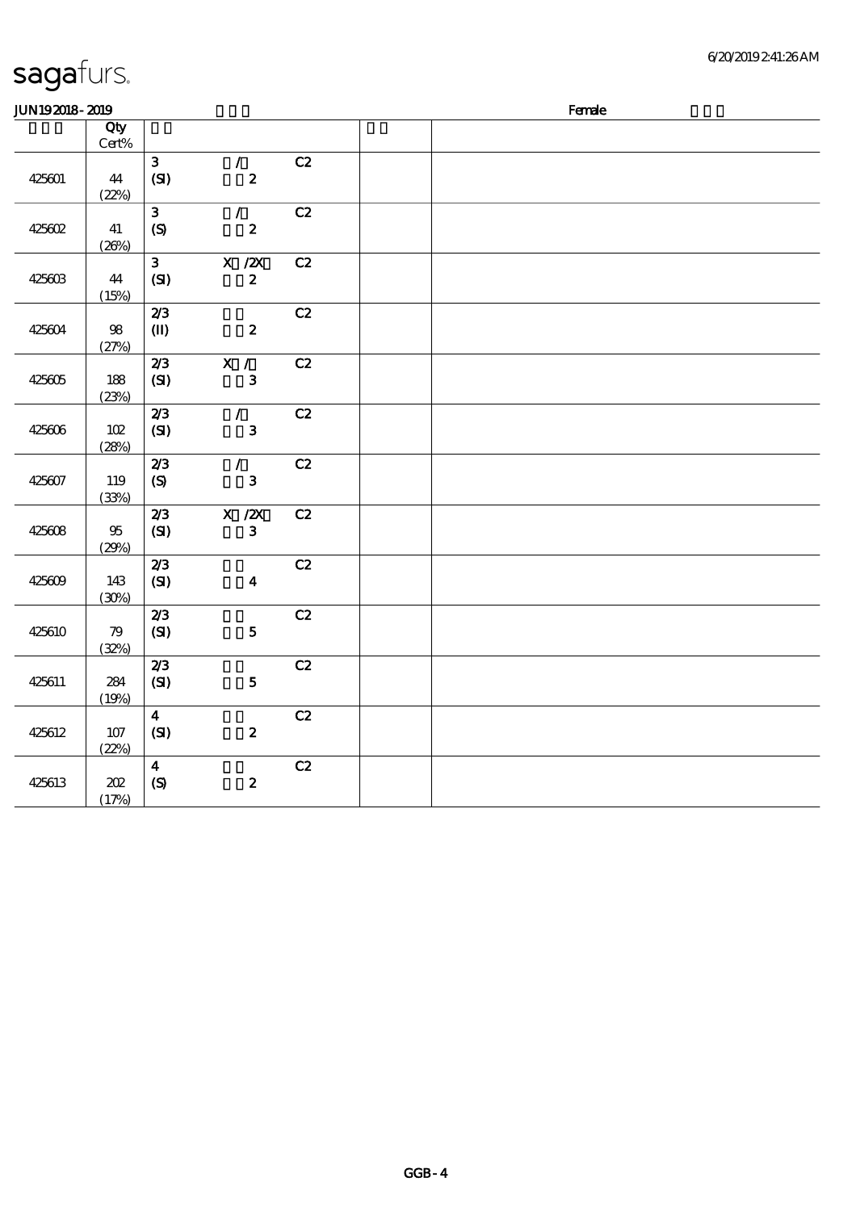sagafurs.

JUN19 2018 - 2019 Female

| | Qty Cert% | | | | | |
|---|---|---|---|---|---|---|
| 425601 | 44 (22%) | 3 (SI) | / 2 | C2 | | |
| 425602 | 41 (26%) | 3 (S) | / 2 | C2 | | |
| 425603 | 44 (15%) | 3 (SI) | X /2X 2 | C2 | | |
| 425604 | 98 (27%) | 2/3 (II) | 2 | C2 | | |
| 425605 | 188 (23%) | 2/3 (SI) | X / 3 | C2 | | |
| 425606 | 102 (28%) | 2/3 (SI) | / 3 | C2 | | |
| 425607 | 119 (33%) | 2/3 (S) | / 3 | C2 | | |
| 425608 | 95 (29%) | 2/3 (SI) | X /2X 3 | C2 | | |
| 425609 | 143 (30%) | 2/3 (SI) | 4 | C2 | | |
| 425610 | 79 (32%) | 2/3 (SI) | 5 | C2 | | |
| 425611 | 284 (19%) | 2/3 (SI) | 5 | C2 | | |
| 425612 | 107 (22%) | 4 (SI) | 2 | C2 | | |
| 425613 | 202 (17%) | 4 (S) | 2 | C2 | | |